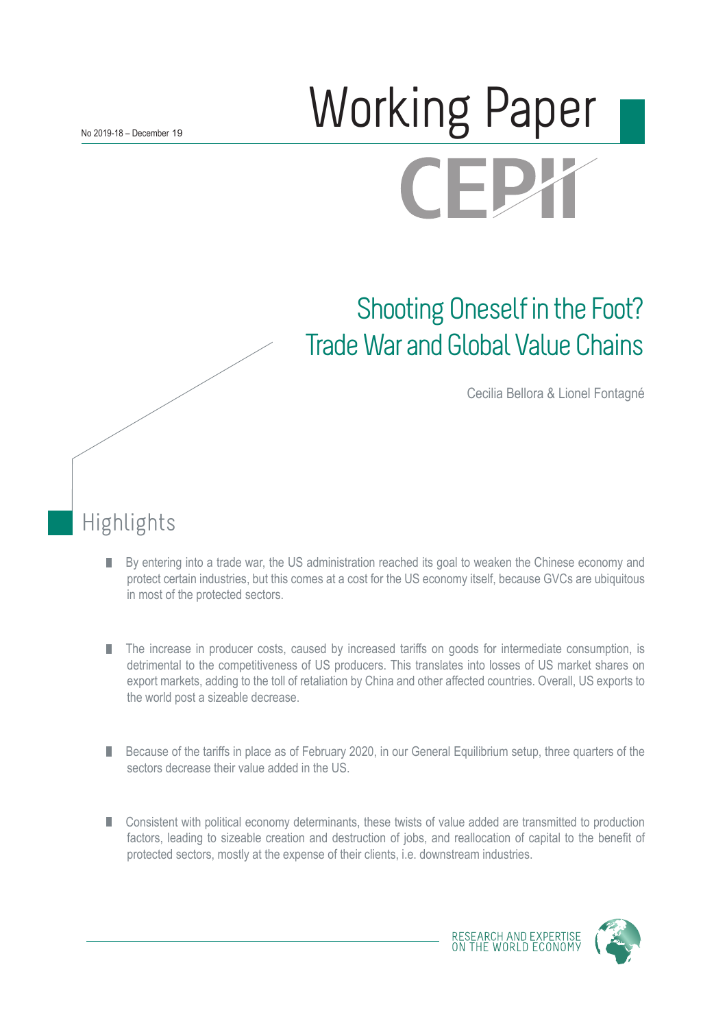Working Paper

No 2019-18 – December 19

CEPII

# Shooting Oneself in the Foot? Trade War and Global Value Chains

Cecilia Bellora & Lionel Fontagné

## Highlights

- By entering into a trade war, the US administration reached its goal to weaken the Chinese economy and protect certain industries, but this comes at a cost for the US economy itself, because GVCs are ubiquitous in most of the protected sectors.

- The increase in producer costs, caused by increased tariffs on goods for intermediate consumption, is detrimental to the competitiveness of US producers. This translates into losses of US market shares on export markets, adding to the toll of retaliation by China and other affected countries. Overall, US exports to the world post a sizeable decrease.

- Because of the tariffs in place as of February 2020, in our General Equilibrium setup, three quarters of the sectors decrease their value added in the US.

- Consistent with political economy determinants, these twists of value added are transmitted to production factors, leading to sizeable creation and destruction of jobs, and reallocation of capital to the benefit of protected sectors, mostly at the expense of their clients, i.e. downstream industries.

RESEARCH AND EXPERTISE ON THE WORLD ECONOMY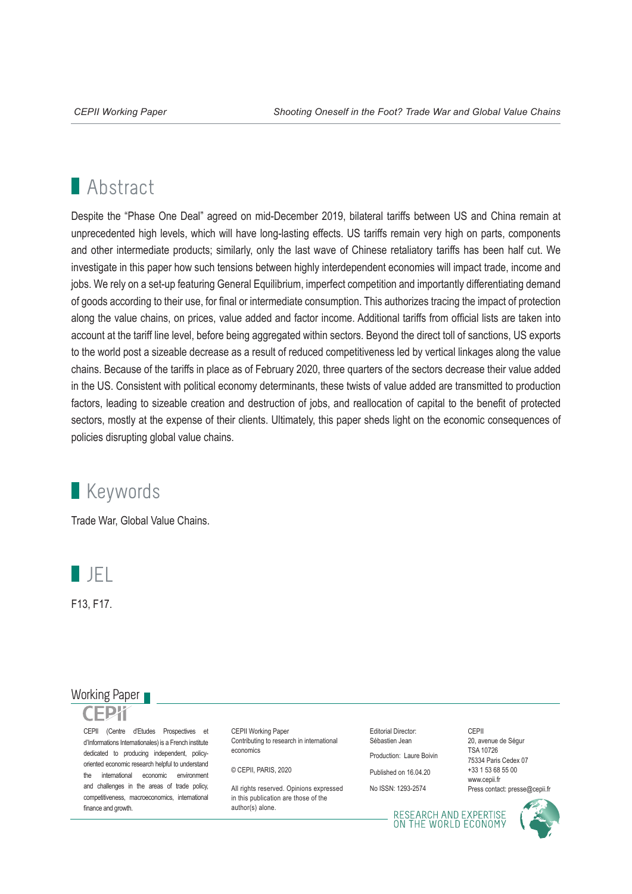# Abstract

Despite the “Phase One Deal” agreed on mid-December 2019, bilateral tariffs between US and China remain at unprecedented high levels, which will have long-lasting effects. US tariffs remain very high on parts, components and other intermediate products; similarly, only the last wave of Chinese retaliatory tariffs has been half cut. We investigate in this paper how such tensions between highly interdependent economies will impact trade, income and jobs. We rely on a set-up featuring General Equilibrium, imperfect competition and importantly differentiating demand of goods according to their use, for final or intermediate consumption. This authorizes tracing the impact of protection along the value chains, on prices, value added and factor income. Additional tariffs from official lists are taken into account at the tariff line level, before being aggregated within sectors. Beyond the direct toll of sanctions, US exports to the world post a sizeable decrease as a result of reduced competitiveness led by vertical linkages along the value chains. Because of the tariffs in place as of February 2020, three quarters of the sectors decrease their value added in the US. Consistent with political economy determinants, these twists of value added are transmitted to production factors, leading to sizeable creation and destruction of jobs, and reallocation of capital to the benefit of protected sectors, mostly at the expense of their clients. Ultimately, this paper sheds light on the economic consequences of policies disrupting global value chains.

# Keywords

Trade War, Global Value Chains.

# JEL

F13, F17.

Working Paper

CEPII

CEPII (Centre d'Etudes Prospectives et d'Informations Internationales) is a French institute dedicated to producing independent, policy-oriented economic research helpful to understand the international economic environment and challenges in the areas of trade policy, competitiveness, macroeconomics, international finance and growth.

CEPII Working Paper
Contributing to research in international economics

© CEPII, PARIS, 2020

All rights reserved. Opinions expressed in this publication are those of the author(s) alone.

Editorial Director: Sébastien Jean

Production: Laure Boivin

Published on 16.04.20

No ISSN: 1293-2574

CEPII
20, avenue de Ségur
TSA 10726
75334 Paris Cedex 07
+33 1 53 68 55 00
www.cepii.fr
Press contact: presse@cepii.fr

RESEARCH AND EXPERTISE ON THE WORLD ECONOMY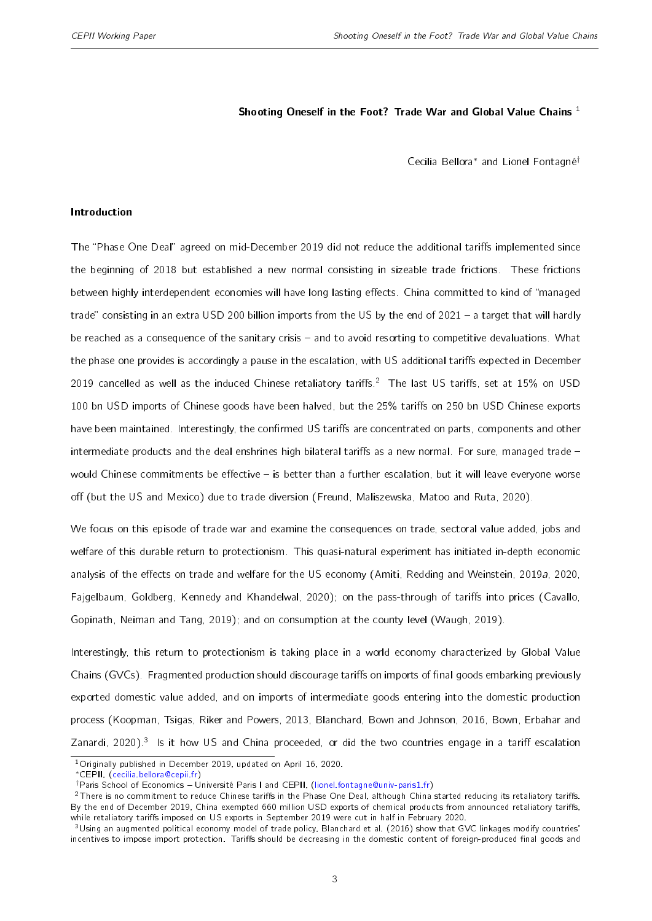**Shooting Oneself in the Foot? Trade War and Global Value Chains** [1]

Cecilia Bellora* and Lionel Fontagné†

**Introduction**

The "Phase One Deal" agreed on mid-December 2019 did not reduce the additional tariffs implemented since the beginning of 2018 but established a new normal consisting in sizeable trade frictions. These frictions between highly interdependent economies will have long lasting effects. China committed to kind of "managed trade" consisting in an extra USD 200 billion imports from the US by the end of 2021 – a target that will hardly be reached as a consequence of the sanitary crisis – and to avoid resorting to competitive devaluations. What the phase one provides is accordingly a pause in the escalation, with US additional tariffs expected in December 2019 cancelled as well as the induced Chinese retaliatory tariffs.[2] The last US tariffs, set at 15% on USD 100 bn USD imports of Chinese goods have been halved, but the 25% tariffs on 250 bn USD Chinese exports have been maintained. Interestingly, the confirmed US tariffs are concentrated on parts, components and other intermediate products and the deal enshrines high bilateral tariffs as a new normal. For sure, managed trade – would Chinese commitments be effective – is better than a further escalation, but it will leave everyone worse off (but the US and Mexico) due to trade diversion (Freund, Maliszewska, Matoo and Ruta, 2020).

We focus on this episode of trade war and examine the consequences on trade, sectoral value added, jobs and welfare of this durable return to protectionism. This quasi-natural experiment has initiated in-depth economic analysis of the effects on trade and welfare for the US economy (Amiti, Redding and Weinstein, 2019*a*, 2020, Fajgelbaum, Goldberg, Kennedy and Khandelwal, 2020); on the pass-through of tariffs into prices (Cavallo, Gopinath, Neiman and Tang, 2019); and on consumption at the county level (Waugh, 2019).

Interestingly, this return to protectionism is taking place in a world economy characterized by Global Value Chains (GVCs). Fragmented production should discourage tariffs on imports of final goods embarking previously exported domestic value added, and on imports of intermediate goods entering into the domestic production process (Koopman, Tsigas, Riker and Powers, 2013, Blanchard, Bown and Johnson, 2016, Bown, Erbahar and Zanardi, 2020).[3] Is it how US and China proceeded, or did the two countries engage in a tariff escalation

[1] Originally published in December 2019, updated on April 16, 2020.

* CEPII, (cecilia.bellora@cepii.fr)

† Paris School of Economics – Université Paris I and CEPII, (lionel.fontagne@univ-paris1.fr)

[2] There is no commitment to reduce Chinese tariffs in the Phase One Deal, although China started reducing its retaliatory tariffs. By the end of December 2019, China exempted 660 million USD exports of chemical products from announced retaliatory tariffs, while retaliatory tariffs imposed on US exports in September 2019 were cut in half in February 2020.

[3] Using an augmented political economy model of trade policy, Blanchard et al. (2016) show that GVC linkages modify countries' incentives to impose import protection. Tariffs should be decreasing in the domestic content of foreign-produced final goods and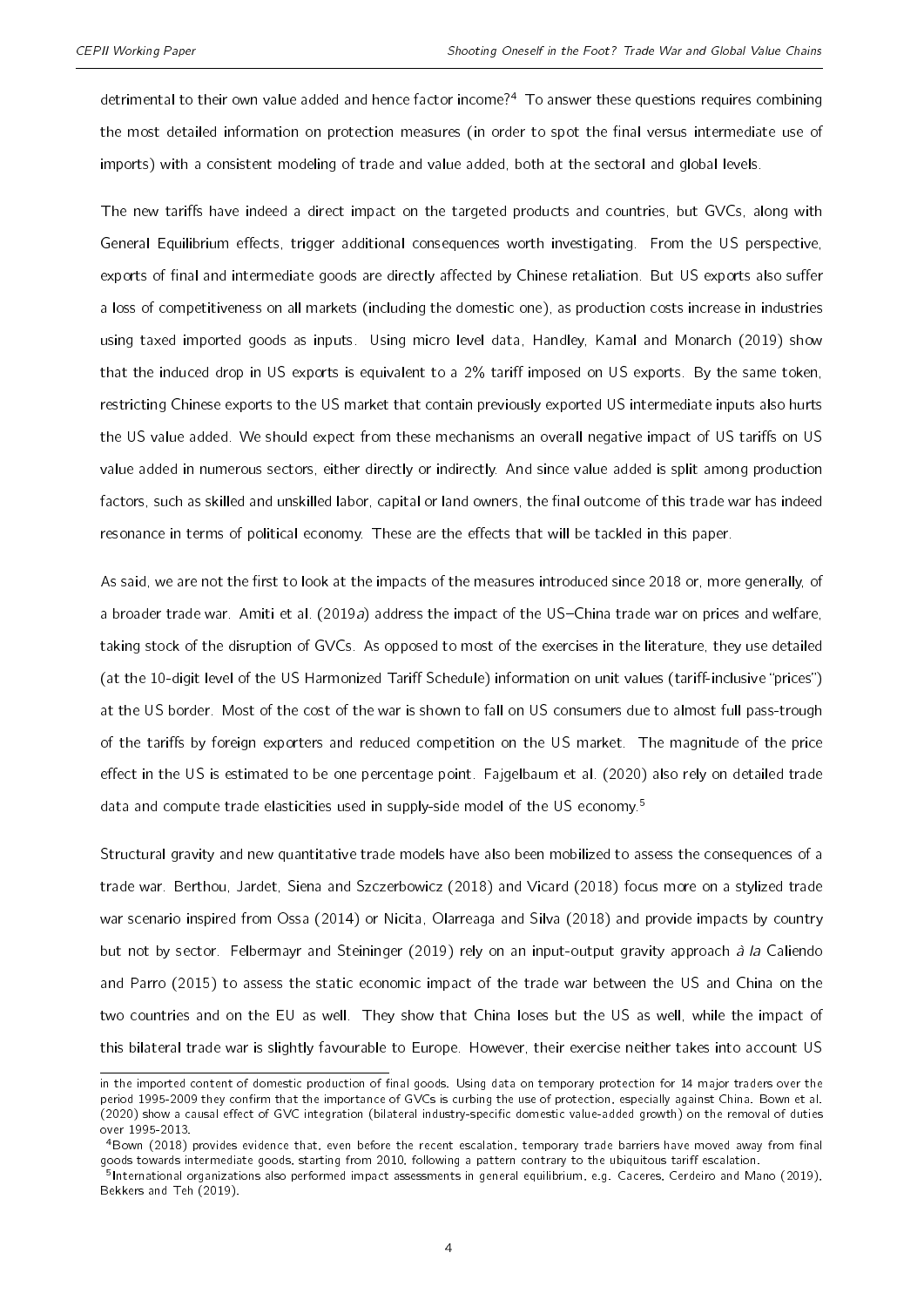detrimental to their own value added and hence factor income?[4] To answer these questions requires combining the most detailed information on protection measures (in order to spot the final versus intermediate use of imports) with a consistent modeling of trade and value added, both at the sectoral and global levels.

The new tariffs have indeed a direct impact on the targeted products and countries, but GVCs, along with General Equilibrium effects, trigger additional consequences worth investigating. From the US perspective, exports of final and intermediate goods are directly affected by Chinese retaliation. But US exports also suffer a loss of competitiveness on all markets (including the domestic one), as production costs increase in industries using taxed imported goods as inputs. Using micro level data, Handley, Kamal and Monarch (2019) show that the induced drop in US exports is equivalent to a 2% tariff imposed on US exports. By the same token, restricting Chinese exports to the US market that contain previously exported US intermediate inputs also hurts the US value added. We should expect from these mechanisms an overall negative impact of US tariffs on US value added in numerous sectors, either directly or indirectly. And since value added is split among production factors, such as skilled and unskilled labor, capital or land owners, the final outcome of this trade war has indeed resonance in terms of political economy. These are the effects that will be tackled in this paper.

As said, we are not the first to look at the impacts of the measures introduced since 2018 or, more generally, of a broader trade war. Amiti et al. (2019*a*) address the impact of the US–China trade war on prices and welfare, taking stock of the disruption of GVCs. As opposed to most of the exercises in the literature, they use detailed (at the 10-digit level of the US Harmonized Tariff Schedule) information on unit values (tariff-inclusive "prices") at the US border. Most of the cost of the war is shown to fall on US consumers due to almost full pass-trough of the tariffs by foreign exporters and reduced competition on the US market. The magnitude of the price effect in the US is estimated to be one percentage point. Fajgelbaum et al. (2020) also rely on detailed trade data and compute trade elasticities used in supply-side model of the US economy.[5]

Structural gravity and new quantitative trade models have also been mobilized to assess the consequences of a trade war. Berthou, Jardet, Siena and Szczerbowicz (2018) and Vicard (2018) focus more on a stylized trade war scenario inspired from Ossa (2014) or Nicita, Olarreaga and Silva (2018) and provide impacts by country but not by sector. Felbermayr and Steininger (2019) rely on an input-output gravity approach *à la* Caliendo and Parro (2015) to assess the static economic impact of the trade war between the US and China on the two countries and on the EU as well. They show that China loses but the US as well, while the impact of this bilateral trade war is slightly favourable to Europe. However, their exercise neither takes into account US

---

in the imported content of domestic production of final goods. Using data on temporary protection for 14 major traders over the period 1995-2009 they confirm that the importance of GVCs is curbing the use of protection, especially against China. Bown et al. (2020) show a causal effect of GVC integration (bilateral industry-specific domestic value-added growth) on the removal of duties over 1995-2013.

[4] Bown (2018) provides evidence that, even before the recent escalation, temporary trade barriers have moved away from final goods towards intermediate goods, starting from 2010, following a pattern contrary to the ubiquitous tariff escalation.

[5] International organizations also performed impact assessments in general equilibrium, e.g. Caceres, Cerdeiro and Mano (2019), Bekkers and Teh (2019).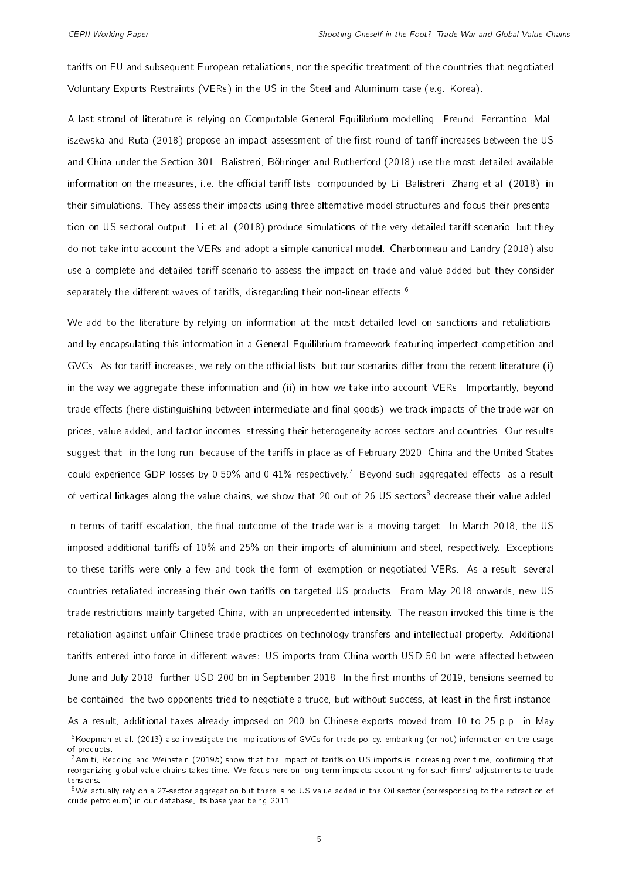tariffs on EU and subsequent European retaliations, nor the specific treatment of the countries that negotiated Voluntary Exports Restraints (VERs) in the US in the Steel and Aluminum case (e.g. Korea).

A last strand of literature is relying on Computable General Equilibrium modelling. Freund, Ferrantino, Maliszewska and Ruta (2018) propose an impact assessment of the first round of tariff increases between the US and China under the Section 301. Balistreri, Böhringer and Rutherford (2018) use the most detailed available information on the measures, i.e. the official tariff lists, compounded by Li, Balistreri, Zhang et al. (2018), in their simulations. They assess their impacts using three alternative model structures and focus their presentation on US sectoral output. Li et al. (2018) produce simulations of the very detailed tariff scenario, but they do not take into account the VERs and adopt a simple canonical model. Charbonneau and Landry (2018) also use a complete and detailed tariff scenario to assess the impact on trade and value added but they consider separately the different waves of tariffs, disregarding their non-linear effects.[6]

We add to the literature by relying on information at the most detailed level on sanctions and retaliations, and by encapsulating this information in a General Equilibrium framework featuring imperfect competition and GVCs. As for tariff increases, we rely on the official lists, but our scenarios differ from the recent literature (i) in the way we aggregate these information and (ii) in how we take into account VERs. Importantly, beyond trade effects (here distinguishing between intermediate and final goods), we track impacts of the trade war on prices, value added, and factor incomes, stressing their heterogeneity across sectors and countries. Our results suggest that, in the long run, because of the tariffs in place as of February 2020, China and the United States could experience GDP losses by 0.59% and 0.41% respectively.[7] Beyond such aggregated effects, as a result of vertical linkages along the value chains, we show that 20 out of 26 US sectors[8] decrease their value added.

In terms of tariff escalation, the final outcome of the trade war is a moving target. In March 2018, the US imposed additional tariffs of 10% and 25% on their imports of aluminium and steel, respectively. Exceptions to these tariffs were only a few and took the form of exemption or negotiated VERs. As a result, several countries retaliated increasing their own tariffs on targeted US products. From May 2018 onwards, new US trade restrictions mainly targeted China, with an unprecedented intensity. The reason invoked this time is the retaliation against unfair Chinese trade practices on technology transfers and intellectual property. Additional tariffs entered into force in different waves: US imports from China worth USD 50 bn were affected between June and July 2018, further USD 200 bn in September 2018. In the first months of 2019, tensions seemed to be contained; the two opponents tried to negotiate a truce, but without success, at least in the first instance. As a result, additional taxes already imposed on 200 bn Chinese exports moved from 10 to 25 p.p. in May

[6] Koopman et al. (2013) also investigate the implications of GVCs for trade policy, embarking (or not) information on the usage of products.

[7] Amiti, Redding and Weinstein (2019*b*) show that the impact of tariffs on US imports is increasing over time, confirming that reorganizing global value chains takes time. We focus here on long term impacts accounting for such firms' adjustments to trade tensions.

[8] We actually rely on a 27-sector aggregation but there is no US value added in the Oil sector (corresponding to the extraction of crude petroleum) in our database, its base year being 2011.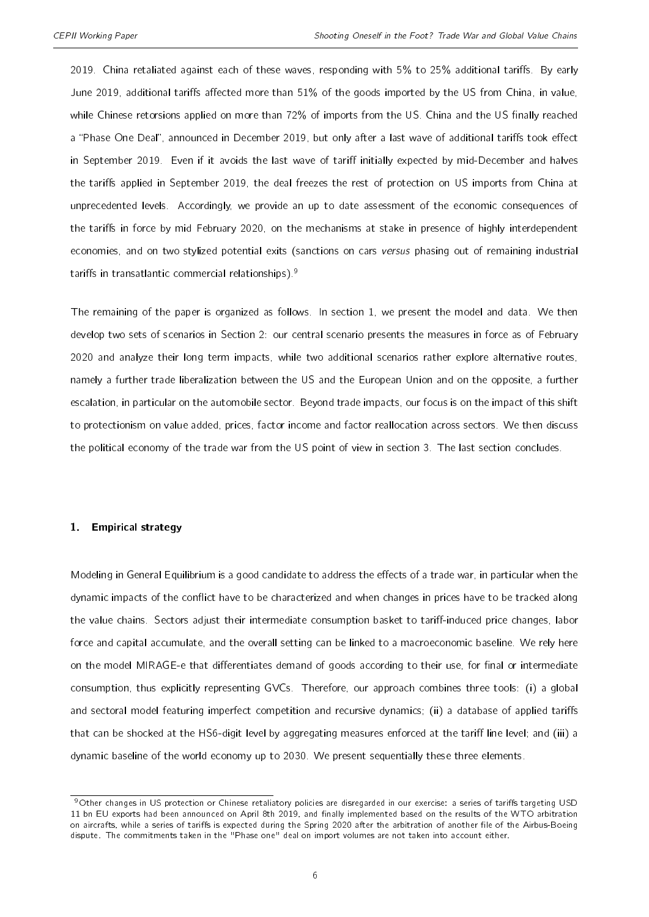2019. China retaliated against each of these waves, responding with 5% to 25% additional tariffs. By early June 2019, additional tariffs affected more than 51% of the goods imported by the US from China, in value, while Chinese retorsions applied on more than 72% of imports from the US. China and the US finally reached a "Phase One Deal", announced in December 2019, but only after a last wave of additional tariffs took effect in September 2019. Even if it avoids the last wave of tariff initially expected by mid-December and halves the tariffs applied in September 2019, the deal freezes the rest of protection on US imports from China at unprecedented levels. Accordingly, we provide an up to date assessment of the economic consequences of the tariffs in force by mid February 2020, on the mechanisms at stake in presence of highly interdependent economies, and on two stylized potential exits (sanctions on cars *versus* phasing out of remaining industrial tariffs in transatlantic commercial relationships).[9]

The remaining of the paper is organized as follows. In section 1, we present the model and data. We then develop two sets of scenarios in Section 2: our central scenario presents the measures in force as of February 2020 and analyze their long term impacts, while two additional scenarios rather explore alternative routes, namely a further trade liberalization between the US and the European Union and on the opposite, a further escalation, in particular on the automobile sector. Beyond trade impacts, our focus is on the impact of this shift to protectionism on value added, prices, factor income and factor reallocation across sectors. We then discuss the political economy of the trade war from the US point of view in section 3. The last section concludes.

## 1. Empirical strategy

Modeling in General Equilibrium is a good candidate to address the effects of a trade war, in particular when the dynamic impacts of the conflict have to be characterized and when changes in prices have to be tracked along the value chains. Sectors adjust their intermediate consumption basket to tariff-induced price changes, labor force and capital accumulate, and the overall setting can be linked to a macroeconomic baseline. We rely here on the model MIRAGE-e that differentiates demand of goods according to their use, for final or intermediate consumption, thus explicitly representing GVCs. Therefore, our approach combines three tools: (i) a global and sectoral model featuring imperfect competition and recursive dynamics; (ii) a database of applied tariffs that can be shocked at the HS6-digit level by aggregating measures enforced at the tariff line level; and (iii) a dynamic baseline of the world economy up to 2030. We present sequentially these three elements.

[9] Other changes in US protection or Chinese retaliatory policies are disregarded in our exercise: a series of tariffs targeting USD 11 bn EU exports had been announced on April 8th 2019, and finally implemented based on the results of the WTO arbitration on aircrafts, while a series of tariffs is expected during the Spring 2020 after the arbitration of another file of the Airbus-Boeing dispute. The commitments taken in the "Phase one" deal on import volumes are not taken into account either.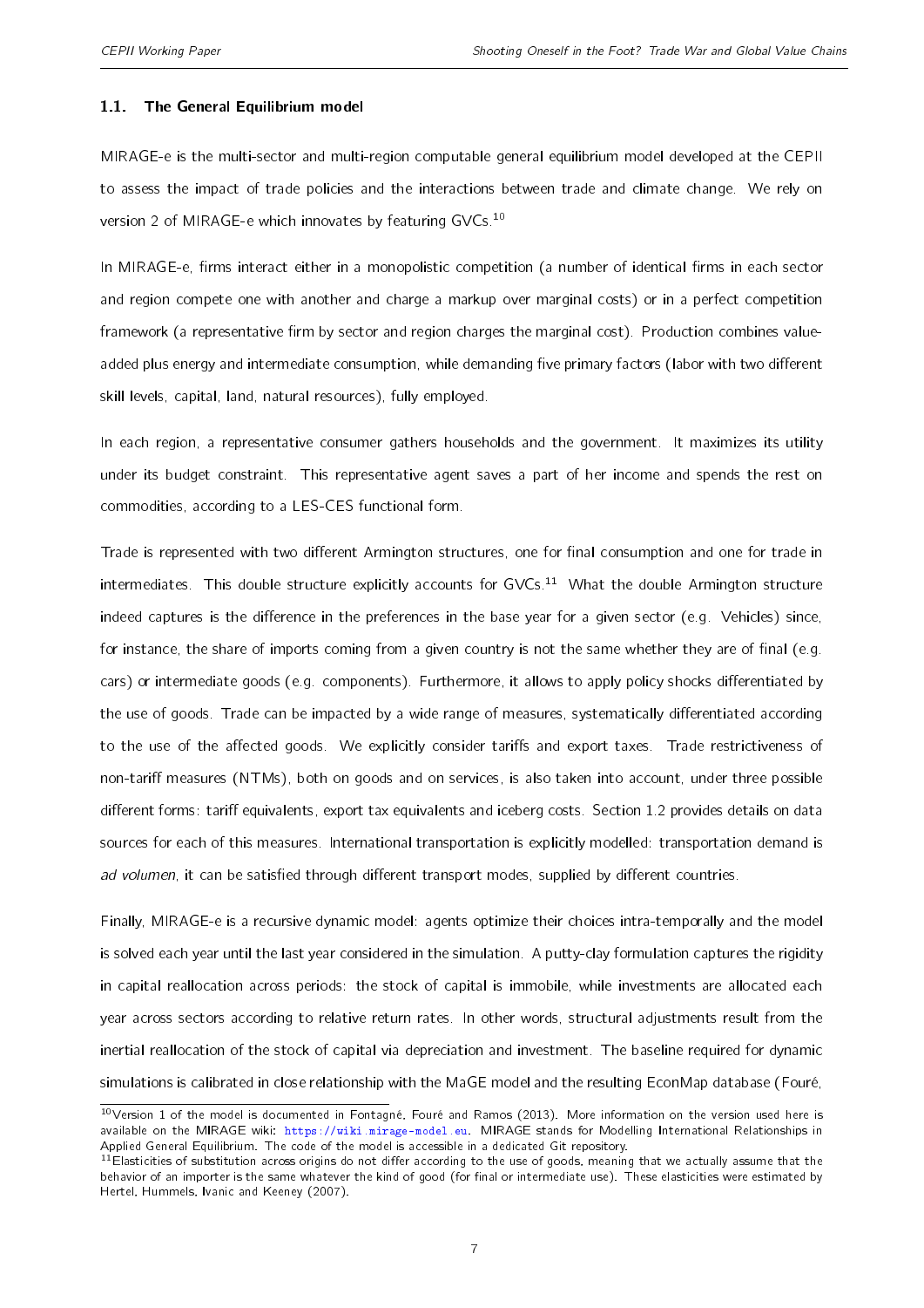### 1.1. The General Equilibrium model

MIRAGE-e is the multi-sector and multi-region computable general equilibrium model developed at the CEPII to assess the impact of trade policies and the interactions between trade and climate change. We rely on version 2 of MIRAGE-e which innovates by featuring GVCs.[10]

In MIRAGE-e, firms interact either in a monopolistic competition (a number of identical firms in each sector and region compete one with another and charge a markup over marginal costs) or in a perfect competition framework (a representative firm by sector and region charges the marginal cost). Production combines value-added plus energy and intermediate consumption, while demanding five primary factors (labor with two different skill levels, capital, land, natural resources), fully employed.

In each region, a representative consumer gathers households and the government. It maximizes its utility under its budget constraint. This representative agent saves a part of her income and spends the rest on commodities, according to a LES-CES functional form.

Trade is represented with two different Armington structures, one for final consumption and one for trade in intermediates. This double structure explicitly accounts for GVCs.[11] What the double Armington structure indeed captures is the difference in the preferences in the base year for a given sector (e.g. Vehicles) since, for instance, the share of imports coming from a given country is not the same whether they are of final (e.g. cars) or intermediate goods (e.g. components). Furthermore, it allows to apply policy shocks differentiated by the use of goods. Trade can be impacted by a wide range of measures, systematically differentiated according to the use of the affected goods. We explicitly consider tariffs and export taxes. Trade restrictiveness of non-tariff measures (NTMs), both on goods and on services, is also taken into account, under three possible different forms: tariff equivalents, export tax equivalents and iceberg costs. Section 1.2 provides details on data sources for each of this measures. International transportation is explicitly modelled: transportation demand is *ad volumen*, it can be satisfied through different transport modes, supplied by different countries.

Finally, MIRAGE-e is a recursive dynamic model: agents optimize their choices intra-temporally and the model is solved each year until the last year considered in the simulation. A putty-clay formulation captures the rigidity in capital reallocation across periods: the stock of capital is immobile, while investments are allocated each year across sectors according to relative return rates. In other words, structural adjustments result from the inertial reallocation of the stock of capital via depreciation and investment. The baseline required for dynamic simulations is calibrated in close relationship with the MaGE model and the resulting EconMap database (Fouré,

---

[10] Version 1 of the model is documented in Fontagné, Fouré and Ramos (2013). More information on the version used here is available on the MIRAGE wiki: https://wiki.mirage-model.eu. MIRAGE stands for Modelling International Relationships in Applied General Equilibrium. The code of the model is accessible in a dedicated Git repository.

[11] Elasticities of substitution across origins do not differ according to the use of goods, meaning that we actually assume that the behavior of an importer is the same whatever the kind of good (for final or intermediate use). These elasticities were estimated by Hertel, Hummels, Ivanic and Keeney (2007).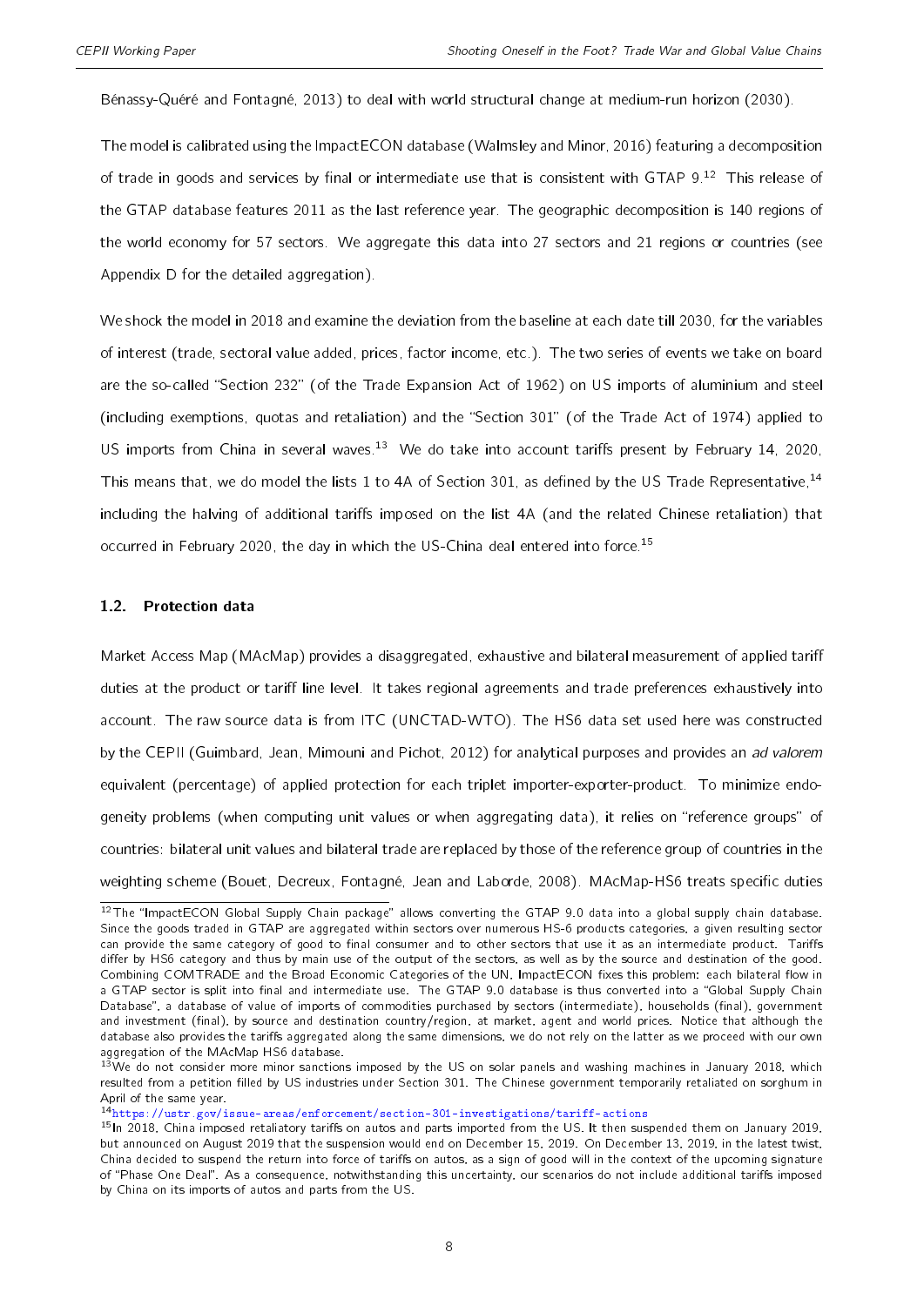Bénassy-Quéré and Fontagné, 2013) to deal with world structural change at medium-run horizon (2030).

The model is calibrated using the ImpactECON database (Walmsley and Minor, 2016) featuring a decomposition of trade in goods and services by final or intermediate use that is consistent with GTAP 9.[12] This release of the GTAP database features 2011 as the last reference year. The geographic decomposition is 140 regions of the world economy for 57 sectors. We aggregate this data into 27 sectors and 21 regions or countries (see Appendix D for the detailed aggregation).

We shock the model in 2018 and examine the deviation from the baseline at each date till 2030, for the variables of interest (trade, sectoral value added, prices, factor income, etc.). The two series of events we take on board are the so-called "Section 232" (of the Trade Expansion Act of 1962) on US imports of aluminium and steel (including exemptions, quotas and retaliation) and the "Section 301" (of the Trade Act of 1974) applied to US imports from China in several waves.[13] We do take into account tariffs present by February 14, 2020. This means that, we do model the lists 1 to 4A of Section 301, as defined by the US Trade Representative,[14] including the halving of additional tariffs imposed on the list 4A (and the related Chinese retaliation) that occurred in February 2020, the day in which the US-China deal entered into force.[15]

### 1.2. Protection data

Market Access Map (MAcMap) provides a disaggregated, exhaustive and bilateral measurement of applied tariff duties at the product or tariff line level. It takes regional agreements and trade preferences exhaustively into account. The raw source data is from ITC (UNCTAD-WTO). The HS6 data set used here was constructed by the CEPII (Guimbard, Jean, Mimouni and Pichot, 2012) for analytical purposes and provides an *ad valorem* equivalent (percentage) of applied protection for each triplet importer-exporter-product. To minimize endogeneity problems (when computing unit values or when aggregating data), it relies on "reference groups" of countries: bilateral unit values and bilateral trade are replaced by those of the reference group of countries in the weighting scheme (Bouet, Decreux, Fontagné, Jean and Laborde, 2008). MAcMap-HS6 treats specific duties

---

[12] The "ImpactECON Global Supply Chain package" allows converting the GTAP 9.0 data into a global supply chain database. Since the goods traded in GTAP are aggregated within sectors over numerous HS-6 products categories, a given resulting sector can provide the same category of good to final consumer and to other sectors that use it as an intermediate product. Tariffs differ by HS6 category and thus by main use of the output of the sectors, as well as by the source and destination of the good. Combining COMTRADE and the Broad Economic Categories of the UN, ImpactECON fixes this problem: each bilateral flow in a GTAP sector is split into final and intermediate use. The GTAP 9.0 database is thus converted into a "Global Supply Chain Database", a database of value of imports of commodities purchased by sectors (intermediate), households (final), government and investment (final), by source and destination country/region, at market, agent and world prices. Notice that although the database also provides the tariffs aggregated along the same dimensions, we do not rely on the latter as we proceed with our own aggregation of the MAcMap HS6 database.

[13] We do not consider more minor sanctions imposed by the US on solar panels and washing machines in January 2018, which resulted from a petition filled by US industries under Section 301. The Chinese government temporarily retaliated on sorghum in April of the same year.

[14] https://ustr.gov/issue-areas/enforcement/section-301-investigations/tariff-actions

[15] In 2018, China imposed retaliatory tariffs on autos and parts imported from the US. It then suspended them on January 2019, but announced on August 2019 that the suspension would end on December 15, 2019. On December 13, 2019, in the latest twist, China decided to suspend the return into force of tariffs on autos, as a sign of good will in the context of the upcoming signature of "Phase One Deal". As a consequence, notwithstanding this uncertainty, our scenarios do not include additional tariffs imposed by China on its imports of autos and parts from the US.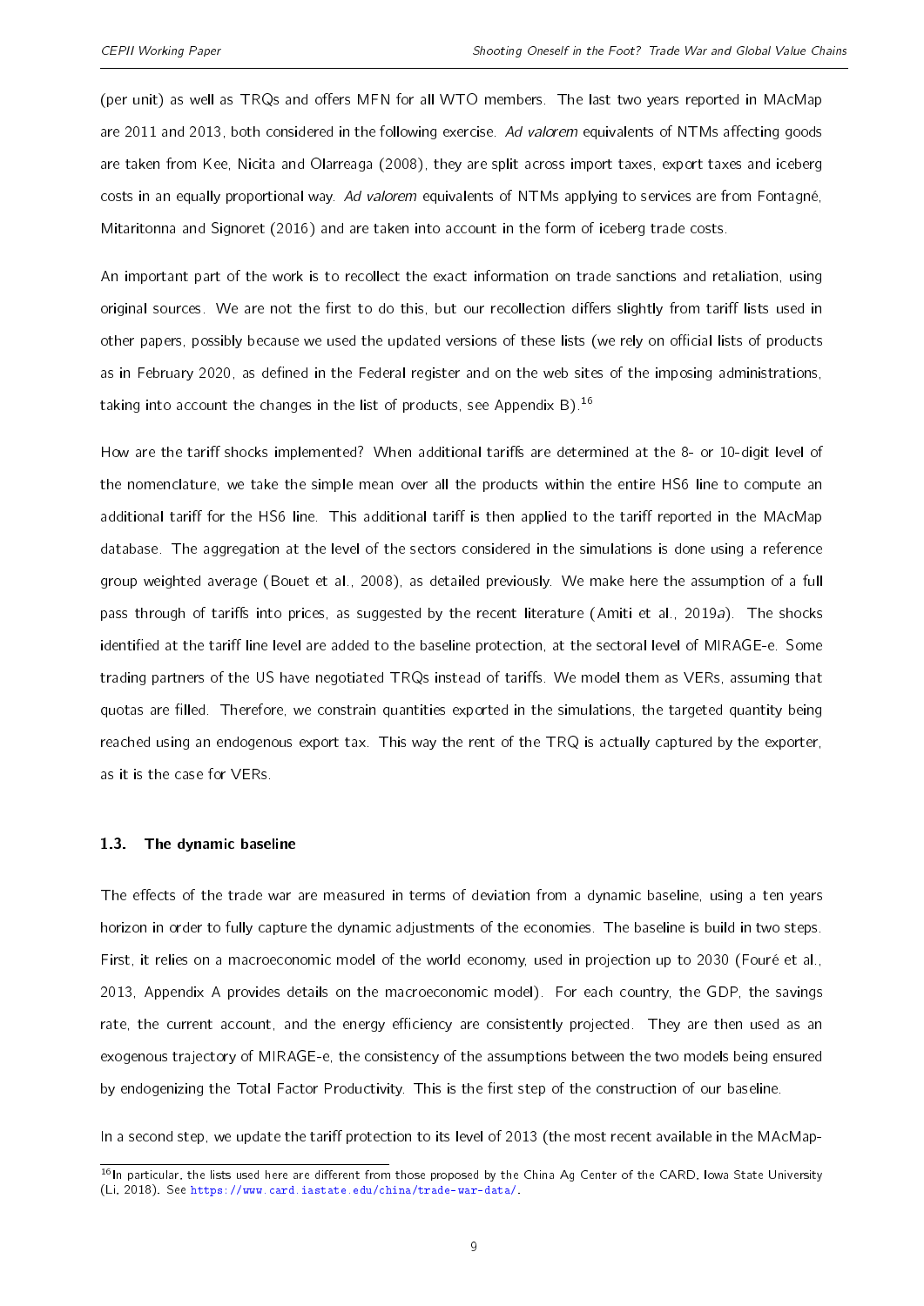(per unit) as well as TRQs and offers MFN for all WTO members. The last two years reported in MAcMap are 2011 and 2013, both considered in the following exercise. *Ad valorem* equivalents of NTMs affecting goods are taken from Kee, Nicita and Olarreaga (2008), they are split across import taxes, export taxes and iceberg costs in an equally proportional way. *Ad valorem* equivalents of NTMs applying to services are from Fontagné, Mitaritonna and Signoret (2016) and are taken into account in the form of iceberg trade costs.

An important part of the work is to recollect the exact information on trade sanctions and retaliation, using original sources. We are not the first to do this, but our recollection differs slightly from tariff lists used in other papers, possibly because we used the updated versions of these lists (we rely on official lists of products as in February 2020, as defined in the Federal register and on the web sites of the imposing administrations, taking into account the changes in the list of products, see Appendix B).[16]

How are the tariff shocks implemented? When additional tariffs are determined at the 8- or 10-digit level of the nomenclature, we take the simple mean over all the products within the entire HS6 line to compute an additional tariff for the HS6 line. This additional tariff is then applied to the tariff reported in the MAcMap database. The aggregation at the level of the sectors considered in the simulations is done using a reference group weighted average (Bouet et al., 2008), as detailed previously. We make here the assumption of a full pass through of tariffs into prices, as suggested by the recent literature (Amiti et al., 2019*a*). The shocks identified at the tariff line level are added to the baseline protection, at the sectoral level of MIRAGE-e. Some trading partners of the US have negotiated TRQs instead of tariffs. We model them as VERs, assuming that quotas are filled. Therefore, we constrain quantities exported in the simulations, the targeted quantity being reached using an endogenous export tax. This way the rent of the TRQ is actually captured by the exporter, as it is the case for VERs.

### 1.3. The dynamic baseline

The effects of the trade war are measured in terms of deviation from a dynamic baseline, using a ten years horizon in order to fully capture the dynamic adjustments of the economies. The baseline is build in two steps. First, it relies on a macroeconomic model of the world economy, used in projection up to 2030 (Fouré et al., 2013, Appendix A provides details on the macroeconomic model). For each country, the GDP, the savings rate, the current account, and the energy efficiency are consistently projected. They are then used as an exogenous trajectory of MIRAGE-e, the consistency of the assumptions between the two models being ensured by endogenizing the Total Factor Productivity. This is the first step of the construction of our baseline.

In a second step, we update the tariff protection to its level of 2013 (the most recent available in the MAcMap-

[16] In particular, the lists used here are different from those proposed by the China Ag Center of the CARD, Iowa State University (Li, 2018). See https://www.card.iastate.edu/china/trade-war-data/.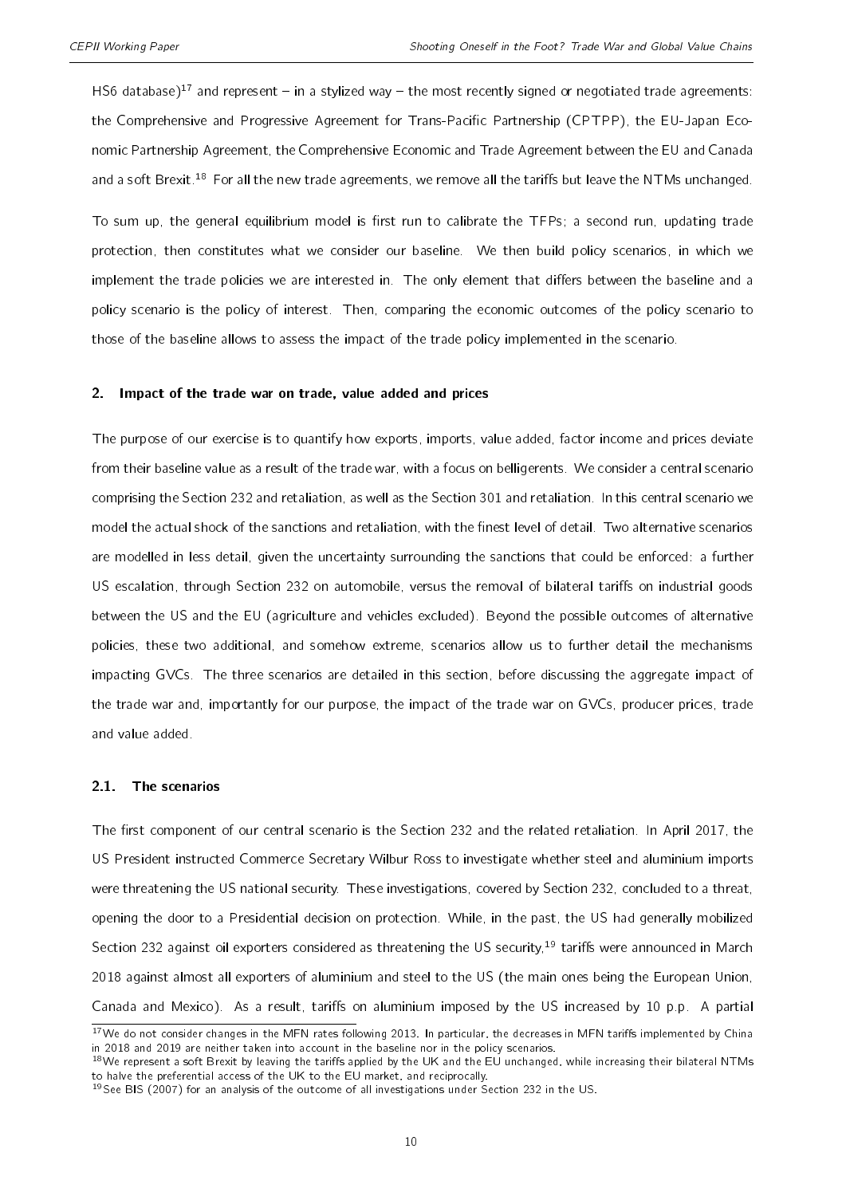HS6 database)[17] and represent – in a stylized way – the most recently signed or negotiated trade agreements: the Comprehensive and Progressive Agreement for Trans-Pacific Partnership (CPTPP), the EU-Japan Economic Partnership Agreement, the Comprehensive Economic and Trade Agreement between the EU and Canada and a soft Brexit.[18] For all the new trade agreements, we remove all the tariffs but leave the NTMs unchanged.

To sum up, the general equilibrium model is first run to calibrate the TFPs; a second run, updating trade protection, then constitutes what we consider our baseline. We then build policy scenarios, in which we implement the trade policies we are interested in. The only element that differs between the baseline and a policy scenario is the policy of interest. Then, comparing the economic outcomes of the policy scenario to those of the baseline allows to assess the impact of the trade policy implemented in the scenario.

## 2. Impact of the trade war on trade, value added and prices

The purpose of our exercise is to quantify how exports, imports, value added, factor income and prices deviate from their baseline value as a result of the trade war, with a focus on belligerents. We consider a central scenario comprising the Section 232 and retaliation, as well as the Section 301 and retaliation. In this central scenario we model the actual shock of the sanctions and retaliation, with the finest level of detail. Two alternative scenarios are modelled in less detail, given the uncertainty surrounding the sanctions that could be enforced: a further US escalation, through Section 232 on automobile, versus the removal of bilateral tariffs on industrial goods between the US and the EU (agriculture and vehicles excluded). Beyond the possible outcomes of alternative policies, these two additional, and somehow extreme, scenarios allow us to further detail the mechanisms impacting GVCs. The three scenarios are detailed in this section, before discussing the aggregate impact of the trade war and, importantly for our purpose, the impact of the trade war on GVCs, producer prices, trade and value added.

### 2.1. The scenarios

The first component of our central scenario is the Section 232 and the related retaliation. In April 2017, the US President instructed Commerce Secretary Wilbur Ross to investigate whether steel and aluminium imports were threatening the US national security. These investigations, covered by Section 232, concluded to a threat, opening the door to a Presidential decision on protection. While, in the past, the US had generally mobilized Section 232 against oil exporters considered as threatening the US security,[19] tariffs were announced in March 2018 against almost all exporters of aluminium and steel to the US (the main ones being the European Union, Canada and Mexico). As a result, tariffs on aluminium imposed by the US increased by 10 p.p. A partial

[17] We do not consider changes in the MFN rates following 2013. In particular, the decreases in MFN tariffs implemented by China in 2018 and 2019 are neither taken into account in the baseline nor in the policy scenarios.

[18] We represent a soft Brexit by leaving the tariffs applied by the UK and the EU unchanged, while increasing their bilateral NTMs to halve the preferential access of the UK to the EU market, and reciprocally.

[19] See BIS (2007) for an analysis of the outcome of all investigations under Section 232 in the US.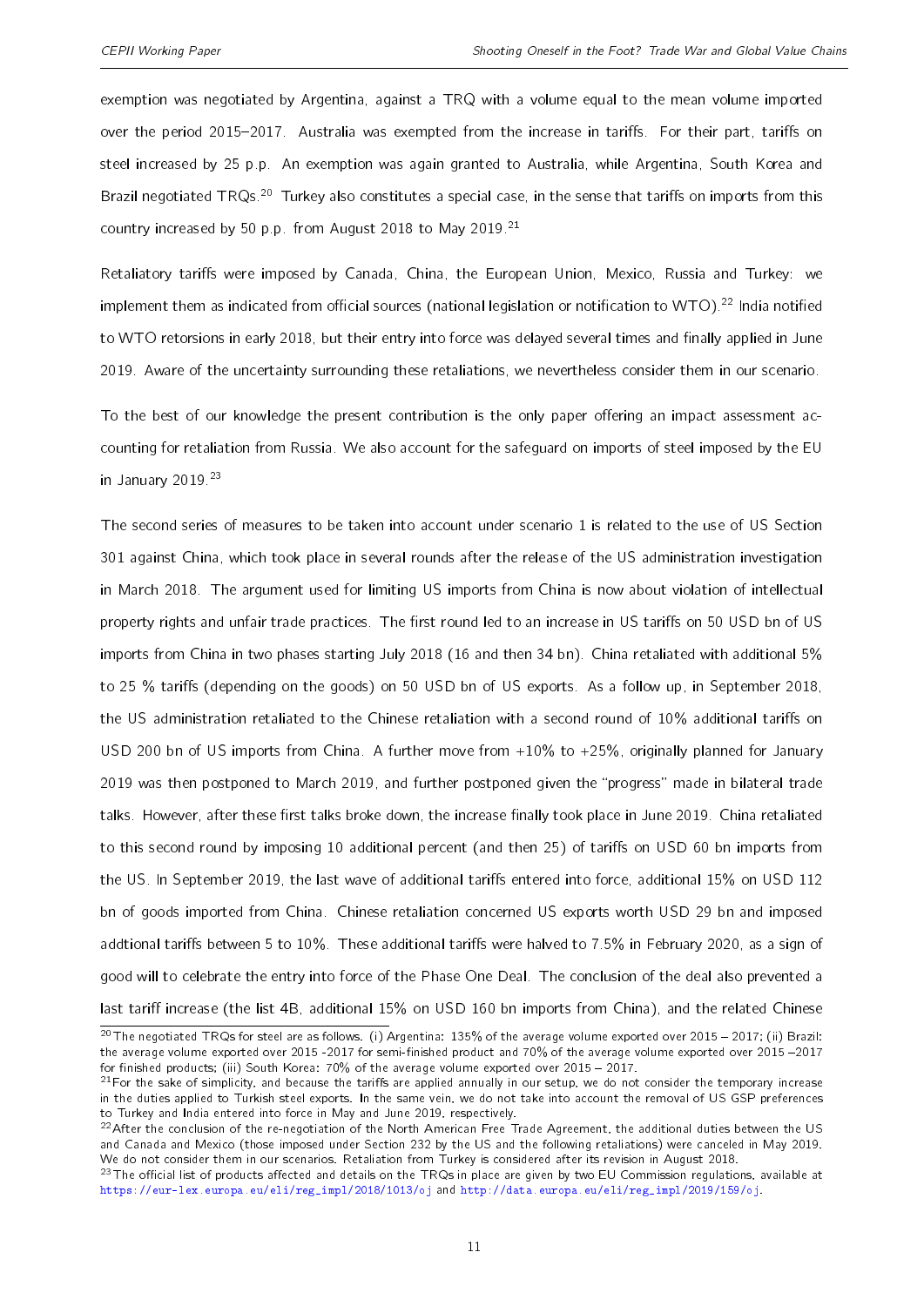exemption was negotiated by Argentina, against a TRQ with a volume equal to the mean volume imported over the period 2015–2017. Australia was exempted from the increase in tariffs. For their part, tariffs on steel increased by 25 p.p. An exemption was again granted to Australia, while Argentina, South Korea and Brazil negotiated TRQs.[20] Turkey also constitutes a special case, in the sense that tariffs on imports from this country increased by 50 p.p. from August 2018 to May 2019.[21]

Retaliatory tariffs were imposed by Canada, China, the European Union, Mexico, Russia and Turkey: we implement them as indicated from official sources (national legislation or notification to WTO).[22] India notified to WTO retorsions in early 2018, but their entry into force was delayed several times and finally applied in June 2019. Aware of the uncertainty surrounding these retaliations, we nevertheless consider them in our scenario.

To the best of our knowledge the present contribution is the only paper offering an impact assessment accounting for retaliation from Russia. We also account for the safeguard on imports of steel imposed by the EU in January 2019.[23]

The second series of measures to be taken into account under scenario 1 is related to the use of US Section 301 against China, which took place in several rounds after the release of the US administration investigation in March 2018. The argument used for limiting US imports from China is now about violation of intellectual property rights and unfair trade practices. The first round led to an increase in US tariffs on 50 USD bn of US imports from China in two phases starting July 2018 (16 and then 34 bn). China retaliated with additional 5% to 25 % tariffs (depending on the goods) on 50 USD bn of US exports. As a follow up, in September 2018, the US administration retaliated to the Chinese retaliation with a second round of 10% additional tariffs on USD 200 bn of US imports from China. A further move from +10% to +25%, originally planned for January 2019 was then postponed to March 2019, and further postponed given the "progress" made in bilateral trade talks. However, after these first talks broke down, the increase finally took place in June 2019. China retaliated to this second round by imposing 10 additional percent (and then 25) of tariffs on USD 60 bn imports from the US. In September 2019, the last wave of additional tariffs entered into force, additional 15% on USD 112 bn of goods imported from China. Chinese retaliation concerned US exports worth USD 29 bn and imposed addtional tariffs between 5 to 10%. These additional tariffs were halved to 7.5% in February 2020, as a sign of good will to celebrate the entry into force of the Phase One Deal. The conclusion of the deal also prevented a last tariff increase (the list 4B, additional 15% on USD 160 bn imports from China), and the related Chinese

[20] The negotiated TRQs for steel are as follows. (i) Argentina: 135% of the average volume exported over 2015 – 2017; (ii) Brazil: the average volume exported over 2015 -2017 for semi-finished product and 70% of the average volume exported over 2015 –2017 for finished products; (iii) South Korea: 70% of the average volume exported over 2015 – 2017.

[21] For the sake of simplicity, and because the tariffs are applied annually in our setup, we do not consider the temporary increase in the duties applied to Turkish steel exports. In the same vein, we do not take into account the removal of US GSP preferences to Turkey and India entered into force in May and June 2019, respectively.

[22] After the conclusion of the re-negotiation of the North American Free Trade Agreement, the additional duties between the US and Canada and Mexico (those imposed under Section 232 by the US and the following retaliations) were canceled in May 2019. We do not consider them in our scenarios. Retaliation from Turkey is considered after its revision in August 2018.

[23] The official list of products affected and details on the TRQs in place are given by two EU Commission regulations, available at https://eur-lex.europa.eu/eli/reg_impl/2018/1013/oj and http://data.europa.eu/eli/reg_impl/2019/159/oj.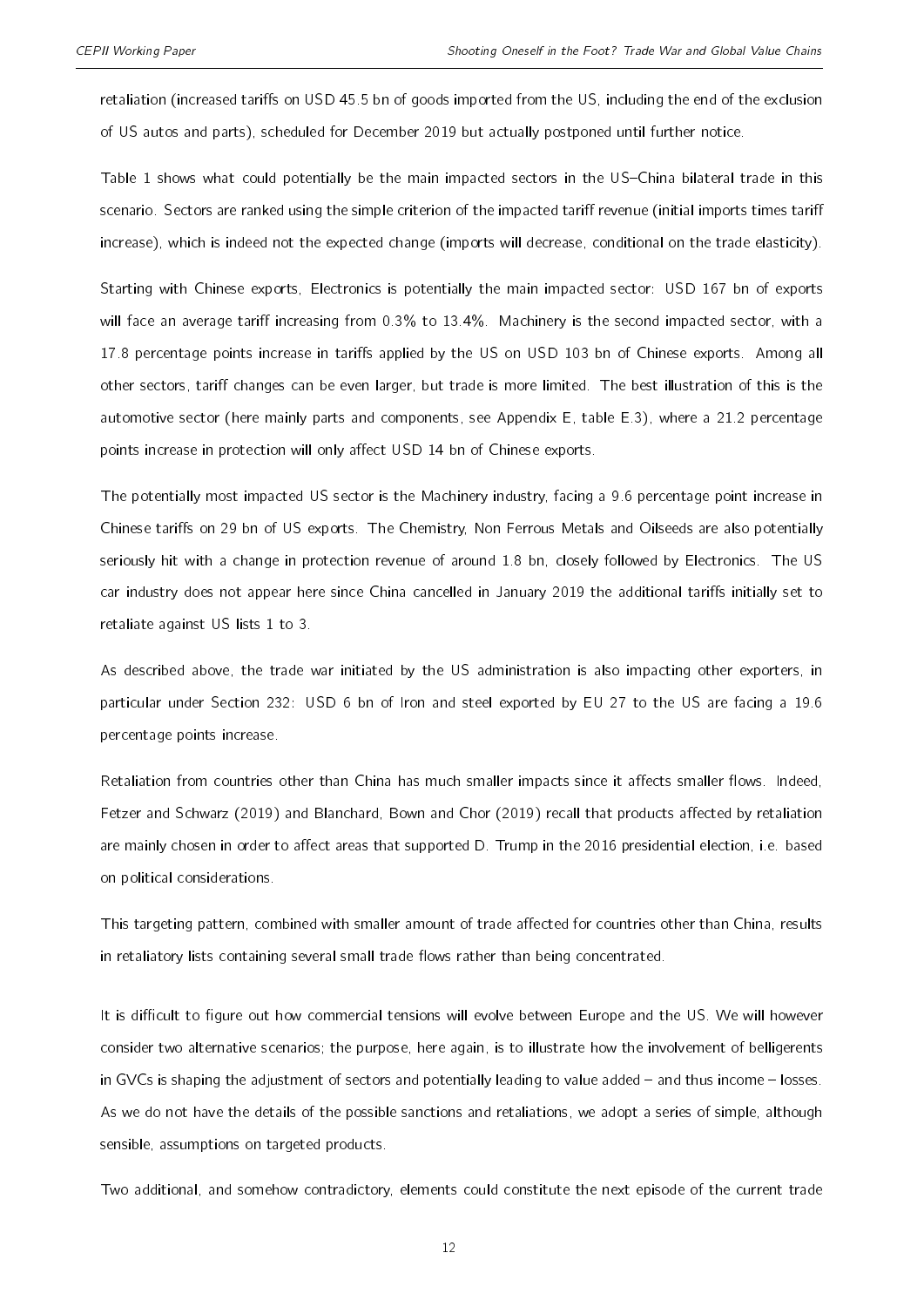retaliation (increased tariffs on USD 45.5 bn of goods imported from the US, including the end of the exclusion of US autos and parts), scheduled for December 2019 but actually postponed until further notice.

Table 1 shows what could potentially be the main impacted sectors in the US–China bilateral trade in this scenario. Sectors are ranked using the simple criterion of the impacted tariff revenue (initial imports times tariff increase), which is indeed not the expected change (imports will decrease, conditional on the trade elasticity).

Starting with Chinese exports, Electronics is potentially the main impacted sector: USD 167 bn of exports will face an average tariff increasing from 0.3% to 13.4%. Machinery is the second impacted sector, with a 17.8 percentage points increase in tariffs applied by the US on USD 103 bn of Chinese exports. Among all other sectors, tariff changes can be even larger, but trade is more limited. The best illustration of this is the automotive sector (here mainly parts and components, see Appendix E, table E.3), where a 21.2 percentage points increase in protection will only affect USD 14 bn of Chinese exports.

The potentially most impacted US sector is the Machinery industry, facing a 9.6 percentage point increase in Chinese tariffs on 29 bn of US exports. The Chemistry, Non Ferrous Metals and Oilseeds are also potentially seriously hit with a change in protection revenue of around 1.8 bn, closely followed by Electronics. The US car industry does not appear here since China cancelled in January 2019 the additional tariffs initially set to retaliate against US lists 1 to 3.

As described above, the trade war initiated by the US administration is also impacting other exporters, in particular under Section 232: USD 6 bn of Iron and steel exported by EU 27 to the US are facing a 19.6 percentage points increase.

Retaliation from countries other than China has much smaller impacts since it affects smaller flows. Indeed, Fetzer and Schwarz (2019) and Blanchard, Bown and Chor (2019) recall that products affected by retaliation are mainly chosen in order to affect areas that supported D. Trump in the 2016 presidential election, i.e. based on political considerations.

This targeting pattern, combined with smaller amount of trade affected for countries other than China, results in retaliatory lists containing several small trade flows rather than being concentrated.

It is difficult to figure out how commercial tensions will evolve between Europe and the US. We will however consider two alternative scenarios; the purpose, here again, is to illustrate how the involvement of belligerents in GVCs is shaping the adjustment of sectors and potentially leading to value added – and thus income – losses. As we do not have the details of the possible sanctions and retaliations, we adopt a series of simple, although sensible, assumptions on targeted products.

Two additional, and somehow contradictory, elements could constitute the next episode of the current trade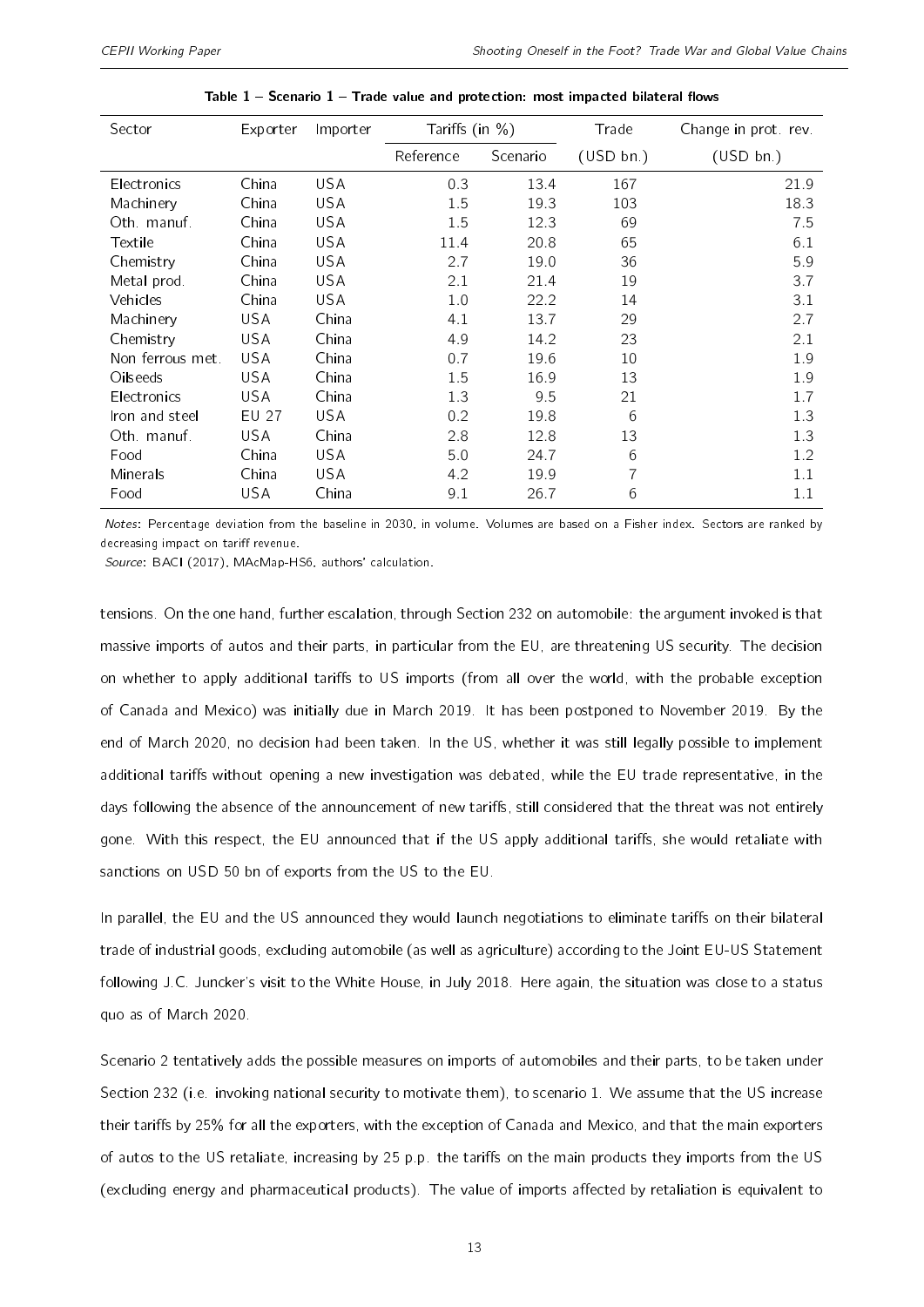**Table 1 – Scenario 1 – Trade value and protection: most impacted bilateral flows**

| Sector | Exporter | Importer | Tariffs (in %) | | Trade | Change in prot. rev. |
|---|---|---|---|---|---|---|
| | | | Reference | Scenario | (USD bn.) | (USD bn.) |
| Electronics | China | USA | 0.3 | 13.4 | 167 | 21.9 |
| Machinery | China | USA | 1.5 | 19.3 | 103 | 18.3 |
| Oth. manuf. | China | USA | 1.5 | 12.3 | 69 | 7.5 |
| Textile | China | USA | 11.4 | 20.8 | 65 | 6.1 |
| Chemistry | China | USA | 2.7 | 19.0 | 36 | 5.9 |
| Metal prod. | China | USA | 2.1 | 21.4 | 19 | 3.7 |
| Vehicles | China | USA | 1.0 | 22.2 | 14 | 3.1 |
| Machinery | USA | China | 4.1 | 13.7 | 29 | 2.7 |
| Chemistry | USA | China | 4.9 | 14.2 | 23 | 2.1 |
| Non ferrous met. | USA | China | 0.7 | 19.6 | 10 | 1.9 |
| Oilseeds | USA | China | 1.5 | 16.9 | 13 | 1.9 |
| Electronics | USA | China | 1.3 | 9.5 | 21 | 1.7 |
| Iron and steel | EU 27 | USA | 0.2 | 19.8 | 6 | 1.3 |
| Oth. manuf. | USA | China | 2.8 | 12.8 | 13 | 1.3 |
| Food | China | USA | 5.0 | 24.7 | 6 | 1.2 |
| Minerals | China | USA | 4.2 | 19.9 | 7 | 1.1 |
| Food | USA | China | 9.1 | 26.7 | 6 | 1.1 |

*Notes*: Percentage deviation from the baseline in 2030, in volume. Volumes are based on a Fisher index. Sectors are ranked by decreasing impact on tariff revenue.
*Source*: BACI (2017), MAcMap-HS6, authors' calculation.

tensions. On the one hand, further escalation, through Section 232 on automobile: the argument invoked is that massive imports of autos and their parts, in particular from the EU, are threatening US security. The decision on whether to apply additional tariffs to US imports (from all over the world, with the probable exception of Canada and Mexico) was initially due in March 2019. It has been postponed to November 2019. By the end of March 2020, no decision had been taken. In the US, whether it was still legally possible to implement additional tariffs without opening a new investigation was debated, while the EU trade representative, in the days following the absence of the announcement of new tariffs, still considered that the threat was not entirely gone. With this respect, the EU announced that if the US apply additional tariffs, she would retaliate with sanctions on USD 50 bn of exports from the US to the EU.

In parallel, the EU and the US announced they would launch negotiations to eliminate tariffs on their bilateral trade of industrial goods, excluding automobile (as well as agriculture) according to the Joint EU-US Statement following J.C. Juncker's visit to the White House, in July 2018. Here again, the situation was close to a status quo as of March 2020.

Scenario 2 tentatively adds the possible measures on imports of automobiles and their parts, to be taken under Section 232 (i.e. invoking national security to motivate them), to scenario 1. We assume that the US increase their tariffs by 25% for all the exporters, with the exception of Canada and Mexico, and that the main exporters of autos to the US retaliate, increasing by 25 p.p. the tariffs on the main products they imports from the US (excluding energy and pharmaceutical products). The value of imports affected by retaliation is equivalent to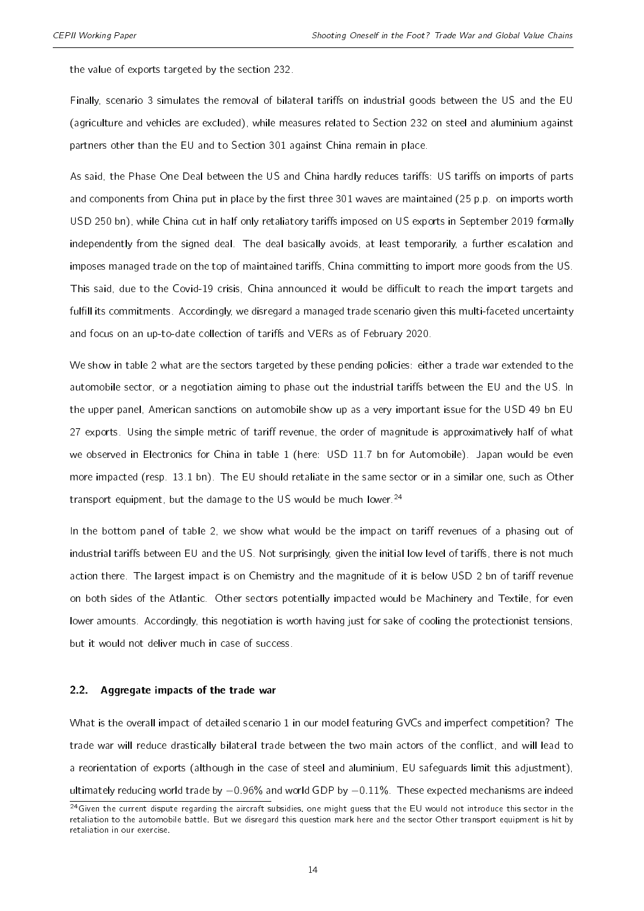the value of exports targeted by the section 232.

Finally, scenario 3 simulates the removal of bilateral tariffs on industrial goods between the US and the EU (agriculture and vehicles are excluded), while measures related to Section 232 on steel and aluminium against partners other than the EU and to Section 301 against China remain in place.

As said, the Phase One Deal between the US and China hardly reduces tariffs: US tariffs on imports of parts and components from China put in place by the first three 301 waves are maintained (25 p.p. on imports worth USD 250 bn), while China cut in half only retaliatory tariffs imposed on US exports in September 2019 formally independently from the signed deal. The deal basically avoids, at least temporarily, a further escalation and imposes managed trade on the top of maintained tariffs, China committing to import more goods from the US. This said, due to the Covid-19 crisis, China announced it would be difficult to reach the import targets and fulfill its commitments. Accordingly, we disregard a managed trade scenario given this multi-faceted uncertainty and focus on an up-to-date collection of tariffs and VERs as of February 2020.

We show in table 2 what are the sectors targeted by these pending policies: either a trade war extended to the automobile sector, or a negotiation aiming to phase out the industrial tariffs between the EU and the US. In the upper panel, American sanctions on automobile show up as a very important issue for the USD 49 bn EU 27 exports. Using the simple metric of tariff revenue, the order of magnitude is approximatively half of what we observed in Electronics for China in table 1 (here: USD 11.7 bn for Automobile). Japan would be even more impacted (resp. 13.1 bn). The EU should retaliate in the same sector or in a similar one, such as Other transport equipment, but the damage to the US would be much lower.[24]

In the bottom panel of table 2, we show what would be the impact on tariff revenues of a phasing out of industrial tariffs between EU and the US. Not surprisingly, given the initial low level of tariffs, there is not much action there. The largest impact is on Chemistry and the magnitude of it is below USD 2 bn of tariff revenue on both sides of the Atlantic. Other sectors potentially impacted would be Machinery and Textile, for even lower amounts. Accordingly, this negotiation is worth having just for sake of cooling the protectionist tensions, but it would not deliver much in case of success.

### 2.2. Aggregate impacts of the trade war

What is the overall impact of detailed scenario 1 in our model featuring GVCs and imperfect competition? The trade war will reduce drastically bilateral trade between the two main actors of the conflict, and will lead to a reorientation of exports (although in the case of steel and aluminium, EU safeguards limit this adjustment), ultimately reducing world trade by $-0.96\%$ and world GDP by $-0.11\%$. These expected mechanisms are indeed

[24] Given the current dispute regarding the aircraft subsidies, one might guess that the EU would not introduce this sector in the retaliation to the automobile battle. But we disregard this question mark here and the sector Other transport equipment is hit by retaliation in our exercise.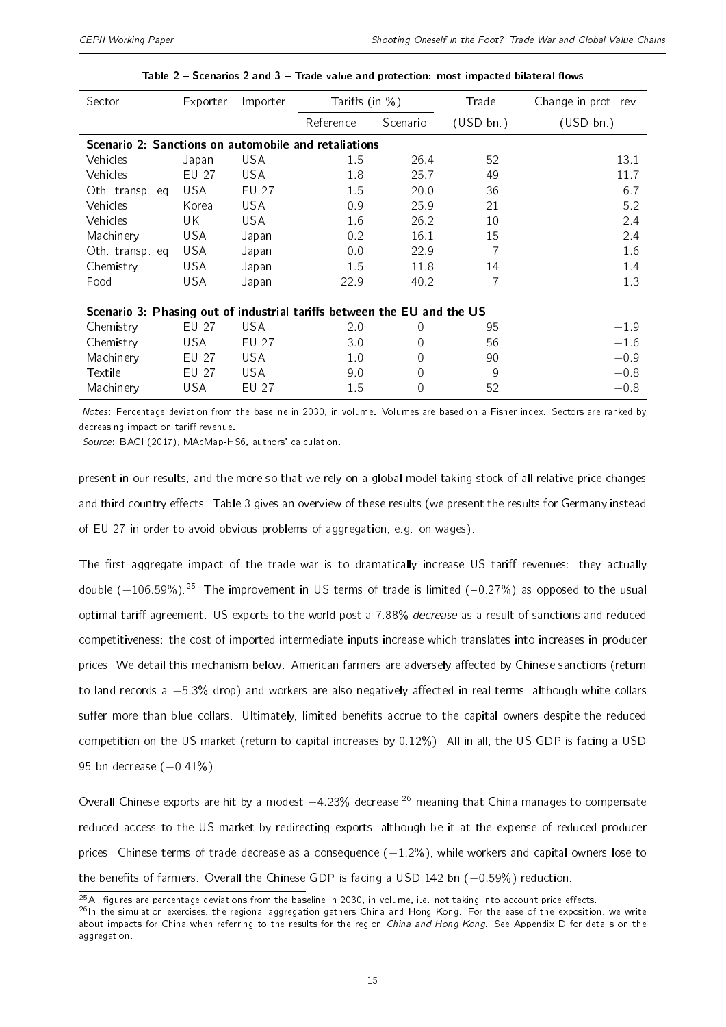**Table 2 – Scenarios 2 and 3 – Trade value and protection: most impacted bilateral flows**

| Sector | Exporter | Importer | Tariffs (in %) | | Trade | Change in prot. rev. |
|---|---|---|---|---|---|---|
| | | | Reference | Scenario | (USD bn.) | (USD bn.) |
| **Scenario 2: Sanctions on automobile and retaliations** | | | | | | |
| Vehicles | Japan | USA | 1.5 | 26.4 | 52 | 13.1 |
| Vehicles | EU 27 | USA | 1.8 | 25.7 | 49 | 11.7 |
| Oth. transp. eq | USA | EU 27 | 1.5 | 20.0 | 36 | 6.7 |
| Vehicles | Korea | USA | 0.9 | 25.9 | 21 | 5.2 |
| Vehicles | UK | USA | 1.6 | 26.2 | 10 | 2.4 |
| Machinery | USA | Japan | 0.2 | 16.1 | 15 | 2.4 |
| Oth. transp. eq | USA | Japan | 0.0 | 22.9 | 7 | 1.6 |
| Chemistry | USA | Japan | 1.5 | 11.8 | 14 | 1.4 |
| Food | USA | Japan | 22.9 | 40.2 | 7 | 1.3 |
| **Scenario 3: Phasing out of industrial tariffs between the EU and the US** | | | | | | |
| Chemistry | EU 27 | USA | 2.0 | 0 | 95 | −1.9 |
| Chemistry | USA | EU 27 | 3.0 | 0 | 56 | −1.6 |
| Machinery | EU 27 | USA | 1.0 | 0 | 90 | −0.9 |
| Textile | EU 27 | USA | 9.0 | 0 | 9 | −0.8 |
| Machinery | USA | EU 27 | 1.5 | 0 | 52 | −0.8 |

*Notes*: Percentage deviation from the baseline in 2030, in volume. Volumes are based on a Fisher index. Sectors are ranked by decreasing impact on tariff revenue.
*Source*: BACI (2017), MAcMap-HS6, authors' calculation.

present in our results, and the more so that we rely on a global model taking stock of all relative price changes and third country effects. Table 3 gives an overview of these results (we present the results for Germany instead of EU 27 in order to avoid obvious problems of aggregation, e.g. on wages).

The first aggregate impact of the trade war is to dramatically increase US tariff revenues: they actually double (+106.59%).[25] The improvement in US terms of trade is limited (+0.27%) as opposed to the usual optimal tariff agreement. US exports to the world post a 7.88% *decrease* as a result of sanctions and reduced competitiveness: the cost of imported intermediate inputs increase which translates into increases in producer prices. We detail this mechanism below. American farmers are adversely affected by Chinese sanctions (return to land records a −5.3% drop) and workers are also negatively affected in real terms, although white collars suffer more than blue collars. Ultimately, limited benefits accrue to the capital owners despite the reduced competition on the US market (return to capital increases by 0.12%). All in all, the US GDP is facing a USD 95 bn decrease (−0.41%).

Overall Chinese exports are hit by a modest −4.23% decrease,[26] meaning that China manages to compensate reduced access to the US market by redirecting exports, although be it at the expense of reduced producer prices. Chinese terms of trade decrease as a consequence (−1.2%), while workers and capital owners lose to the benefits of farmers. Overall the Chinese GDP is facing a USD 142 bn (−0.59%) reduction.

[25] All figures are percentage deviations from the baseline in 2030, in volume, i.e. not taking into account price effects.

[26] In the simulation exercises, the regional aggregation gathers China and Hong Kong. For the ease of the exposition, we write about impacts for China when referring to the results for the region *China and Hong Kong*. See Appendix D for details on the aggregation.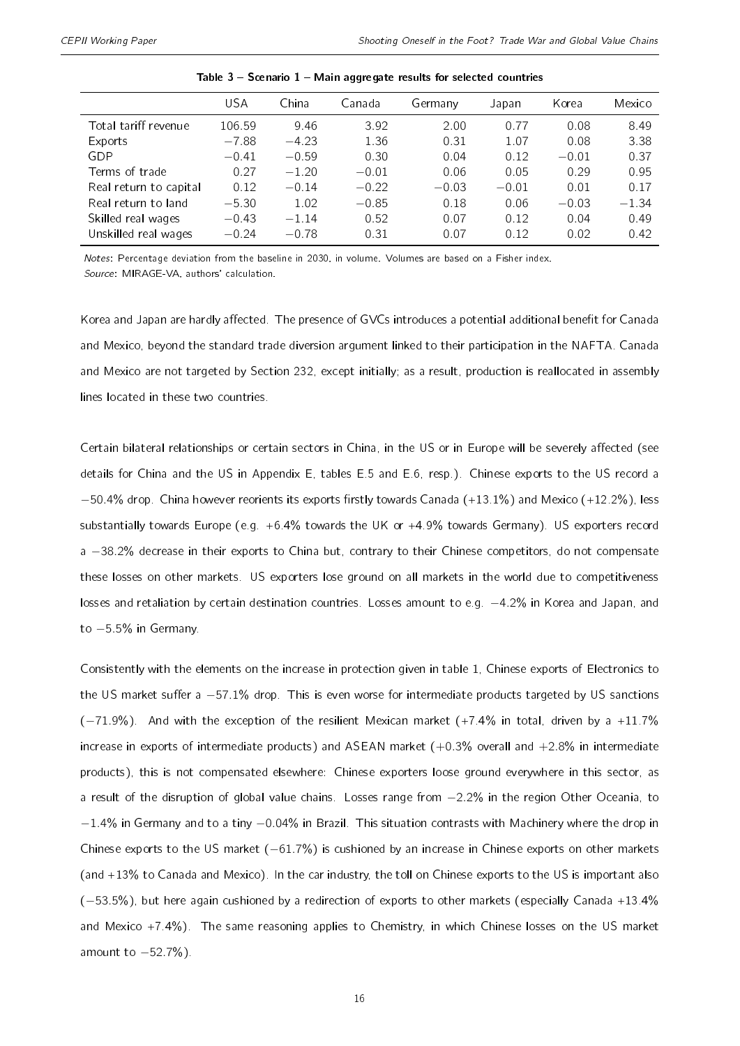Table 3 – Scenario 1 – Main aggregate results for selected countries

| | USA | China | Canada | Germany | Japan | Korea | Mexico |
|---|---|---|---|---|---|---|---|
| Total tariff revenue | 106.59 | 9.46 | 3.92 | 2.00 | 0.77 | 0.08 | 8.49 |
| Exports | −7.88 | −4.23 | 1.36 | 0.31 | 1.07 | 0.08 | 3.38 |
| GDP | −0.41 | −0.59 | 0.30 | 0.04 | 0.12 | −0.01 | 0.37 |
| Terms of trade | 0.27 | −1.20 | −0.01 | 0.06 | 0.05 | 0.29 | 0.95 |
| Real return to capital | 0.12 | −0.14 | −0.22 | −0.03 | −0.01 | 0.01 | 0.17 |
| Real return to land | −5.30 | 1.02 | −0.85 | 0.18 | 0.06 | −0.03 | −1.34 |
| Skilled real wages | −0.43 | −1.14 | 0.52 | 0.07 | 0.12 | 0.04 | 0.49 |
| Unskilled real wages | −0.24 | −0.78 | 0.31 | 0.07 | 0.12 | 0.02 | 0.42 |

*Notes*: Percentage deviation from the baseline in 2030, in volume. Volumes are based on a Fisher index.
*Source*: MIRAGE-VA, authors' calculation.

Korea and Japan are hardly affected. The presence of GVCs introduces a potential additional benefit for Canada and Mexico, beyond the standard trade diversion argument linked to their participation in the NAFTA. Canada and Mexico are not targeted by Section 232, except initially; as a result, production is reallocated in assembly lines located in these two countries.

Certain bilateral relationships or certain sectors in China, in the US or in Europe will be severely affected (see details for China and the US in Appendix E, tables E.5 and E.6, resp.). Chinese exports to the US record a −50.4% drop. China however reorients its exports firstly towards Canada (+13.1%) and Mexico (+12.2%), less substantially towards Europe (e.g. +6.4% towards the UK or +4.9% towards Germany). US exporters record a −38.2% decrease in their exports to China but, contrary to their Chinese competitors, do not compensate these losses on other markets. US exporters lose ground on all markets in the world due to competitiveness losses and retaliation by certain destination countries. Losses amount to e.g. −4.2% in Korea and Japan, and to −5.5% in Germany.

Consistently with the elements on the increase in protection given in table 1, Chinese exports of Electronics to the US market suffer a −57.1% drop. This is even worse for intermediate products targeted by US sanctions (−71.9%). And with the exception of the resilient Mexican market (+7.4% in total, driven by a +11.7% increase in exports of intermediate products) and ASEAN market (+0.3% overall and +2.8% in intermediate products), this is not compensated elsewhere: Chinese exporters loose ground everywhere in this sector, as a result of the disruption of global value chains. Losses range from −2.2% in the region Other Oceania, to −1.4% in Germany and to a tiny −0.04% in Brazil. This situation contrasts with Machinery where the drop in Chinese exports to the US market (−61.7%) is cushioned by an increase in Chinese exports on other markets (and +13% to Canada and Mexico). In the car industry, the toll on Chinese exports to the US is important also (−53.5%), but here again cushioned by a redirection of exports to other markets (especially Canada +13.4% and Mexico +7.4%). The same reasoning applies to Chemistry, in which Chinese losses on the US market amount to −52.7%).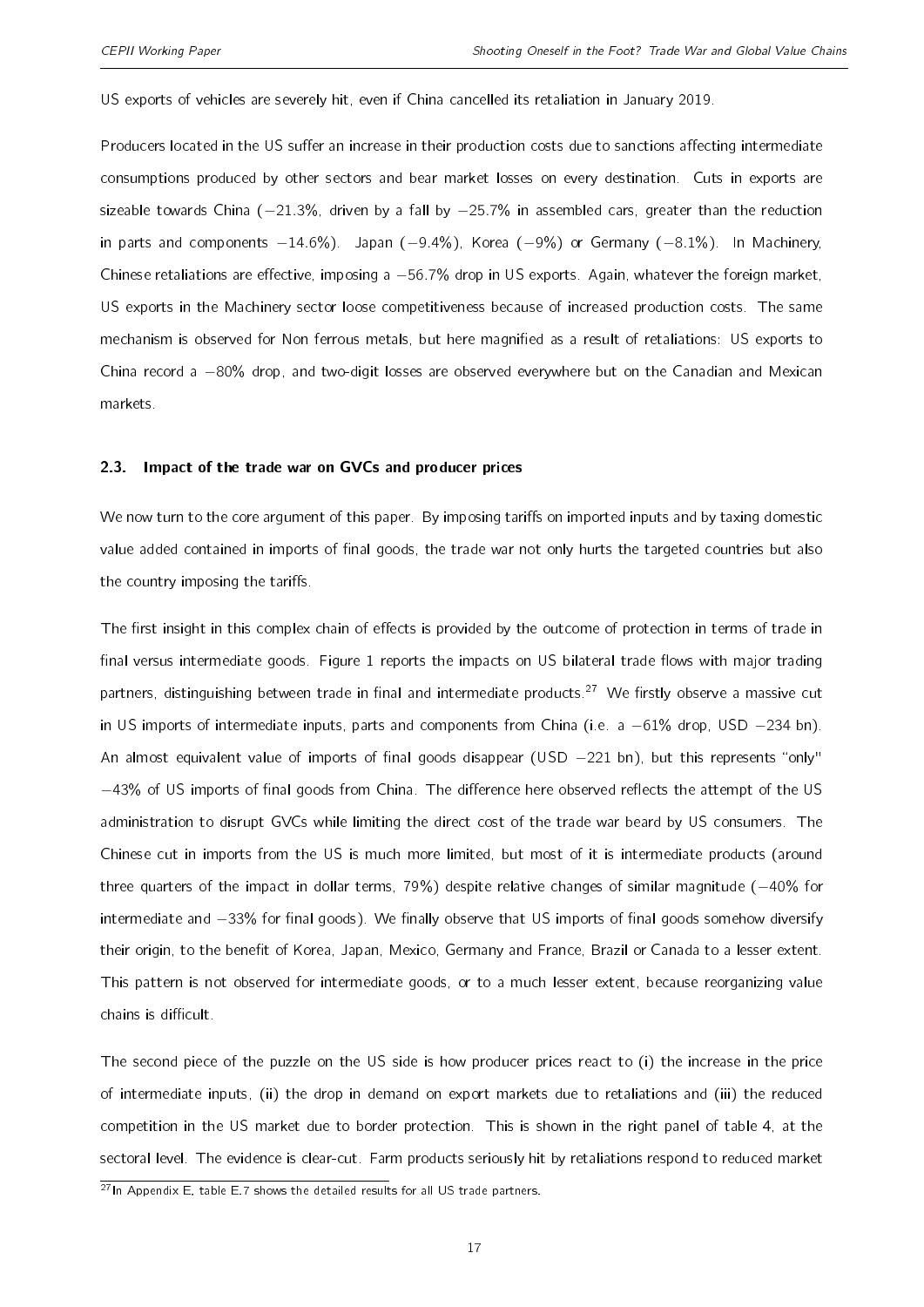US exports of vehicles are severely hit, even if China cancelled its retaliation in January 2019.

Producers located in the US suffer an increase in their production costs due to sanctions affecting intermediate consumptions produced by other sectors and bear market losses on every destination. Cuts in exports are sizeable towards China (−21.3%, driven by a fall by −25.7% in assembled cars, greater than the reduction in parts and components −14.6%). Japan (−9.4%), Korea (−9%) or Germany (−8.1%). In Machinery, Chinese retaliations are effective, imposing a −56.7% drop in US exports. Again, whatever the foreign market, US exports in the Machinery sector loose competitiveness because of increased production costs. The same mechanism is observed for Non ferrous metals, but here magnified as a result of retaliations: US exports to China record a −80% drop, and two-digit losses are observed everywhere but on the Canadian and Mexican markets.

### 2.3. Impact of the trade war on GVCs and producer prices

We now turn to the core argument of this paper. By imposing tariffs on imported inputs and by taxing domestic value added contained in imports of final goods, the trade war not only hurts the targeted countries but also the country imposing the tariffs.

The first insight in this complex chain of effects is provided by the outcome of protection in terms of trade in final versus intermediate goods. Figure 1 reports the impacts on US bilateral trade flows with major trading partners, distinguishing between trade in final and intermediate products.[27] We firstly observe a massive cut in US imports of intermediate inputs, parts and components from China (i.e. a −61% drop, USD −234 bn). An almost equivalent value of imports of final goods disappear (USD −221 bn), but this represents "only" −43% of US imports of final goods from China. The difference here observed reflects the attempt of the US administration to disrupt GVCs while limiting the direct cost of the trade war beard by US consumers. The Chinese cut in imports from the US is much more limited, but most of it is intermediate products (around three quarters of the impact in dollar terms, 79%) despite relative changes of similar magnitude (−40% for intermediate and −33% for final goods). We finally observe that US imports of final goods somehow diversify their origin, to the benefit of Korea, Japan, Mexico, Germany and France, Brazil or Canada to a lesser extent. This pattern is not observed for intermediate goods, or to a much lesser extent, because reorganizing value chains is difficult.

The second piece of the puzzle on the US side is how producer prices react to (i) the increase in the price of intermediate inputs, (ii) the drop in demand on export markets due to retaliations and (iii) the reduced competition in the US market due to border protection. This is shown in the right panel of table 4, at the sectoral level. The evidence is clear-cut. Farm products seriously hit by retaliations respond to reduced market

[27] In Appendix E, table E.7 shows the detailed results for all US trade partners.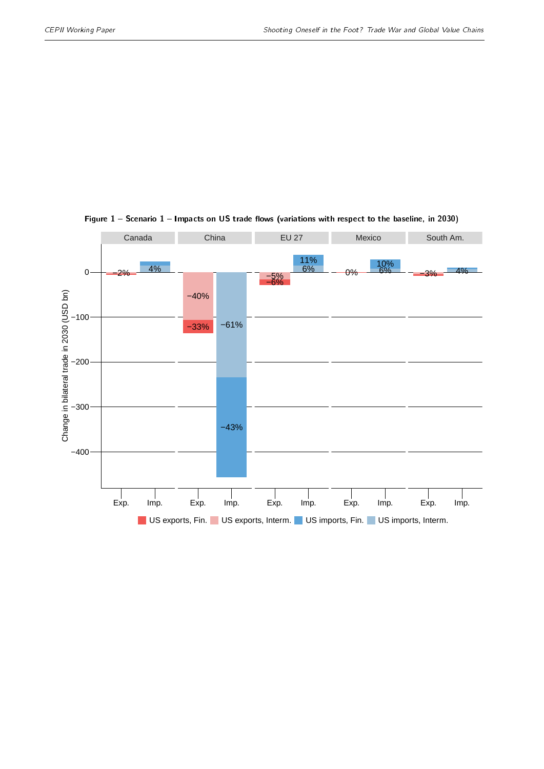**Figure 1 – Scenario 1 – Impacts on US trade flows (variations with respect to the baseline, in 2030)**

Canada | China | EU 27 | Mexico | South Am.

Change in bilateral trade in 2030 (USD bn)

| | Canada | China | EU 27 | Mexico | South Am. |
|---|---|---|---|---|---|
| Exp. | −2% | −40% (Interm.), −33% (Fin.) | −5% (Interm.), −6% (Fin.) | 0% | −3% |
| Imp. | 4% | −61% (Interm.), −43% (Fin.) | 6% (Interm.), 11% (Fin.) | 6% (Interm.), 10% (Fin.) | 4% |

US exports, Fin. | US exports, Interm. | US imports, Fin. | US imports, Interm.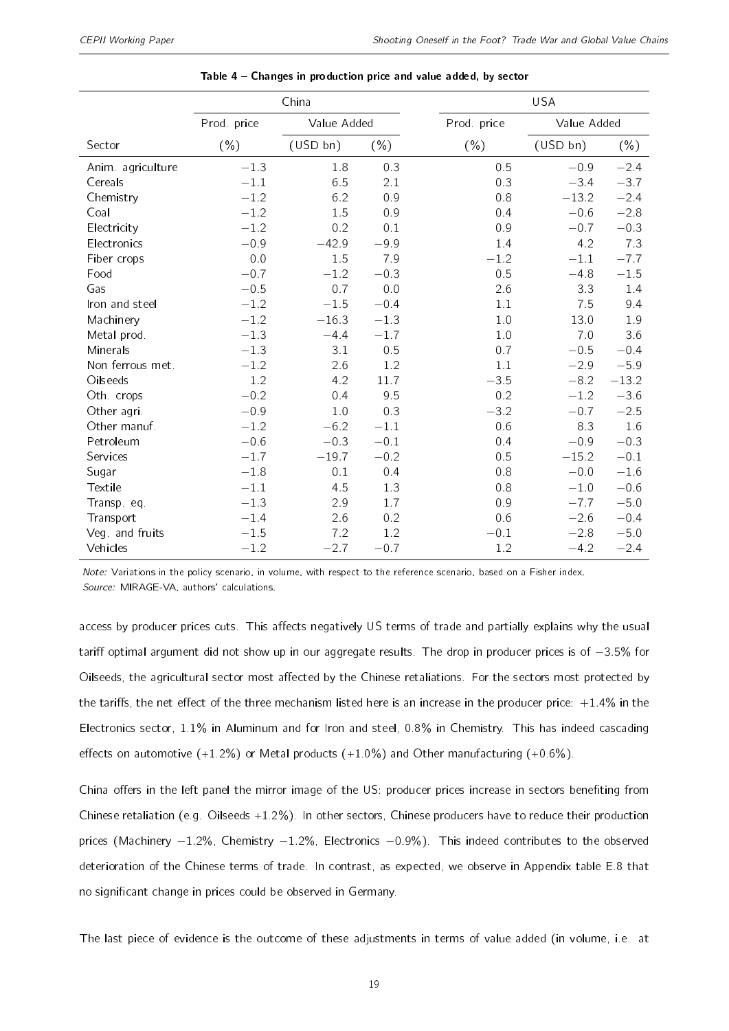**Table 4 – Changes in production price and value added, by sector**

| | China | | | USA | | |
|---|---|---|---|---|---|---|
| | Prod. price | Value Added | | Prod. price | Value Added | |
| Sector | (%) | (USD bn) | (%) | (%) | (USD bn) | (%) |
| Anim. agriculture | −1.3 | 1.8 | 0.3 | 0.5 | −0.9 | −2.4 |
| Cereals | −1.1 | 6.5 | 2.1 | 0.3 | −3.4 | −3.7 |
| Chemistry | −1.2 | 6.2 | 0.9 | 0.8 | −13.2 | −2.4 |
| Coal | −1.2 | 1.5 | 0.9 | 0.4 | −0.6 | −2.8 |
| Electricity | −1.2 | 0.2 | 0.1 | 0.9 | −0.7 | −0.3 |
| Electronics | −0.9 | −42.9 | −9.9 | 1.4 | 4.2 | 7.3 |
| Fiber crops | 0.0 | 1.5 | 7.9 | −1.2 | −1.1 | −7.7 |
| Food | −0.7 | −1.2 | −0.3 | 0.5 | −4.8 | −1.5 |
| Gas | −0.5 | 0.7 | 0.0 | 2.6 | 3.3 | 1.4 |
| Iron and steel | −1.2 | −1.5 | −0.4 | 1.1 | 7.5 | 9.4 |
| Machinery | −1.2 | −16.3 | −1.3 | 1.0 | 13.0 | 1.9 |
| Metal prod. | −1.3 | −4.4 | −1.7 | 1.0 | 7.0 | 3.6 |
| Minerals | −1.3 | 3.1 | 0.5 | 0.7 | −0.5 | −0.4 |
| Non ferrous met. | −1.2 | 2.6 | 1.2 | 1.1 | −2.9 | −5.9 |
| Oilseeds | 1.2 | 4.2 | 11.7 | −3.5 | −8.2 | −13.2 |
| Oth. crops | −0.2 | 0.4 | 9.5 | 0.2 | −1.2 | −3.6 |
| Other agri. | −0.9 | 1.0 | 0.3 | −3.2 | −0.7 | −2.5 |
| Other manuf. | −1.2 | −6.2 | −1.1 | 0.6 | 8.3 | 1.6 |
| Petroleum | −0.6 | −0.3 | −0.1 | 0.4 | −0.9 | −0.3 |
| Services | −1.7 | −19.7 | −0.2 | 0.5 | −15.2 | −0.1 |
| Sugar | −1.8 | 0.1 | 0.4 | 0.8 | −0.0 | −1.6 |
| Textile | −1.1 | 4.5 | 1.3 | 0.8 | −1.0 | −0.6 |
| Transp. eq. | −1.3 | 2.9 | 1.7 | 0.9 | −7.7 | −5.0 |
| Transport | −1.4 | 2.6 | 0.2 | 0.6 | −2.6 | −0.4 |
| Veg. and fruits | −1.5 | 7.2 | 1.2 | −0.1 | −2.8 | −5.0 |
| Vehicles | −1.2 | −2.7 | −0.7 | 1.2 | −4.2 | −2.4 |

*Note:* Variations in the policy scenario, in volume, with respect to the reference scenario, based on a Fisher index.
*Source:* MIRAGE-VA, authors' calculations.

access by producer prices cuts. This affects negatively US terms of trade and partially explains why the usual tariff optimal argument did not show up in our aggregate results. The drop in producer prices is of −3.5% for Oilseeds, the agricultural sector most affected by the Chinese retaliations. For the sectors most protected by the tariffs, the net effect of the three mechanism listed here is an increase in the producer price: +1.4% in the Electronics sector, 1.1% in Aluminum and for Iron and steel, 0.8% in Chemistry. This has indeed cascading effects on automotive (+1.2%) or Metal products (+1.0%) and Other manufacturing (+0.6%).

China offers in the left panel the mirror image of the US: producer prices increase in sectors benefiting from Chinese retaliation (e.g. Oilseeds +1.2%). In other sectors, Chinese producers have to reduce their production prices (Machinery −1.2%, Chemistry −1.2%, Electronics −0.9%). This indeed contributes to the observed deterioration of the Chinese terms of trade. In contrast, as expected, we observe in Appendix table E.8 that no significant change in prices could be observed in Germany.

The last piece of evidence is the outcome of these adjustments in terms of value added (in volume, i.e. at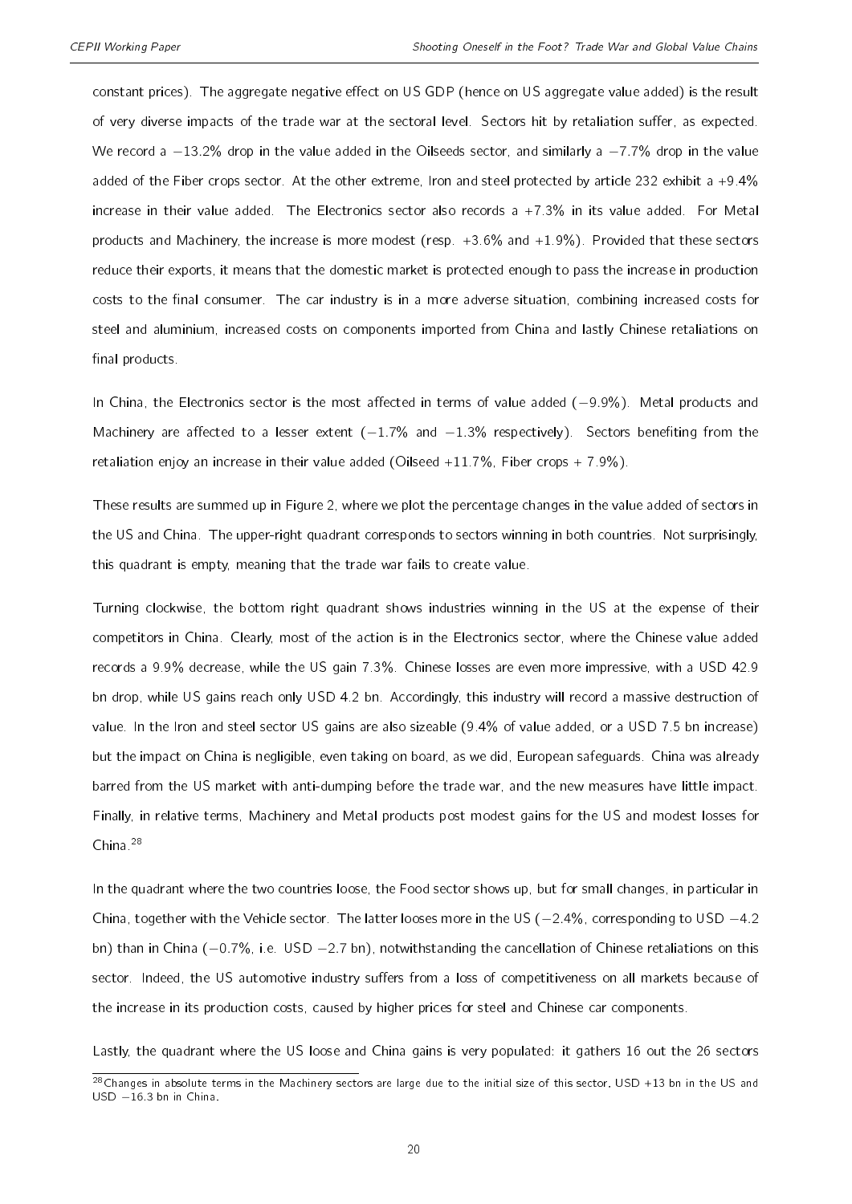constant prices). The aggregate negative effect on US GDP (hence on US aggregate value added) is the result of very diverse impacts of the trade war at the sectoral level. Sectors hit by retaliation suffer, as expected. We record a −13.2% drop in the value added in the Oilseeds sector, and similarly a −7.7% drop in the value added of the Fiber crops sector. At the other extreme, Iron and steel protected by article 232 exhibit a +9.4% increase in their value added. The Electronics sector also records a +7.3% in its value added. For Metal products and Machinery, the increase is more modest (resp. +3.6% and +1.9%). Provided that these sectors reduce their exports, it means that the domestic market is protected enough to pass the increase in production costs to the final consumer. The car industry is in a more adverse situation, combining increased costs for steel and aluminium, increased costs on components imported from China and lastly Chinese retaliations on final products.

In China, the Electronics sector is the most affected in terms of value added (−9.9%). Metal products and Machinery are affected to a lesser extent (−1.7% and −1.3% respectively). Sectors benefiting from the retaliation enjoy an increase in their value added (Oilseed +11.7%, Fiber crops + 7.9%).

These results are summed up in Figure 2, where we plot the percentage changes in the value added of sectors in the US and China. The upper-right quadrant corresponds to sectors winning in both countries. Not surprisingly, this quadrant is empty, meaning that the trade war fails to create value.

Turning clockwise, the bottom right quadrant shows industries winning in the US at the expense of their competitors in China. Clearly, most of the action is in the Electronics sector, where the Chinese value added records a 9.9% decrease, while the US gain 7.3%. Chinese losses are even more impressive, with a USD 42.9 bn drop, while US gains reach only USD 4.2 bn. Accordingly, this industry will record a massive destruction of value. In the Iron and steel sector US gains are also sizeable (9.4% of value added, or a USD 7.5 bn increase) but the impact on China is negligible, even taking on board, as we did, European safeguards. China was already barred from the US market with anti-dumping before the trade war, and the new measures have little impact. Finally, in relative terms, Machinery and Metal products post modest gains for the US and modest losses for China.[28]

In the quadrant where the two countries loose, the Food sector shows up, but for small changes, in particular in China, together with the Vehicle sector. The latter looses more in the US (−2.4%, corresponding to USD −4.2 bn) than in China (−0.7%, i.e. USD −2.7 bn), notwithstanding the cancellation of Chinese retaliations on this sector. Indeed, the US automotive industry suffers from a loss of competitiveness on all markets because of the increase in its production costs, caused by higher prices for steel and Chinese car components.

Lastly, the quadrant where the US loose and China gains is very populated: it gathers 16 out the 26 sectors

[28] Changes in absolute terms in the Machinery sectors are large due to the initial size of this sector, USD +13 bn in the US and USD −16.3 bn in China.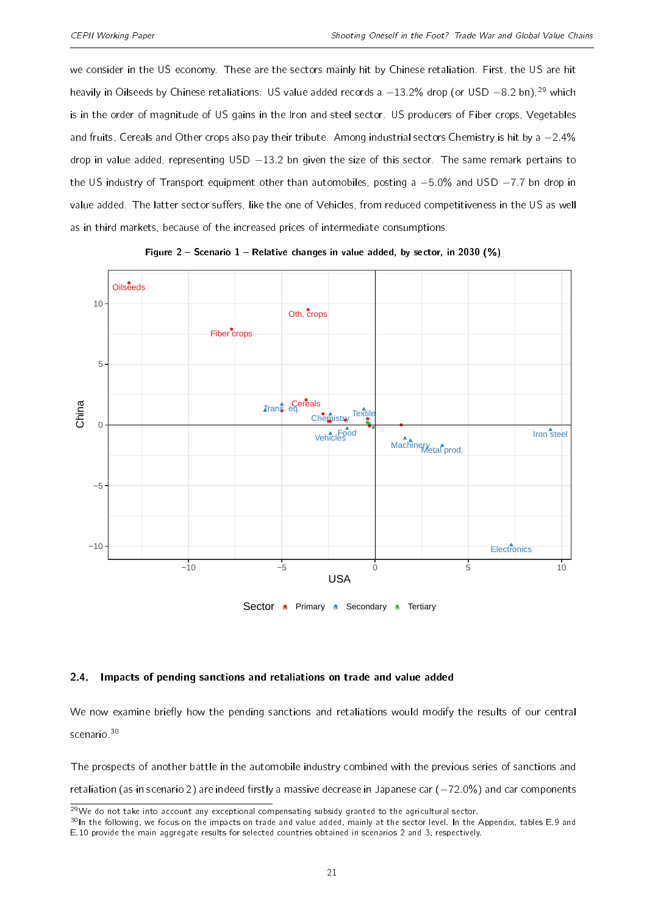we consider in the US economy. These are the sectors mainly hit by Chinese retaliation. First, the US are hit heavily in Oilseeds by Chinese retaliations: US value added records a −13.2% drop (or USD −8.2 bn),[29] which is in the order of magnitude of US gains in the Iron and steel sector. US producers of Fiber crops, Vegetables and fruits, Cereals and Other crops also pay their tribute. Among industrial sectors Chemistry is hit by a −2.4% drop in value added, representing USD −13.2 bn given the size of this sector. The same remark pertains to the US industry of Transport equipment other than automobiles, posting a −5.0% and USD −7.7 bn drop in value added. The latter sector suffers, like the one of Vehicles, from reduced competitiveness in the US as well as in third markets, because of the increased prices of intermediate consumptions.

**Figure 2 – Scenario 1 – Relative changes in value added, by sector, in 2030 (%)**

## 2.4. Impacts of pending sanctions and retaliations on trade and value added

We now examine briefly how the pending sanctions and retaliations would modify the results of our central scenario.[30]

The prospects of another battle in the automobile industry combined with the previous series of sanctions and retaliation (as in scenario 2) are indeed firstly a massive decrease in Japanese car (−72.0%) and car components

[29]We do not take into account any exceptional compensating subsidy granted to the agricultural sector.

[30]In the following, we focus on the impacts on trade and value added, mainly at the sector level. In the Appendix, tables E.9 and E.10 provide the main aggregate results for selected countries obtained in scenarios 2 and 3, respectively.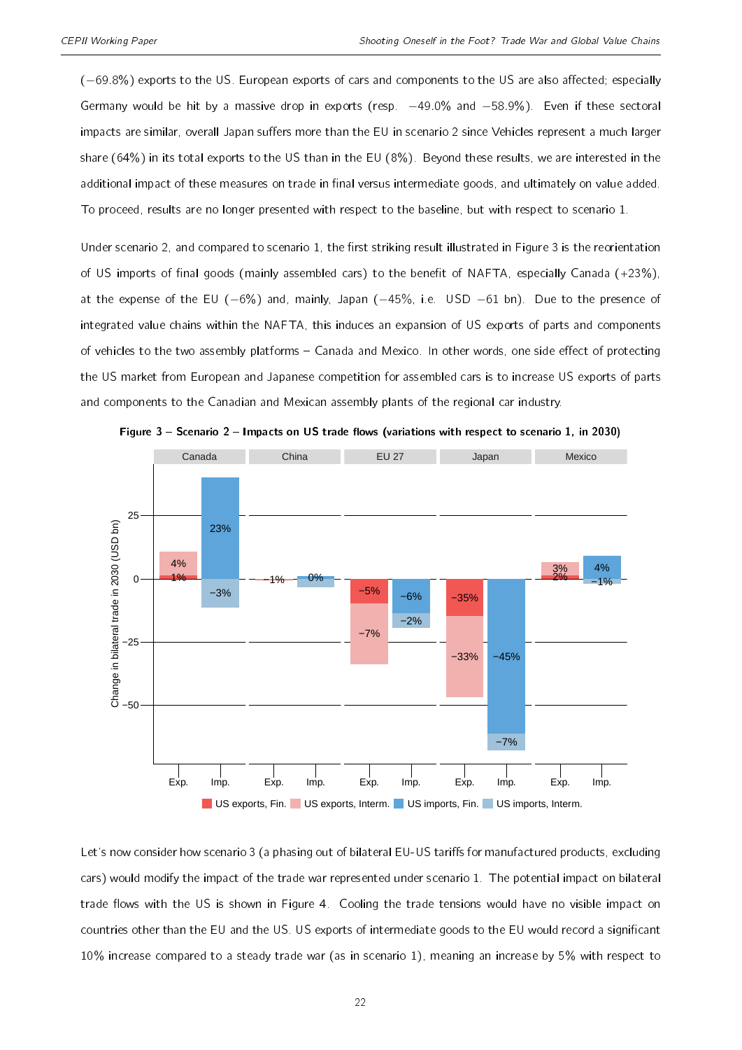(−69.8%) exports to the US. European exports of cars and components to the US are also affected; especially Germany would be hit by a massive drop in exports (resp. −49.0% and −58.9%). Even if these sectoral impacts are similar, overall Japan suffers more than the EU in scenario 2 since Vehicles represent a much larger share (64%) in its total exports to the US than in the EU (8%). Beyond these results, we are interested in the additional impact of these measures on trade in final versus intermediate goods, and ultimately on value added. To proceed, results are no longer presented with respect to the baseline, but with respect to scenario 1.

Under scenario 2, and compared to scenario 1, the first striking result illustrated in Figure 3 is the reorientation of US imports of final goods (mainly assembled cars) to the benefit of NAFTA, especially Canada (+23%), at the expense of the EU (−6%) and, mainly, Japan (−45%, i.e. USD −61 bn). Due to the presence of integrated value chains within the NAFTA, this induces an expansion of US exports of parts and components of vehicles to the two assembly platforms – Canada and Mexico. In other words, one side effect of protecting the US market from European and Japanese competition for assembled cars is to increase US exports of parts and components to the Canadian and Mexican assembly plants of the regional car industry.

**Figure 3 – Scenario 2 – Impacts on US trade flows (variations with respect to scenario 1, in 2030)**

Let's now consider how scenario 3 (a phasing out of bilateral EU-US tariffs for manufactured products, excluding cars) would modify the impact of the trade war represented under scenario 1. The potential impact on bilateral trade flows with the US is shown in Figure 4. Cooling the trade tensions would have no visible impact on countries other than the EU and the US. US exports of intermediate goods to the EU would record a significant 10% increase compared to a steady trade war (as in scenario 1), meaning an increase by 5% with respect to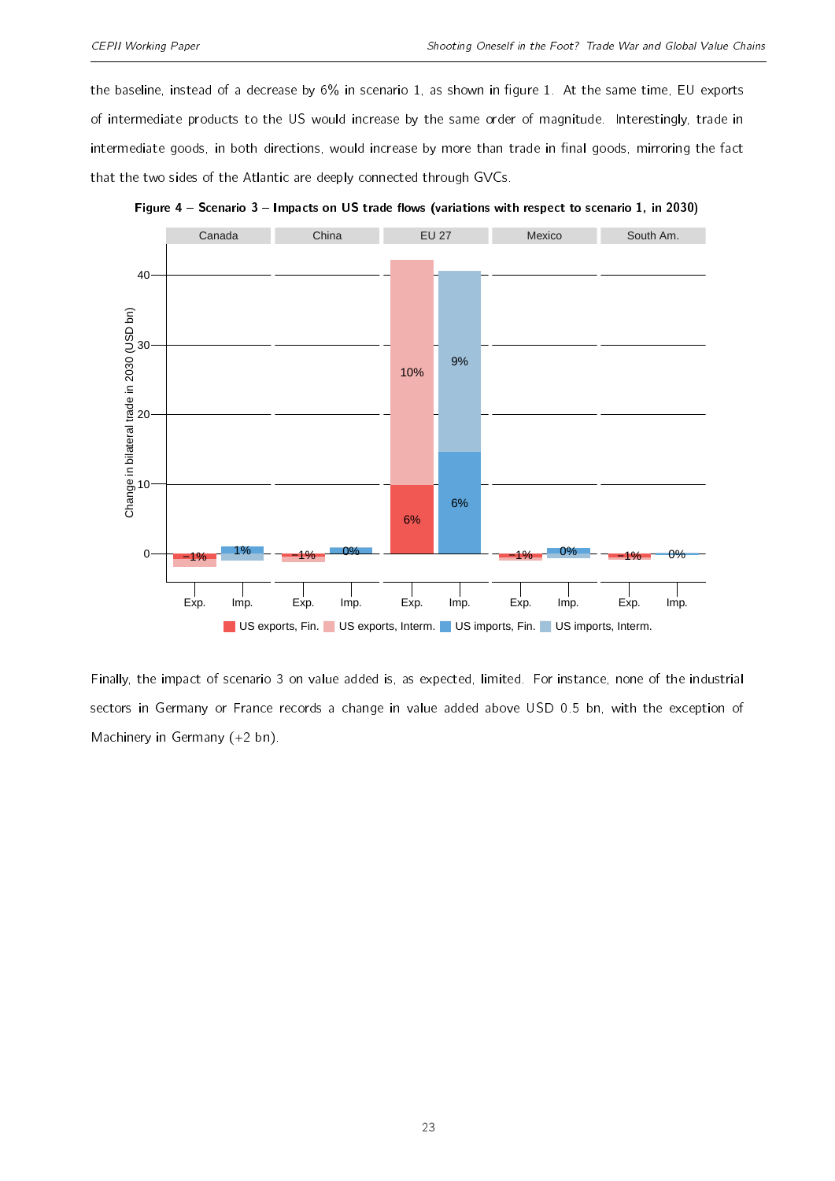the baseline, instead of a decrease by 6% in scenario 1, as shown in figure 1. At the same time, EU exports of intermediate products to the US would increase by the same order of magnitude. Interestingly, trade in intermediate goods, in both directions, would increase by more than trade in final goods, mirroring the fact that the two sides of the Atlantic are deeply connected through GVCs.

**Figure 4 – Scenario 3 – Impacts on US trade flows (variations with respect to scenario 1, in 2030)**

Finally, the impact of scenario 3 on value added is, as expected, limited. For instance, none of the industrial sectors in Germany or France records a change in value added above USD 0.5 bn, with the exception of Machinery in Germany (+2 bn).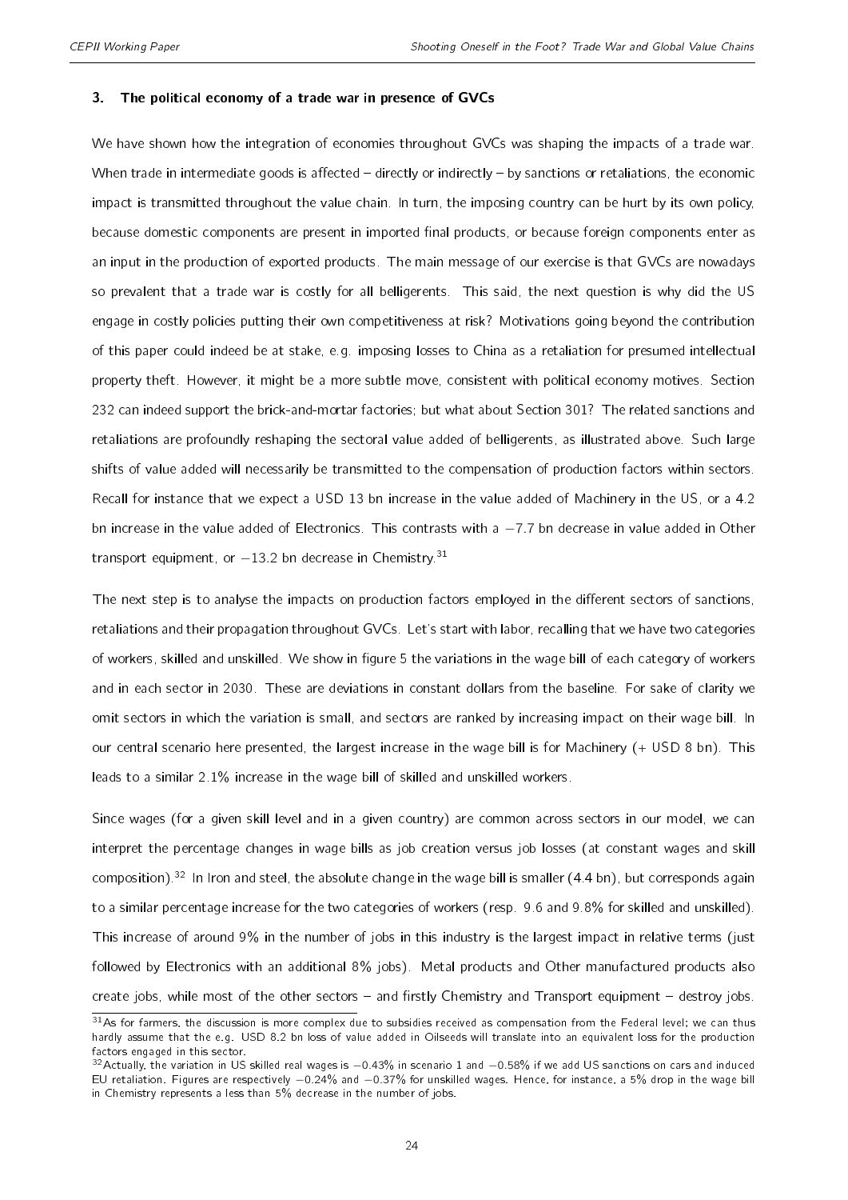## 3. The political economy of a trade war in presence of GVCs

We have shown how the integration of economies throughout GVCs was shaping the impacts of a trade war. When trade in intermediate goods is affected – directly or indirectly – by sanctions or retaliations, the economic impact is transmitted throughout the value chain. In turn, the imposing country can be hurt by its own policy, because domestic components are present in imported final products, or because foreign components enter as an input in the production of exported products. The main message of our exercise is that GVCs are nowadays so prevalent that a trade war is costly for all belligerents. This said, the next question is why did the US engage in costly policies putting their own competitiveness at risk? Motivations going beyond the contribution of this paper could indeed be at stake, e.g. imposing losses to China as a retaliation for presumed intellectual property theft. However, it might be a more subtle move, consistent with political economy motives. Section 232 can indeed support the brick-and-mortar factories; but what about Section 301? The related sanctions and retaliations are profoundly reshaping the sectoral value added of belligerents, as illustrated above. Such large shifts of value added will necessarily be transmitted to the compensation of production factors within sectors. Recall for instance that we expect a USD 13 bn increase in the value added of Machinery in the US, or a 4.2 bn increase in the value added of Electronics. This contrasts with a −7.7 bn decrease in value added in Other transport equipment, or −13.2 bn decrease in Chemistry.[31]

The next step is to analyse the impacts on production factors employed in the different sectors of sanctions, retaliations and their propagation throughout GVCs. Let's start with labor, recalling that we have two categories of workers, skilled and unskilled. We show in figure 5 the variations in the wage bill of each category of workers and in each sector in 2030. These are deviations in constant dollars from the baseline. For sake of clarity we omit sectors in which the variation is small, and sectors are ranked by increasing impact on their wage bill. In our central scenario here presented, the largest increase in the wage bill is for Machinery (+ USD 8 bn). This leads to a similar 2.1% increase in the wage bill of skilled and unskilled workers.

Since wages (for a given skill level and in a given country) are common across sectors in our model, we can interpret the percentage changes in wage bills as job creation versus job losses (at constant wages and skill composition).[32] In Iron and steel, the absolute change in the wage bill is smaller (4.4 bn), but corresponds again to a similar percentage increase for the two categories of workers (resp. 9.6 and 9.8% for skilled and unskilled). This increase of around 9% in the number of jobs in this industry is the largest impact in relative terms (just followed by Electronics with an additional 8% jobs). Metal products and Other manufactured products also create jobs, while most of the other sectors – and firstly Chemistry and Transport equipment – destroy jobs.

[31] As for farmers, the discussion is more complex due to subsidies received as compensation from the Federal level; we can thus hardly assume that the e.g. USD 8.2 bn loss of value added in Oilseeds will translate into an equivalent loss for the production factors engaged in this sector.

[32] Actually, the variation in US skilled real wages is −0.43% in scenario 1 and −0.58% if we add US sanctions on cars and induced EU retaliation. Figures are respectively −0.24% and −0.37% for unskilled wages. Hence, for instance, a 5% drop in the wage bill in Chemistry represents a less than 5% decrease in the number of jobs.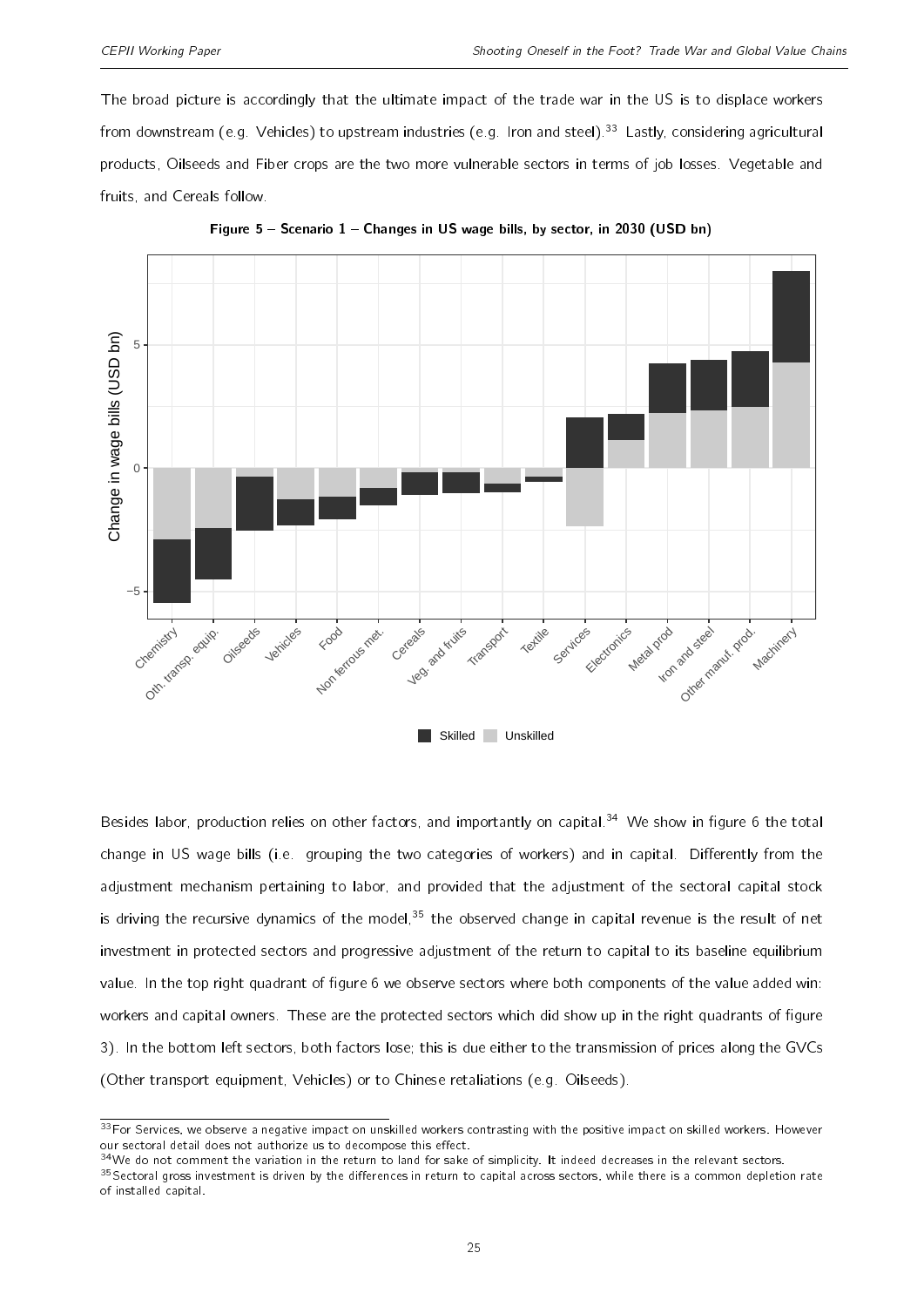The broad picture is accordingly that the ultimate impact of the trade war in the US is to displace workers from downstream (e.g. Vehicles) to upstream industries (e.g. Iron and steel).[33] Lastly, considering agricultural products, Oilseeds and Fiber crops are the two more vulnerable sectors in terms of job losses. Vegetable and fruits, and Cereals follow.

**Figure 5 – Scenario 1 – Changes in US wage bills, by sector, in 2030 (USD bn)**

Besides labor, production relies on other factors, and importantly on capital.[34] We show in figure 6 the total change in US wage bills (i.e. grouping the two categories of workers) and in capital. Differently from the adjustment mechanism pertaining to labor, and provided that the adjustment of the sectoral capital stock is driving the recursive dynamics of the model,[35] the observed change in capital revenue is the result of net investment in protected sectors and progressive adjustment of the return to capital to its baseline equilibrium value. In the top right quadrant of figure 6 we observe sectors where both components of the value added win: workers and capital owners. These are the protected sectors which did show up in the right quadrants of figure 3). In the bottom left sectors, both factors lose; this is due either to the transmission of prices along the GVCs (Other transport equipment, Vehicles) or to Chinese retaliations (e.g. Oilseeds).

[33] For Services, we observe a negative impact on unskilled workers contrasting with the positive impact on skilled workers. However our sectoral detail does not authorize us to decompose this effect.

[34] We do not comment the variation in the return to land for sake of simplicity. It indeed decreases in the relevant sectors.

[35] Sectoral gross investment is driven by the differences in return to capital across sectors, while there is a common depletion rate of installed capital.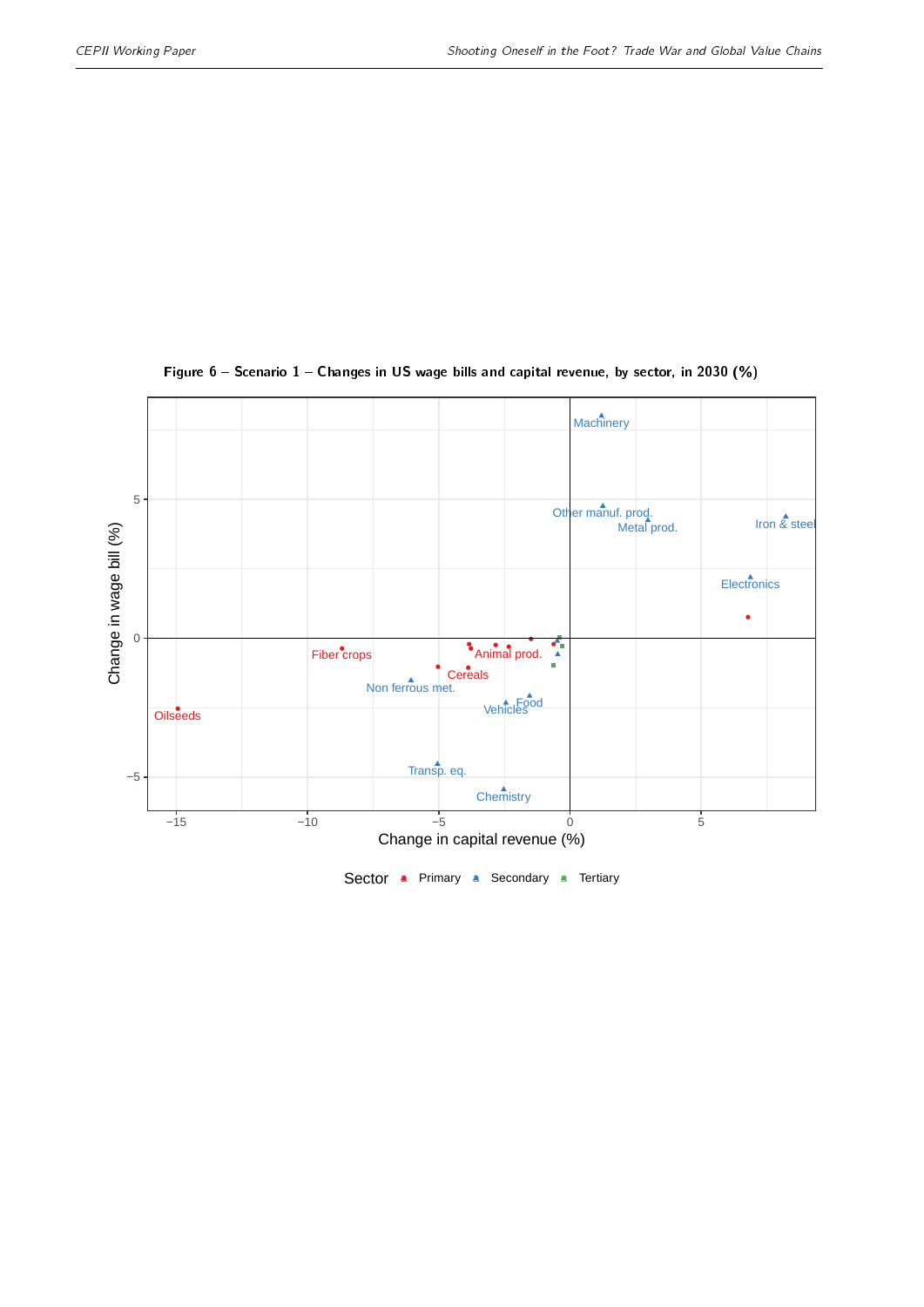**Figure 6 – Scenario 1 – Changes in US wage bills and capital revenue, by sector, in 2030 (%)**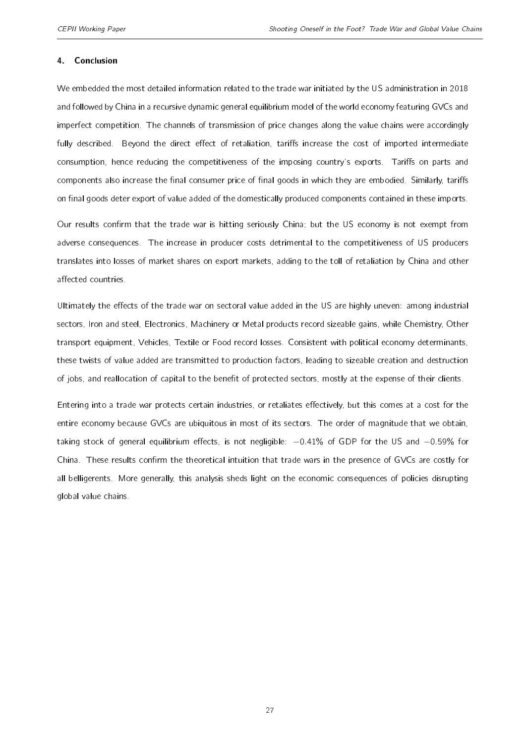## 4. Conclusion

We embedded the most detailed information related to the trade war initiated by the US administration in 2018 and followed by China in a recursive dynamic general equilibrium model of the world economy featuring GVCs and imperfect competition. The channels of transmission of price changes along the value chains were accordingly fully described. Beyond the direct effect of retaliation, tariffs increase the cost of imported intermediate consumption, hence reducing the competitiveness of the imposing country's exports. Tariffs on parts and components also increase the final consumer price of final goods in which they are embodied. Similarly, tariffs on final goods deter export of value added of the domestically produced components contained in these imports.

Our results confirm that the trade war is hitting seriously China; but the US economy is not exempt from adverse consequences. The increase in producer costs detrimental to the competitiveness of US producers translates into losses of market shares on export markets, adding to the toll of retaliation by China and other affected countries.

Ultimately the effects of the trade war on sectoral value added in the US are highly uneven: among industrial sectors, Iron and steel, Electronics, Machinery or Metal products record sizeable gains, while Chemistry, Other transport equipment, Vehicles, Textile or Food record losses. Consistent with political economy determinants, these twists of value added are transmitted to production factors, leading to sizeable creation and destruction of jobs, and reallocation of capital to the benefit of protected sectors, mostly at the expense of their clients.

Entering into a trade war protects certain industries, or retaliates effectively, but this comes at a cost for the entire economy because GVCs are ubiquitous in most of its sectors. The order of magnitude that we obtain, taking stock of general equilibrium effects, is not negligible: $-0.41\%$ of GDP for the US and $-0.59\%$ for China. These results confirm the theoretical intuition that trade wars in the presence of GVCs are costly for all belligerents. More generally, this analysis sheds light on the economic consequences of policies disrupting global value chains.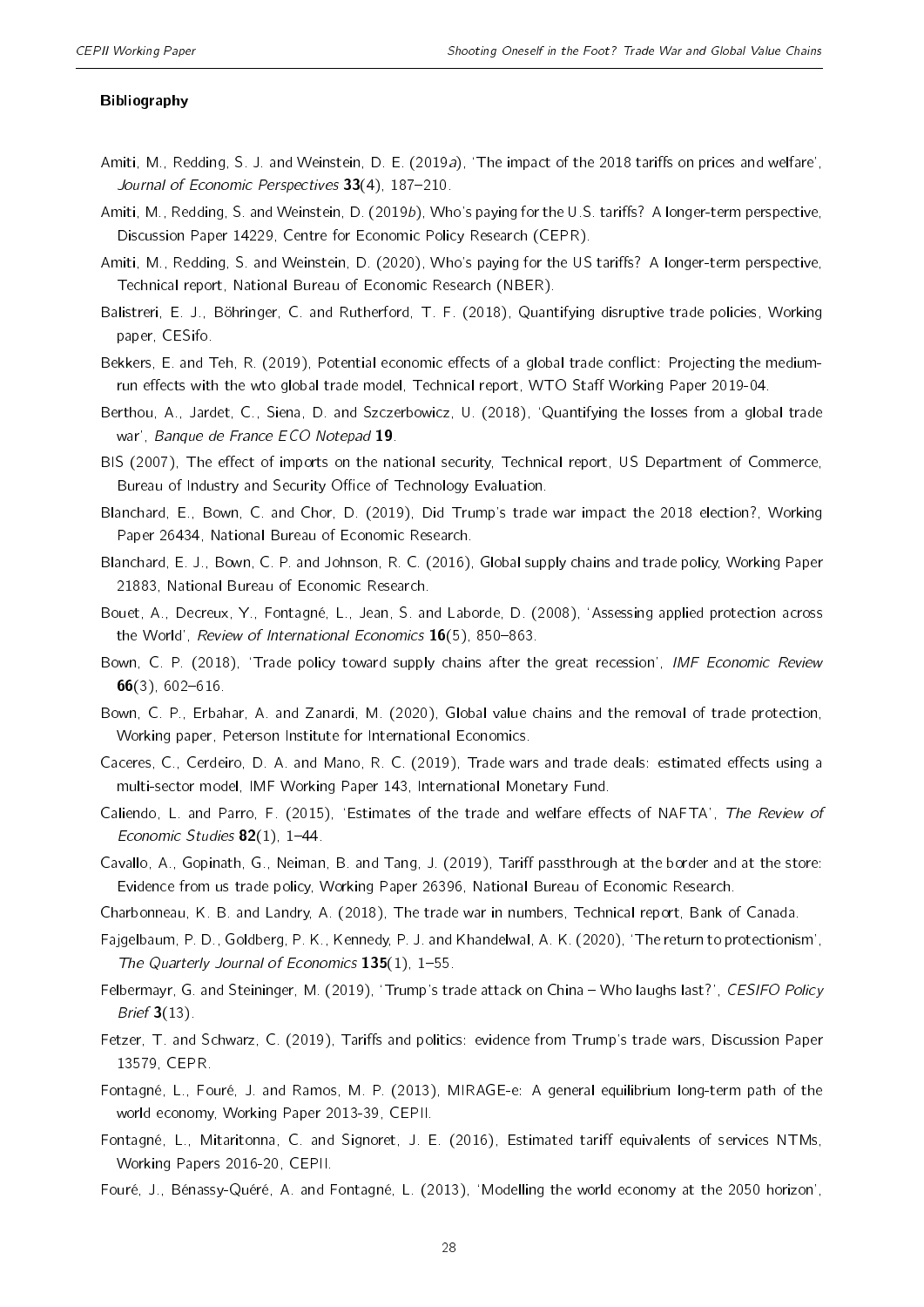#### Bibliography

Amiti, M., Redding, S. J. and Weinstein, D. E. (2019*a*), 'The impact of the 2018 tariffs on prices and welfare', *Journal of Economic Perspectives* **33**(4), 187–210.

Amiti, M., Redding, S. and Weinstein, D. (2019*b*), Who's paying for the U.S. tariffs? A longer-term perspective, Discussion Paper 14229, Centre for Economic Policy Research (CEPR).

Amiti, M., Redding, S. and Weinstein, D. (2020), Who's paying for the US tariffs? A longer-term perspective, Technical report, National Bureau of Economic Research (NBER).

Balistreri, E. J., Böhringer, C. and Rutherford, T. F. (2018), Quantifying disruptive trade policies, Working paper, CESifo.

Bekkers, E. and Teh, R. (2019), Potential economic effects of a global trade conflict: Projecting the medium-run effects with the wto global trade model, Technical report, WTO Staff Working Paper 2019-04.

Berthou, A., Jardet, C., Siena, D. and Szczerbowicz, U. (2018), 'Quantifying the losses from a global trade war', *Banque de France ECO Notepad* **19**.

BIS (2007), The effect of imports on the national security, Technical report, US Department of Commerce, Bureau of Industry and Security Office of Technology Evaluation.

Blanchard, E., Bown, C. and Chor, D. (2019), Did Trump's trade war impact the 2018 election?, Working Paper 26434, National Bureau of Economic Research.

Blanchard, E. J., Bown, C. P. and Johnson, R. C. (2016), Global supply chains and trade policy, Working Paper 21883, National Bureau of Economic Research.

Bouet, A., Decreux, Y., Fontagné, L., Jean, S. and Laborde, D. (2008), 'Assessing applied protection across the World', *Review of International Economics* **16**(5), 850–863.

Bown, C. P. (2018), 'Trade policy toward supply chains after the great recession', *IMF Economic Review* **66**(3), 602–616.

Bown, C. P., Erbahar, A. and Zanardi, M. (2020), Global value chains and the removal of trade protection, Working paper, Peterson Institute for International Economics.

Caceres, C., Cerdeiro, D. A. and Mano, R. C. (2019), Trade wars and trade deals: estimated effects using a multi-sector model, IMF Working Paper 143, International Monetary Fund.

Caliendo, L. and Parro, F. (2015), 'Estimates of the trade and welfare effects of NAFTA', *The Review of Economic Studies* **82**(1), 1–44.

Cavallo, A., Gopinath, G., Neiman, B. and Tang, J. (2019), Tariff passthrough at the border and at the store: Evidence from us trade policy, Working Paper 26396, National Bureau of Economic Research.

Charbonneau, K. B. and Landry, A. (2018), The trade war in numbers, Technical report, Bank of Canada.

Fajgelbaum, P. D., Goldberg, P. K., Kennedy, P. J. and Khandelwal, A. K. (2020), 'The return to protectionism', *The Quarterly Journal of Economics* **135**(1), 1–55.

Felbermayr, G. and Steininger, M. (2019), 'Trump's trade attack on China – Who laughs last?', *CESIFO Policy Brief* **3**(13).

Fetzer, T. and Schwarz, C. (2019), Tariffs and politics: evidence from Trump's trade wars, Discussion Paper 13579, CEPR.

Fontagné, L., Fouré, J. and Ramos, M. P. (2013), MIRAGE-e: A general equilibrium long-term path of the world economy, Working Paper 2013-39, CEPII.

Fontagné, L., Mitaritonna, C. and Signoret, J. E. (2016), Estimated tariff equivalents of services NTMs, Working Papers 2016-20, CEPII.

Fouré, J., Bénassy-Quéré, A. and Fontagné, L. (2013), 'Modelling the world economy at the 2050 horizon',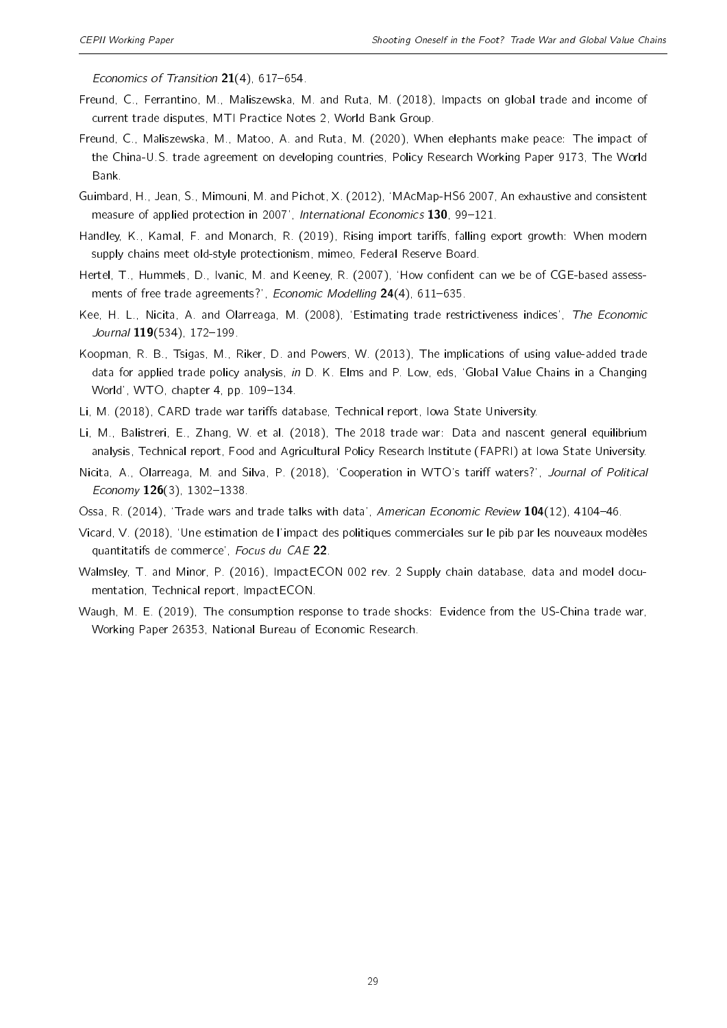*Economics of Transition* **21**(4), 617–654.

Freund, C., Ferrantino, M., Maliszewska, M. and Ruta, M. (2018), Impacts on global trade and income of current trade disputes, MTI Practice Notes 2, World Bank Group.

Freund, C., Maliszewska, M., Matoo, A. and Ruta, M. (2020), When elephants make peace: The impact of the China-U.S. trade agreement on developing countries, Policy Research Working Paper 9173, The World Bank.

Guimbard, H., Jean, S., Mimouni, M. and Pichot, X. (2012), 'MAcMap-HS6 2007, An exhaustive and consistent measure of applied protection in 2007', *International Economics* **130**, 99–121.

Handley, K., Kamal, F. and Monarch, R. (2019), Rising import tariffs, falling export growth: When modern supply chains meet old-style protectionism, mimeo, Federal Reserve Board.

Hertel, T., Hummels, D., Ivanic, M. and Keeney, R. (2007), 'How confident can we be of CGE-based assessments of free trade agreements?', *Economic Modelling* **24**(4), 611–635.

Kee, H. L., Nicita, A. and Olarreaga, M. (2008), 'Estimating trade restrictiveness indices', *The Economic Journal* **119**(534), 172–199.

Koopman, R. B., Tsigas, M., Riker, D. and Powers, W. (2013), The implications of using value-added trade data for applied trade policy analysis, *in* D. K. Elms and P. Low, eds, 'Global Value Chains in a Changing World', WTO, chapter 4, pp. 109–134.

Li, M. (2018), CARD trade war tariffs database, Technical report, Iowa State University.

Li, M., Balistreri, E., Zhang, W. et al. (2018), The 2018 trade war: Data and nascent general equilibrium analysis, Technical report, Food and Agricultural Policy Research Institute (FAPRI) at Iowa State University.

Nicita, A., Olarreaga, M. and Silva, P. (2018), 'Cooperation in WTO's tariff waters?', *Journal of Political Economy* **126**(3), 1302–1338.

Ossa, R. (2014), 'Trade wars and trade talks with data', *American Economic Review* **104**(12), 4104–46.

Vicard, V. (2018), 'Une estimation de l'impact des politiques commerciales sur le pib par les nouveaux modèles quantitatifs de commerce', *Focus du CAE* **22**.

Walmsley, T. and Minor, P. (2016), ImpactECON 002 rev. 2 Supply chain database, data and model documentation, Technical report, ImpactECON.

Waugh, M. E. (2019), The consumption response to trade shocks: Evidence from the US-China trade war, Working Paper 26353, National Bureau of Economic Research.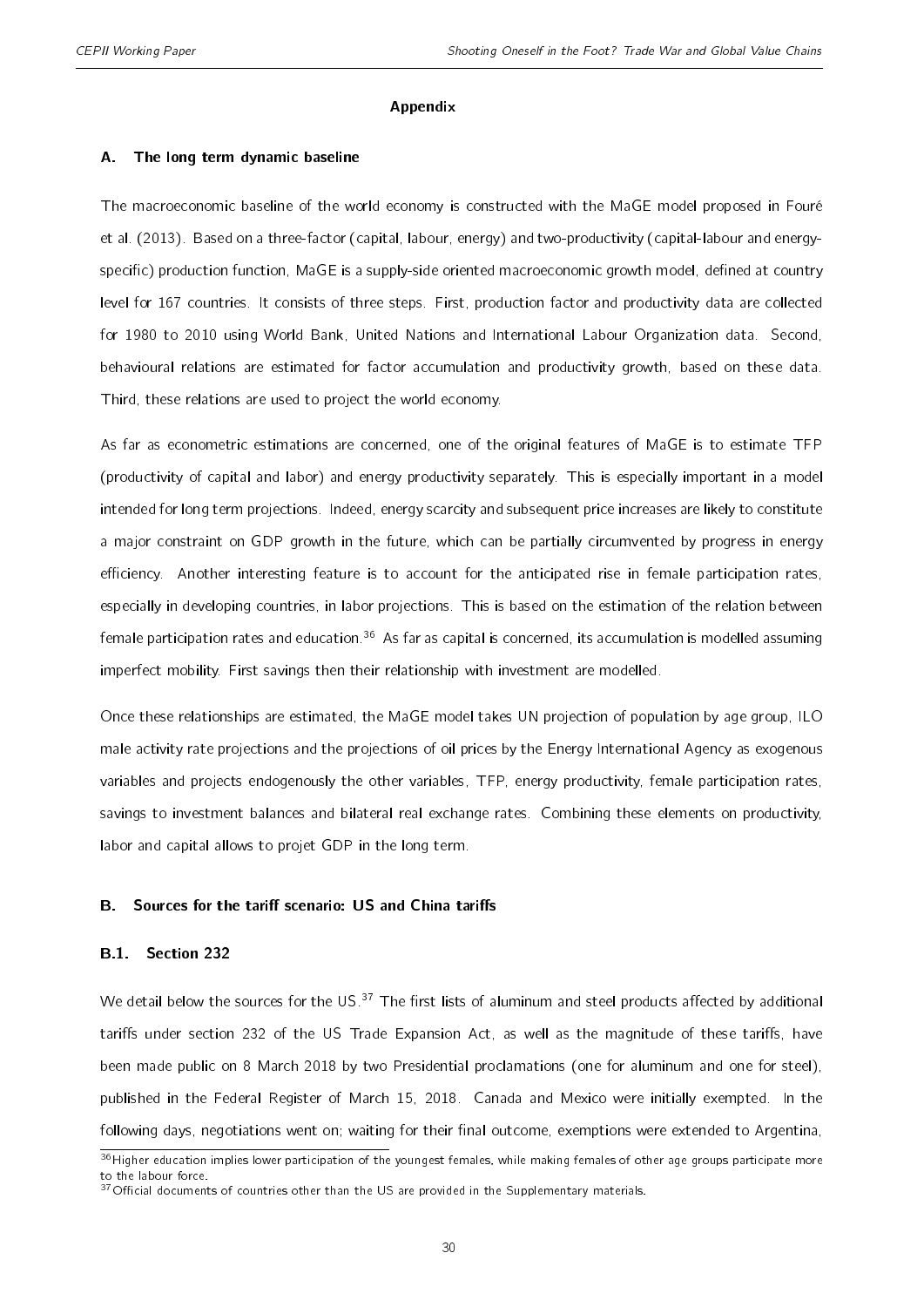# Appendix

## A. The long term dynamic baseline

The macroeconomic baseline of the world economy is constructed with the MaGE model proposed in Fouré et al. (2013). Based on a three-factor (capital, labour, energy) and two-productivity (capital-labour and energy-specific) production function, MaGE is a supply-side oriented macroeconomic growth model, defined at country level for 167 countries. It consists of three steps. First, production factor and productivity data are collected for 1980 to 2010 using World Bank, United Nations and International Labour Organization data. Second, behavioural relations are estimated for factor accumulation and productivity growth, based on these data. Third, these relations are used to project the world economy.

As far as econometric estimations are concerned, one of the original features of MaGE is to estimate TFP (productivity of capital and labor) and energy productivity separately. This is especially important in a model intended for long term projections. Indeed, energy scarcity and subsequent price increases are likely to constitute a major constraint on GDP growth in the future, which can be partially circumvented by progress in energy efficiency. Another interesting feature is to account for the anticipated rise in female participation rates, especially in developing countries, in labor projections. This is based on the estimation of the relation between female participation rates and education.[36] As far as capital is concerned, its accumulation is modelled assuming imperfect mobility. First savings then their relationship with investment are modelled.

Once these relationships are estimated, the MaGE model takes UN projection of population by age group, ILO male activity rate projections and the projections of oil prices by the Energy International Agency as exogenous variables and projects endogenously the other variables, TFP, energy productivity, female participation rates, savings to investment balances and bilateral real exchange rates. Combining these elements on productivity, labor and capital allows to projet GDP in the long term.

## B. Sources for the tariff scenario: US and China tariffs

### B.1. Section 232

We detail below the sources for the US.[37] The first lists of aluminum and steel products affected by additional tariffs under section 232 of the US Trade Expansion Act, as well as the magnitude of these tariffs, have been made public on 8 March 2018 by two Presidential proclamations (one for aluminum and one for steel), published in the Federal Register of March 15, 2018. Canada and Mexico were initially exempted. In the following days, negotiations went on; waiting for their final outcome, exemptions were extended to Argentina,

---

[36] Higher education implies lower participation of the youngest females, while making females of other age groups participate more to the labour force.

[37] Official documents of countries other than the US are provided in the Supplementary materials.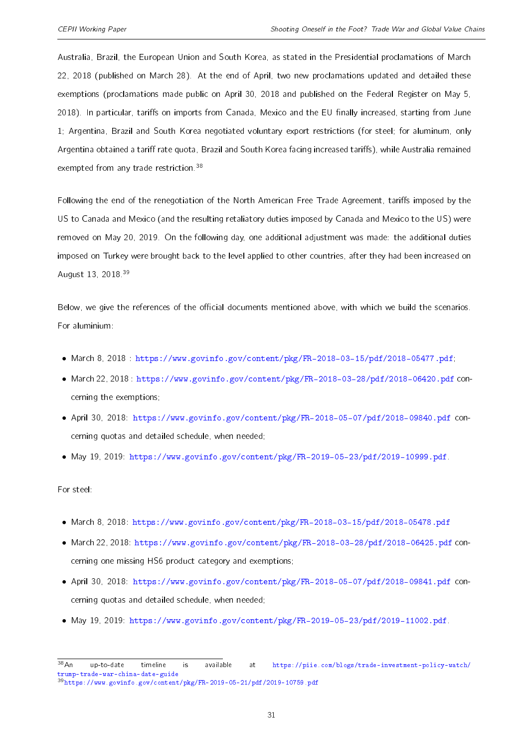Australia, Brazil, the European Union and South Korea, as stated in the Presidential proclamations of March 22, 2018 (published on March 28). At the end of April, two new proclamations updated and detailed these exemptions (proclamations made public on April 30, 2018 and published on the Federal Register on May 5, 2018). In particular, tariffs on imports from Canada, Mexico and the EU finally increased, starting from June 1; Argentina, Brazil and South Korea negotiated voluntary export restrictions (for steel; for aluminum, only Argentina obtained a tariff rate quota, Brazil and South Korea facing increased tariffs), while Australia remained exempted from any trade restriction.[38]

Following the end of the renegotiation of the North American Free Trade Agreement, tariffs imposed by the US to Canada and Mexico (and the resulting retaliatory duties imposed by Canada and Mexico to the US) were removed on May 20, 2019. On the following day, one additional adjustment was made: the additional duties imposed on Turkey were brought back to the level applied to other countries, after they had been increased on August 13, 2018.[39]

Below, we give the references of the official documents mentioned above, with which we build the scenarios. For aluminium:

- March 8, 2018 : https://www.govinfo.gov/content/pkg/FR-2018-03-15/pdf/2018-05477.pdf;
- March 22, 2018 : https://www.govinfo.gov/content/pkg/FR-2018-03-28/pdf/2018-06420.pdf concerning the exemptions;
- April 30, 2018: https://www.govinfo.gov/content/pkg/FR-2018-05-07/pdf/2018-09840.pdf concerning quotas and detailed schedule, when needed;
- May 19, 2019: https://www.govinfo.gov/content/pkg/FR-2019-05-23/pdf/2019-10999.pdf.

For steel:

- March 8, 2018: https://www.govinfo.gov/content/pkg/FR-2018-03-15/pdf/2018-05478.pdf
- March 22, 2018: https://www.govinfo.gov/content/pkg/FR-2018-03-28/pdf/2018-06425.pdf concerning one missing HS6 product category and exemptions;
- April 30, 2018: https://www.govinfo.gov/content/pkg/FR-2018-05-07/pdf/2018-09841.pdf concerning quotas and detailed schedule, when needed;
- May 19, 2019: https://www.govinfo.gov/content/pkg/FR-2019-05-23/pdf/2019-11002.pdf.

---

[38] An up-to-date timeline is available at https://piie.com/blogs/trade-investment-policy-watch/trump-trade-war-china-date-guide

[39] https://www.govinfo.gov/content/pkg/FR-2019-05-21/pdf/2019-10759.pdf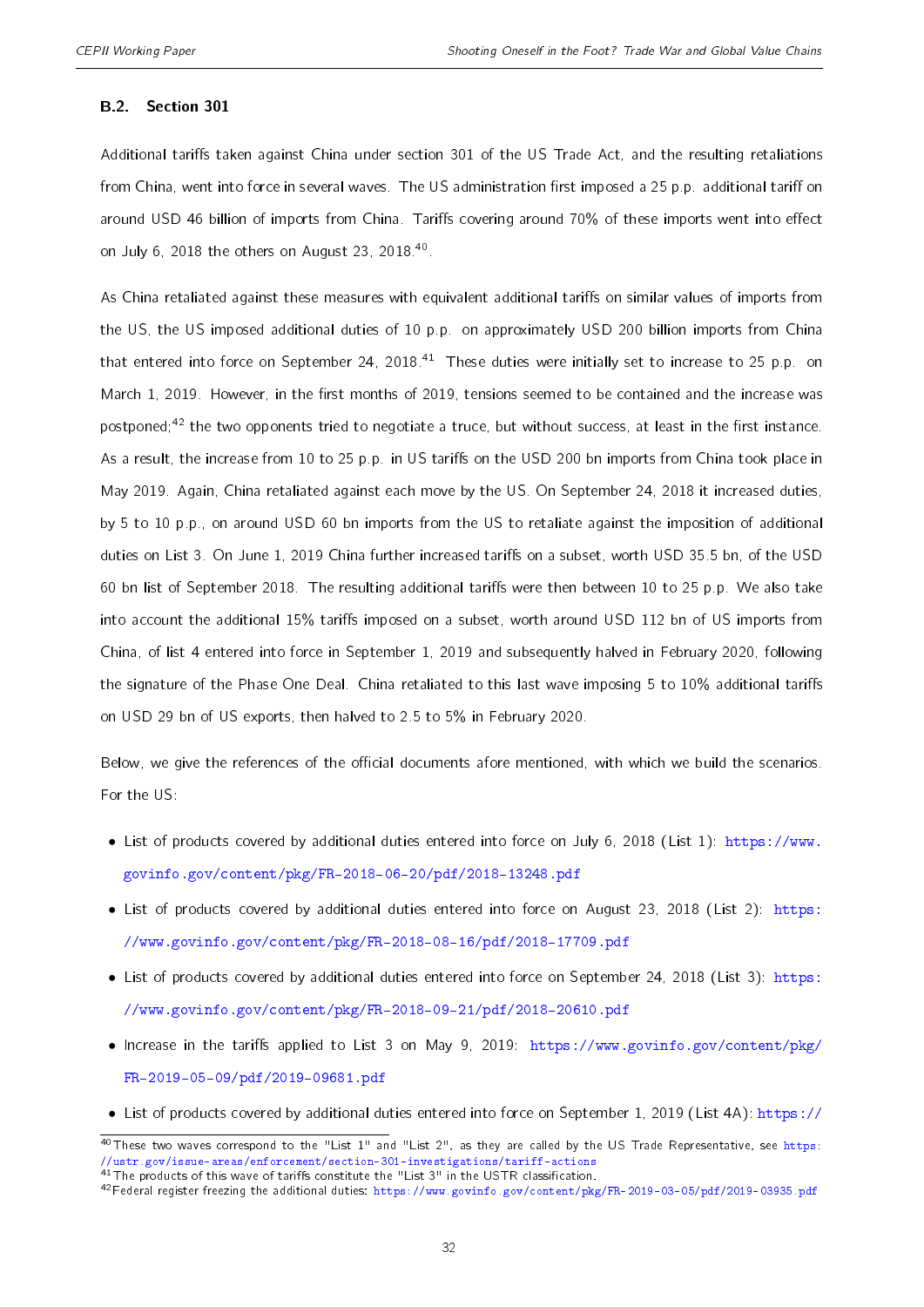### B.2. Section 301

Additional tariffs taken against China under section 301 of the US Trade Act, and the resulting retaliations from China, went into force in several waves. The US administration first imposed a 25 p.p. additional tariff on around USD 46 billion of imports from China. Tariffs covering around 70% of these imports went into effect on July 6, 2018 the others on August 23, 2018.[40].

As China retaliated against these measures with equivalent additional tariffs on similar values of imports from the US, the US imposed additional duties of 10 p.p. on approximately USD 200 billion imports from China that entered into force on September 24, 2018.[41] These duties were initially set to increase to 25 p.p. on March 1, 2019. However, in the first months of 2019, tensions seemed to be contained and the increase was postponed;[42] the two opponents tried to negotiate a truce, but without success, at least in the first instance. As a result, the increase from 10 to 25 p.p. in US tariffs on the USD 200 bn imports from China took place in May 2019. Again, China retaliated against each move by the US. On September 24, 2018 it increased duties, by 5 to 10 p.p., on around USD 60 bn imports from the US to retaliate against the imposition of additional duties on List 3. On June 1, 2019 China further increased tariffs on a subset, worth USD 35.5 bn, of the USD 60 bn list of September 2018. The resulting additional tariffs were then between 10 to 25 p.p. We also take into account the additional 15% tariffs imposed on a subset, worth around USD 112 bn of US imports from China, of list 4 entered into force in September 1, 2019 and subsequently halved in February 2020, following the signature of the Phase One Deal. China retaliated to this last wave imposing 5 to 10% additional tariffs on USD 29 bn of US exports, then halved to 2.5 to 5% in February 2020.

Below, we give the references of the official documents afore mentioned, with which we build the scenarios. For the US:

- List of products covered by additional duties entered into force on July 6, 2018 (List 1): https://www.govinfo.gov/content/pkg/FR-2018-06-20/pdf/2018-13248.pdf
- List of products covered by additional duties entered into force on August 23, 2018 (List 2): https://www.govinfo.gov/content/pkg/FR-2018-08-16/pdf/2018-17709.pdf
- List of products covered by additional duties entered into force on September 24, 2018 (List 3): https://www.govinfo.gov/content/pkg/FR-2018-09-21/pdf/2018-20610.pdf
- Increase in the tariffs applied to List 3 on May 9, 2019: https://www.govinfo.gov/content/pkg/FR-2019-05-09/pdf/2019-09681.pdf
- List of products covered by additional duties entered into force on September 1, 2019 (List 4A): https://

[40] These two waves correspond to the "List 1" and "List 2", as they are called by the US Trade Representative, see https://ustr.gov/issue-areas/enforcement/section-301-investigations/tariff-actions

[41] The products of this wave of tariffs constitute the "List 3" in the USTR classification.

[42] Federal register freezing the additional duties: https://www.govinfo.gov/content/pkg/FR-2019-03-05/pdf/2019-03935.pdf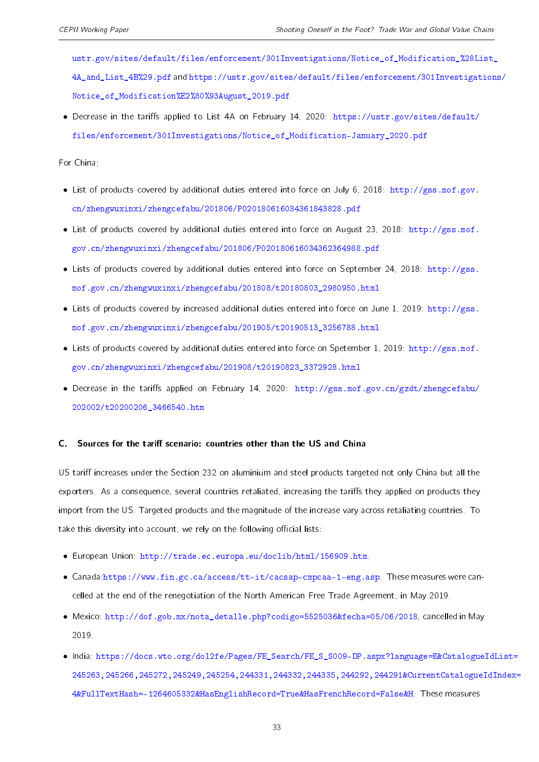ustr.gov/sites/default/files/enforcement/301Investigations/Notice_of_Modification_%28List_4A_and_List_4B%29.pdf and https://ustr.gov/sites/default/files/enforcement/301Investigations/Notice_of_Modification%E2%80%93August_2019.pdf

- Decrease in the tariffs applied to List 4A on February 14, 2020: https://ustr.gov/sites/default/files/enforcement/301Investigations/Notice_of_Modification-January_2020.pdf

For China:

- List of products covered by additional duties entered into force on July 6, 2018: http://gss.mof.gov.cn/zhengwuxinxi/zhengcefabu/201806/P020180616034361843828.pdf
- List of products covered by additional duties entered into force on August 23, 2018: http://gss.mof.gov.cn/zhengwuxinxi/zhengcefabu/201806/P020180616034362364988.pdf
- Lists of products covered by additional duties entered into force on September 24, 2018: http://gss.mof.gov.cn/zhengwuxinxi/zhengcefabu/201808/t20180803_2980950.html
- Lists of products covered by increased additional duties entered into force on June 1, 2019: http://gss.mof.gov.cn/zhengwuxinxi/zhengcefabu/201905/t20190513_3256788.html
- Lists of products covered by additional duties entered into force on Spetember 1, 2019: http://gss.mof.gov.cn/zhengwuxinxi/zhengcefabu/201908/t20190823_3372928.html
- Decrease in the tariffs applied on February 14, 2020: http://gss.mof.gov.cn/gzdt/zhengcefabu/202002/t20200206_3466540.htm

## C. Sources for the tariff scenario: countries other than the US and China

US tariff increases under the Section 232 on aluminium and steel products targeted not only China but all the exporters. As a consequence, several countries retaliated, increasing the tariffs they applied on products they import from the US. Targeted products and the magnitude of the increase vary across retaliating countries. To take this diversity into account, we rely on the following official lists:

- European Union: http://trade.ec.europa.eu/doclib/html/156909.htm.
- Canada:https://www.fin.gc.ca/access/tt-it/cacsap-cmpcaa-1-eng.asp. These measures were cancelled at the end of the renegotiation of the North American Free Trade Agreement, in May 2019.
- Mexico: http://dof.gob.mx/nota_detalle.php?codigo=5525036&fecha=05/06/2018, cancelled in May 2019.
- India: https://docs.wto.org/dol2fe/Pages/FE_Search/FE_S_S009-DP.aspx?language=E&CatalogueIdList=245263,245266,245272,245249,245254,244331,244332,244335,244292,244291&CurrentCatalogueIdIndex=4&FullTextHash=-1264605332&HasEnglishRecord=True&HasFrenchRecord=False&H. These measures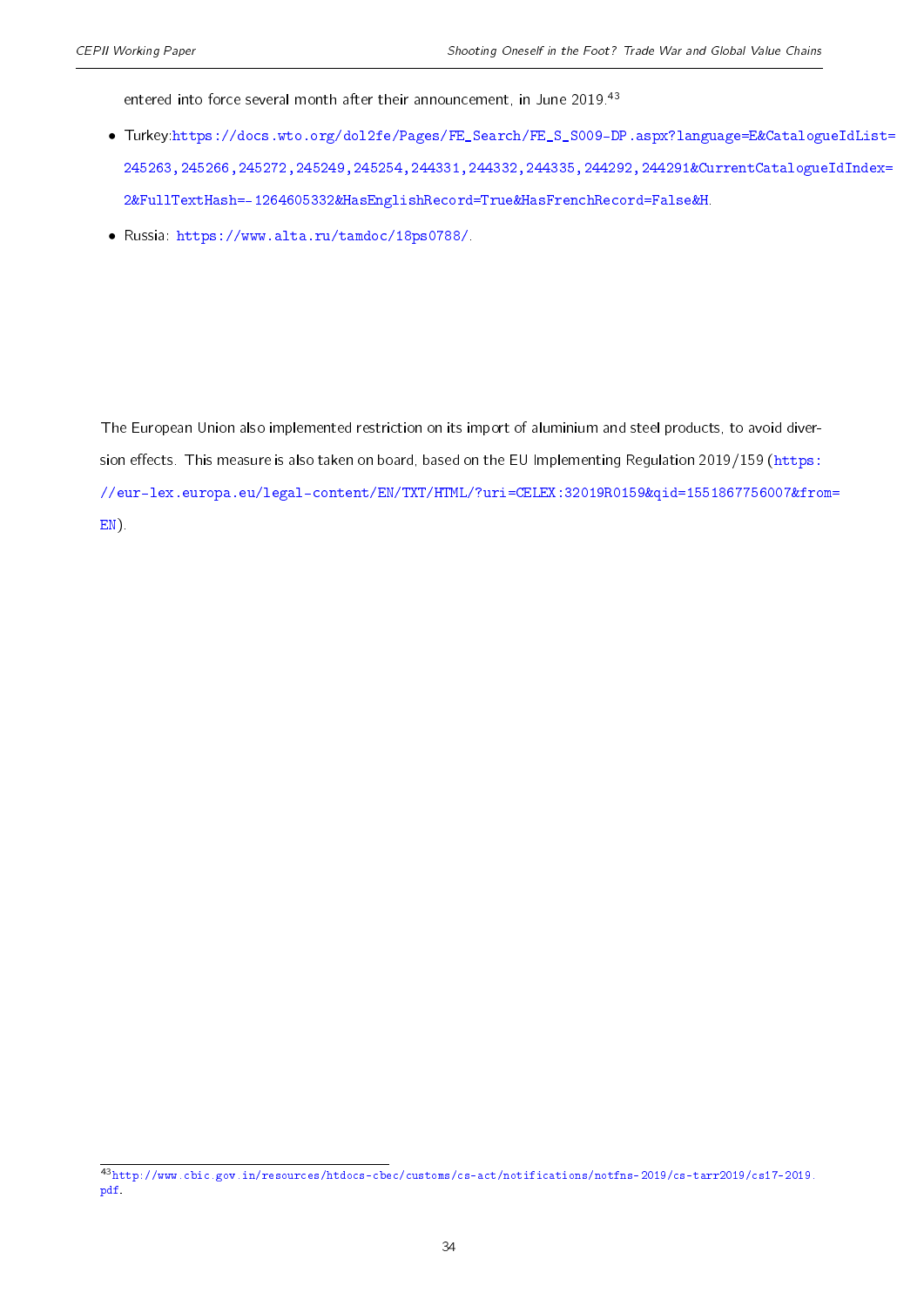entered into force several month after their announcement, in June 2019.[43]

- Turkey:https://docs.wto.org/dol2fe/Pages/FE_Search/FE_S_S009-DP.aspx?language=E&CatalogueIdList=245263,245266,245272,245249,245254,244331,244332,244335,244292,244291&CurrentCatalogueIdIndex=2&FullTextHash=-1264605332&HasEnglishRecord=True&HasFrenchRecord=False&H.
- Russia: https://www.alta.ru/tamdoc/18ps0788/.

The European Union also implemented restriction on its import of aluminium and steel products, to avoid diversion effects. This measure is also taken on board, based on the EU Implementing Regulation 2019/159 (https://eur-lex.europa.eu/legal-content/EN/TXT/HTML/?uri=CELEX:32019R0159&qid=1551867756007&from=EN).

[43] http://www.cbic.gov.in/resources/htdocs-cbec/customs/cs-act/notifications/notfns-2019/cs-tarr2019/cs17-2019.pdf.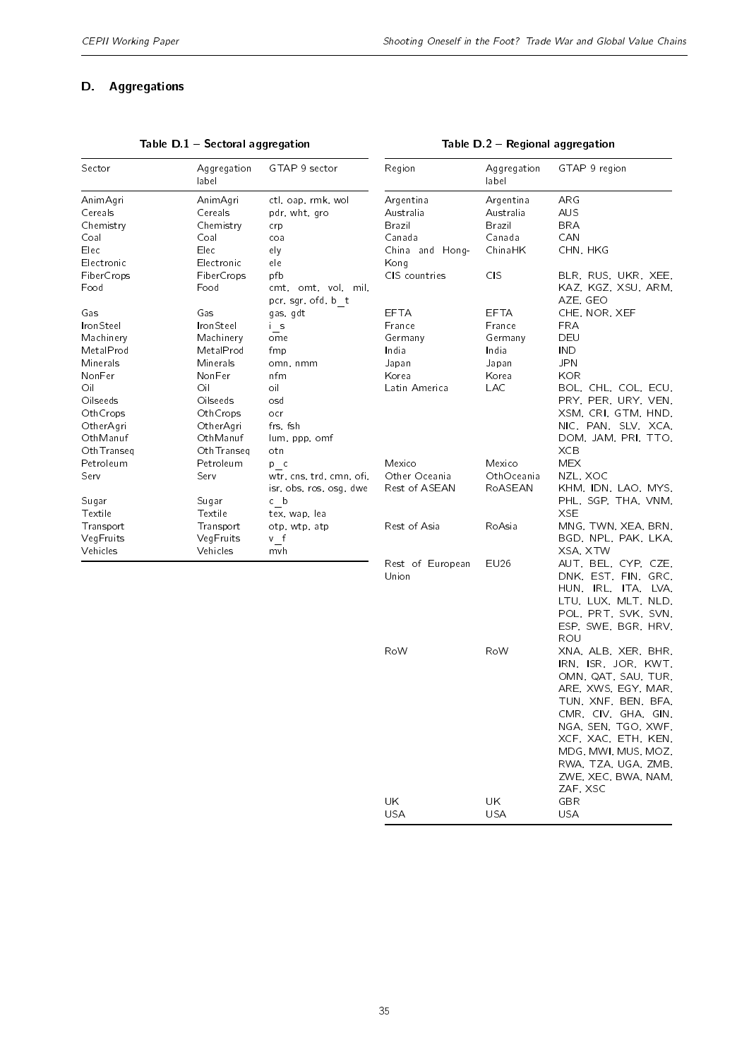## D. Aggregations

**Table D.1 – Sectoral aggregation**

| Sector | Aggregation label | GTAP 9 sector |
|---|---|---|
| AnimAgri | AnimAgri | ctl, oap, rmk, wol |
| Cereals | Cereals | pdr, wht, gro |
| Chemistry | Chemistry | crp |
| Coal | Coal | coa |
| Elec | Elec | ely |
| Electronic | Electronic | ele |
| FiberCrops | FiberCrops | pfb |
| Food | Food | cmt, omt, vol, mil, pcr, sgr, ofd, b_t |
| Gas | Gas | gas, gdt |
| IronSteel | IronSteel | i_s |
| Machinery | Machinery | ome |
| MetalProd | MetalProd | fmp |
| Minerals | Minerals | omn, nmm |
| NonFer | NonFer | nfm |
| Oil | Oil | oil |
| Oilseeds | Oilseeds | osd |
| OthCrops | OthCrops | ocr |
| OtherAgri | OtherAgri | frs, fsh |
| OthManuf | OthManuf | lum, ppp, omf |
| OthTranseq | OthTranseq | otn |
| Petroleum | Petroleum | p_c |
| Serv | Serv | wtr, cns, trd, cmn, ofi, isr, obs, ros, osg, dwe |
| Sugar | Sugar | c_b |
| Textile | Textile | tex, wap, lea |
| Transport | Transport | otp, wtp, atp |
| VegFruits | VegFruits | v_f |
| Vehicles | Vehicles | mvh |

**Table D.2 – Regional aggregation**

| Region | Aggregation label | GTAP 9 region |
|---|---|---|
| Argentina | Argentina | ARG |
| Australia | Australia | AUS |
| Brazil | Brazil | BRA |
| Canada | Canada | CAN |
| China and Hong-Kong | ChinaHK | CHN, HKG |
| CIS countries | CIS | BLR, RUS, UKR, XEE, KAZ, KGZ, XSU, ARM, AZE, GEO |
| EFTA | EFTA | CHE, NOR, XEF |
| France | France | FRA |
| Germany | Germany | DEU |
| India | India | IND |
| Japan | Japan | JPN |
| Korea | Korea | KOR |
| Latin America | LAC | BOL, CHL, COL, ECU, PRY, PER, URY, VEN, XSM, CRI, GTM, HND, NIC, PAN, SLV, XCA, DOM, JAM, PRI, TTO, XCB |
| Mexico | Mexico | MEX |
| Other Oceania | OthOceania | NZL, XOC |
| Rest of ASEAN | RoASEAN | KHM, IDN, LAO, MYS, PHL, SGP, THA, VNM, XSE |
| Rest of Asia | RoAsia | MNG, TWN, XEA, BRN, BGD, NPL, PAK, LKA, XSA, XTW |
| Rest of European Union | EU26 | AUT, BEL, CYP, CZE, DNK, EST, FIN, GRC, HUN, IRL, ITA, LVA, LTU, LUX, MLT, NLD, POL, PRT, SVK, SVN, ESP, SWE, BGR, HRV, ROU |
| RoW | RoW | XNA, ALB, XER, BHR, IRN, ISR, JOR, KWT, OMN, QAT, SAU, TUR, ARE, XWS, EGY, MAR, TUN, XNF, BEN, BFA, CMR, CIV, GHA, GIN, NGA, SEN, TGO, XWF, XCF, XAC, ETH, KEN, MDG, MWI, MUS, MOZ, RWA, TZA, UGA, ZMB, ZWE, XEC, BWA, NAM, ZAF, XSC |
| UK | UK | GBR |
| USA | USA | USA |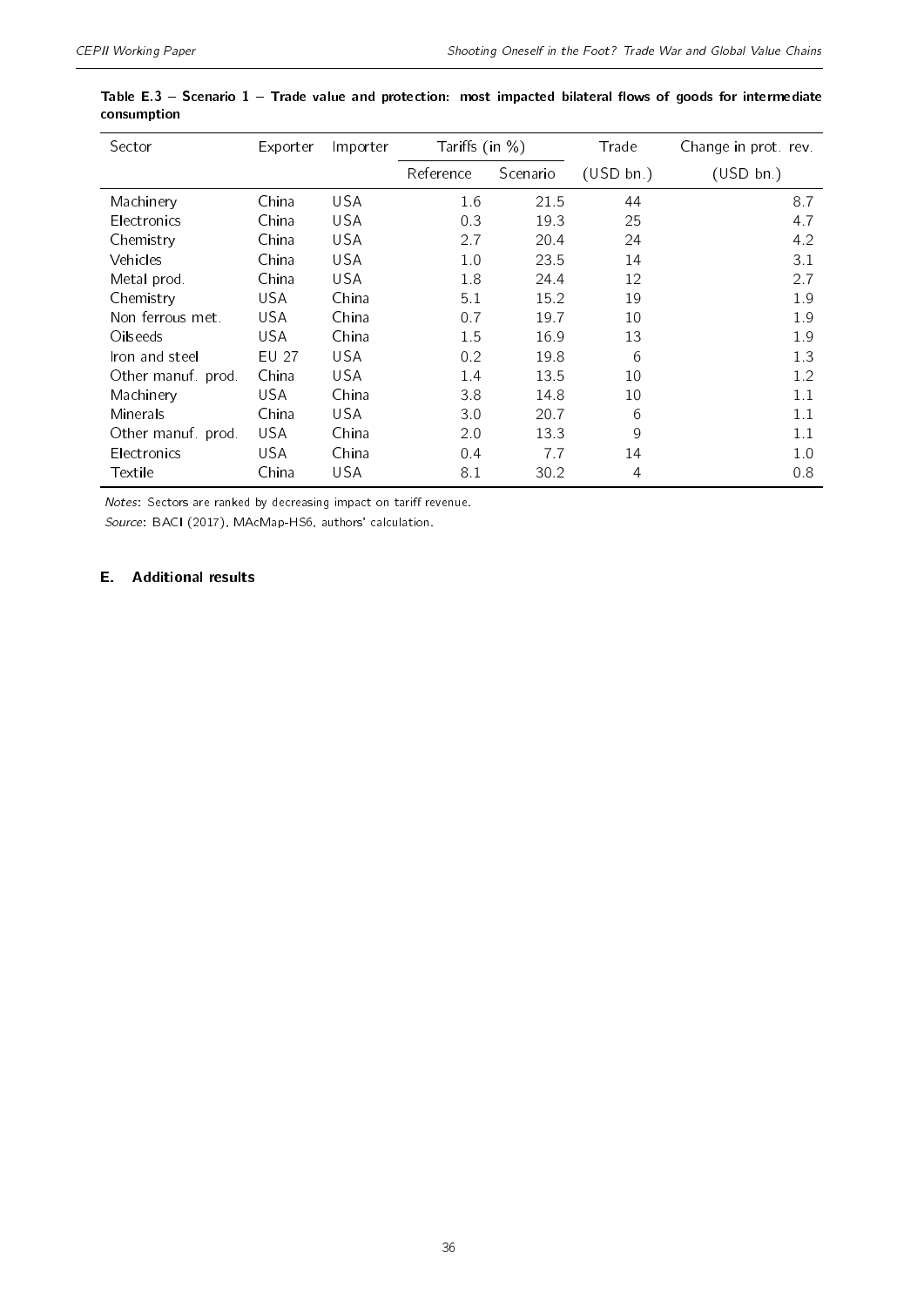**Table E.3 – Scenario 1 – Trade value and protection: most impacted bilateral flows of goods for intermediate consumption**

| Sector | Exporter | Importer | Tariffs (in %) | | Trade | Change in prot. rev. |
|---|---|---|---|---|---|---|
| | | | Reference | Scenario | (USD bn.) | (USD bn.) |
| Machinery | China | USA | 1.6 | 21.5 | 44 | 8.7 |
| Electronics | China | USA | 0.3 | 19.3 | 25 | 4.7 |
| Chemistry | China | USA | 2.7 | 20.4 | 24 | 4.2 |
| Vehicles | China | USA | 1.0 | 23.5 | 14 | 3.1 |
| Metal prod. | China | USA | 1.8 | 24.4 | 12 | 2.7 |
| Chemistry | USA | China | 5.1 | 15.2 | 19 | 1.9 |
| Non ferrous met. | USA | China | 0.7 | 19.7 | 10 | 1.9 |
| Oilseeds | USA | China | 1.5 | 16.9 | 13 | 1.9 |
| Iron and steel | EU 27 | USA | 0.2 | 19.8 | 6 | 1.3 |
| Other manuf. prod. | China | USA | 1.4 | 13.5 | 10 | 1.2 |
| Machinery | USA | China | 3.8 | 14.8 | 10 | 1.1 |
| Minerals | China | USA | 3.0 | 20.7 | 6 | 1.1 |
| Other manuf. prod. | USA | China | 2.0 | 13.3 | 9 | 1.1 |
| Electronics | USA | China | 0.4 | 7.7 | 14 | 1.0 |
| Textile | China | USA | 8.1 | 30.2 | 4 | 0.8 |

*Notes*: Sectors are ranked by decreasing impact on tariff revenue.

*Source*: BACI (2017), MAcMap-HS6, authors' calculation.

## E. Additional results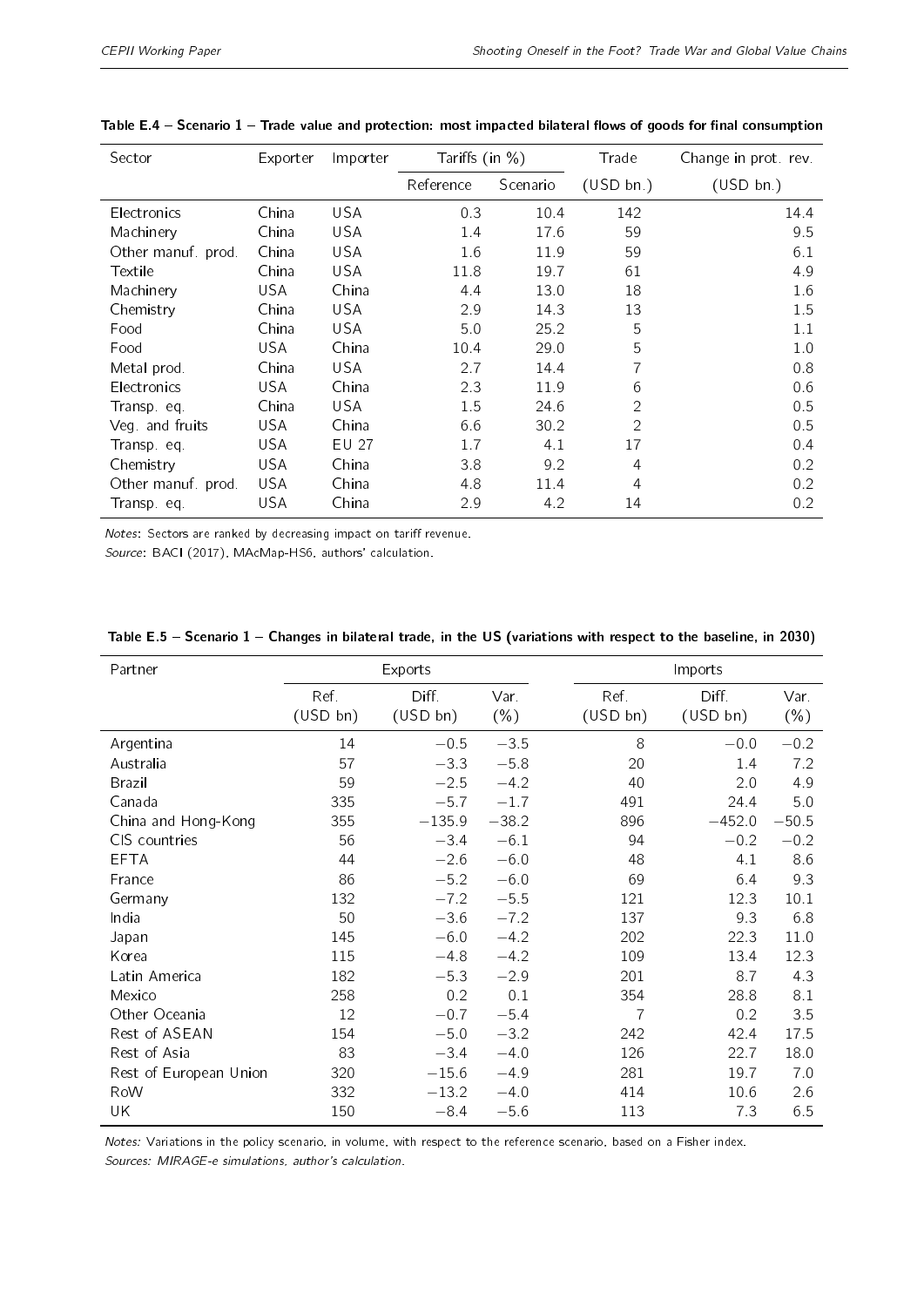**Table E.4 – Scenario 1 – Trade value and protection: most impacted bilateral flows of goods for final consumption**

| Sector | Exporter | Importer | Tariffs (in %) | | Trade | Change in prot. rev. |
|---|---|---|---|---|---|---|
| | | | Reference | Scenario | (USD bn.) | (USD bn.) |
| Electronics | China | USA | 0.3 | 10.4 | 142 | 14.4 |
| Machinery | China | USA | 1.4 | 17.6 | 59 | 9.5 |
| Other manuf. prod. | China | USA | 1.6 | 11.9 | 59 | 6.1 |
| Textile | China | USA | 11.8 | 19.7 | 61 | 4.9 |
| Machinery | USA | China | 4.4 | 13.0 | 18 | 1.6 |
| Chemistry | China | USA | 2.9 | 14.3 | 13 | 1.5 |
| Food | China | USA | 5.0 | 25.2 | 5 | 1.1 |
| Food | USA | China | 10.4 | 29.0 | 5 | 1.0 |
| Metal prod. | China | USA | 2.7 | 14.4 | 7 | 0.8 |
| Electronics | USA | China | 2.3 | 11.9 | 6 | 0.6 |
| Transp. eq. | China | USA | 1.5 | 24.6 | 2 | 0.5 |
| Veg. and fruits | USA | China | 6.6 | 30.2 | 2 | 0.5 |
| Transp. eq. | USA | EU 27 | 1.7 | 4.1 | 17 | 0.4 |
| Chemistry | USA | China | 3.8 | 9.2 | 4 | 0.2 |
| Other manuf. prod. | USA | China | 4.8 | 11.4 | 4 | 0.2 |
| Transp. eq. | USA | China | 2.9 | 4.2 | 14 | 0.2 |

*Notes*: Sectors are ranked by decreasing impact on tariff revenue.
*Source*: BACI (2017), MAcMap-HS6, authors' calculation.

**Table E.5 – Scenario 1 – Changes in bilateral trade, in the US (variations with respect to the baseline, in 2030)**

| Partner | Exports | | | Imports | | |
|---|---|---|---|---|---|---|
| | Ref. (USD bn) | Diff. (USD bn) | Var. (%) | Ref. (USD bn) | Diff. (USD bn) | Var. (%) |
| Argentina | 14 | −0.5 | −3.5 | 8 | −0.0 | −0.2 |
| Australia | 57 | −3.3 | −5.8 | 20 | 1.4 | 7.2 |
| Brazil | 59 | −2.5 | −4.2 | 40 | 2.0 | 4.9 |
| Canada | 335 | −5.7 | −1.7 | 491 | 24.4 | 5.0 |
| China and Hong-Kong | 355 | −135.9 | −38.2 | 896 | −452.0 | −50.5 |
| CIS countries | 56 | −3.4 | −6.1 | 94 | −0.2 | −0.2 |
| EFTA | 44 | −2.6 | −6.0 | 48 | 4.1 | 8.6 |
| France | 86 | −5.2 | −6.0 | 69 | 6.4 | 9.3 |
| Germany | 132 | −7.2 | −5.5 | 121 | 12.3 | 10.1 |
| India | 50 | −3.6 | −7.2 | 137 | 9.3 | 6.8 |
| Japan | 145 | −6.0 | −4.2 | 202 | 22.3 | 11.0 |
| Korea | 115 | −4.8 | −4.2 | 109 | 13.4 | 12.3 |
| Latin America | 182 | −5.3 | −2.9 | 201 | 8.7 | 4.3 |
| Mexico | 258 | 0.2 | 0.1 | 354 | 28.8 | 8.1 |
| Other Oceania | 12 | −0.7 | −5.4 | 7 | 0.2 | 3.5 |
| Rest of ASEAN | 154 | −5.0 | −3.2 | 242 | 42.4 | 17.5 |
| Rest of Asia | 83 | −3.4 | −4.0 | 126 | 22.7 | 18.0 |
| Rest of European Union | 320 | −15.6 | −4.9 | 281 | 19.7 | 7.0 |
| RoW | 332 | −13.2 | −4.0 | 414 | 10.6 | 2.6 |
| UK | 150 | −8.4 | −5.6 | 113 | 7.3 | 6.5 |

*Notes:* Variations in the policy scenario, in volume, with respect to the reference scenario, based on a Fisher index.
*Sources: MIRAGE-e simulations, author's calculation.*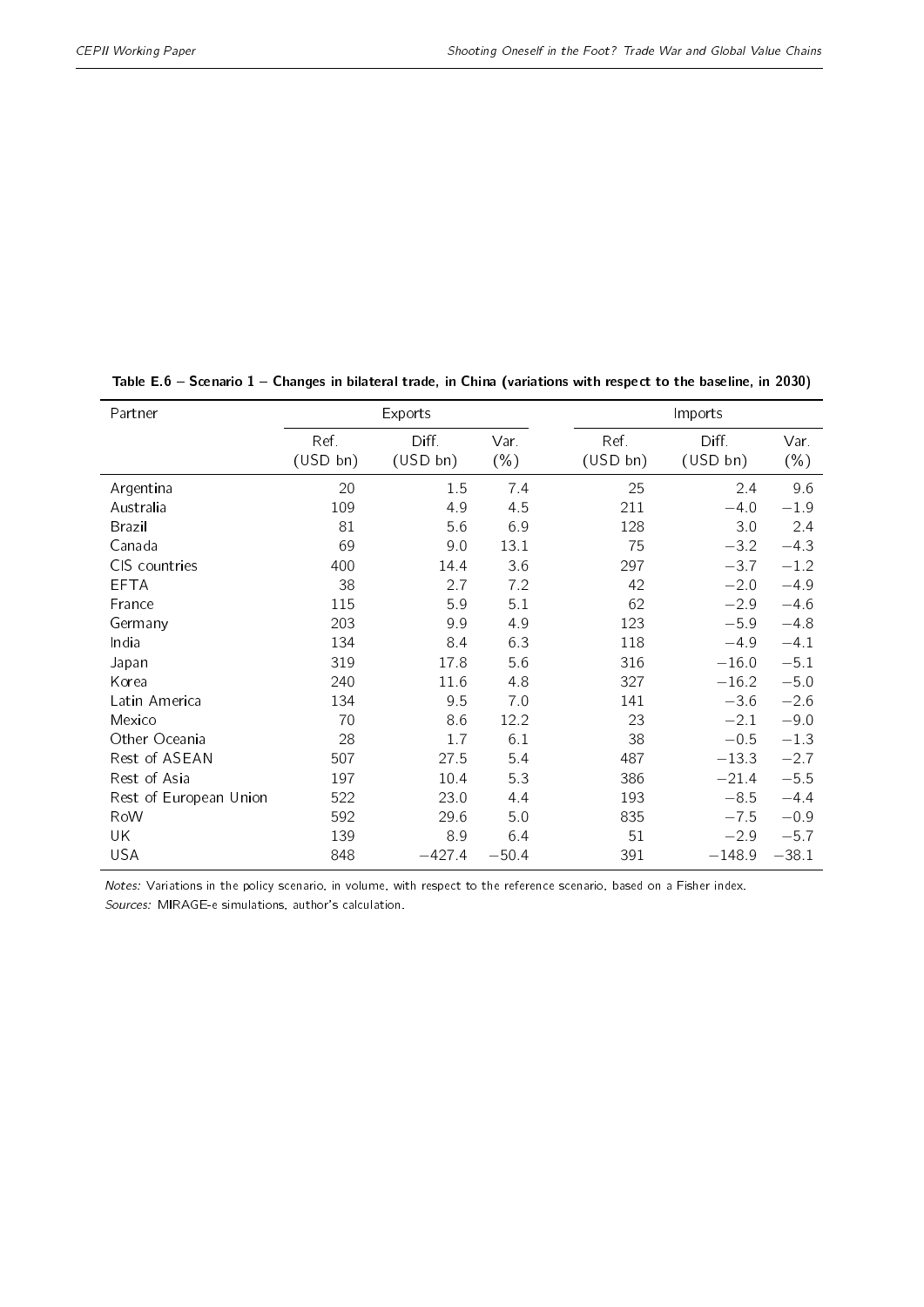**Table E.6 – Scenario 1 – Changes in bilateral trade, in China (variations with respect to the baseline, in 2030)**

| Partner | Exports | | | Imports | | |
|---|---|---|---|---|---|---|
| | Ref. (USD bn) | Diff. (USD bn) | Var. (%) | Ref. (USD bn) | Diff. (USD bn) | Var. (%) |
| Argentina | 20 | 1.5 | 7.4 | 25 | 2.4 | 9.6 |
| Australia | 109 | 4.9 | 4.5 | 211 | −4.0 | −1.9 |
| Brazil | 81 | 5.6 | 6.9 | 128 | 3.0 | 2.4 |
| Canada | 69 | 9.0 | 13.1 | 75 | −3.2 | −4.3 |
| CIS countries | 400 | 14.4 | 3.6 | 297 | −3.7 | −1.2 |
| EFTA | 38 | 2.7 | 7.2 | 42 | −2.0 | −4.9 |
| France | 115 | 5.9 | 5.1 | 62 | −2.9 | −4.6 |
| Germany | 203 | 9.9 | 4.9 | 123 | −5.9 | −4.8 |
| India | 134 | 8.4 | 6.3 | 118 | −4.9 | −4.1 |
| Japan | 319 | 17.8 | 5.6 | 316 | −16.0 | −5.1 |
| Korea | 240 | 11.6 | 4.8 | 327 | −16.2 | −5.0 |
| Latin America | 134 | 9.5 | 7.0 | 141 | −3.6 | −2.6 |
| Mexico | 70 | 8.6 | 12.2 | 23 | −2.1 | −9.0 |
| Other Oceania | 28 | 1.7 | 6.1 | 38 | −0.5 | −1.3 |
| Rest of ASEAN | 507 | 27.5 | 5.4 | 487 | −13.3 | −2.7 |
| Rest of Asia | 197 | 10.4 | 5.3 | 386 | −21.4 | −5.5 |
| Rest of European Union | 522 | 23.0 | 4.4 | 193 | −8.5 | −4.4 |
| RoW | 592 | 29.6 | 5.0 | 835 | −7.5 | −0.9 |
| UK | 139 | 8.9 | 6.4 | 51 | −2.9 | −5.7 |
| USA | 848 | −427.4 | −50.4 | 391 | −148.9 | −38.1 |

*Notes:* Variations in the policy scenario, in volume, with respect to the reference scenario, based on a Fisher index.

*Sources:* MIRAGE-e simulations, author's calculation.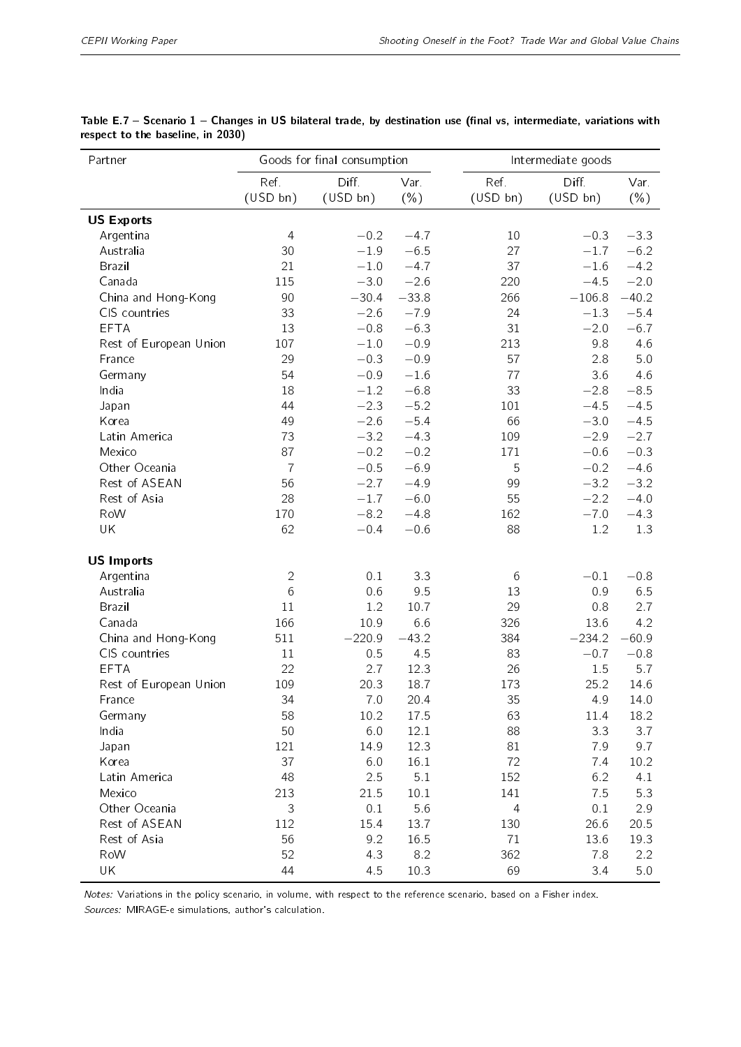**Table E.7 – Scenario 1 – Changes in US bilateral trade, by destination use (final vs, intermediate, variations with respect to the baseline, in 2030)**

| Partner | Goods for final consumption | | | Intermediate goods | | |
|---|---|---|---|---|---|---|
| | Ref. (USD bn) | Diff. (USD bn) | Var. (%) | Ref. (USD bn) | Diff. (USD bn) | Var. (%) |
| **US Exports** | | | | | | |
| Argentina | 4 | −0.2 | −4.7 | 10 | −0.3 | −3.3 |
| Australia | 30 | −1.9 | −6.5 | 27 | −1.7 | −6.2 |
| Brazil | 21 | −1.0 | −4.7 | 37 | −1.6 | −4.2 |
| Canada | 115 | −3.0 | −2.6 | 220 | −4.5 | −2.0 |
| China and Hong-Kong | 90 | −30.4 | −33.8 | 266 | −106.8 | −40.2 |
| CIS countries | 33 | −2.6 | −7.9 | 24 | −1.3 | −5.4 |
| EFTA | 13 | −0.8 | −6.3 | 31 | −2.0 | −6.7 |
| Rest of European Union | 107 | −1.0 | −0.9 | 213 | 9.8 | 4.6 |
| France | 29 | −0.3 | −0.9 | 57 | 2.8 | 5.0 |
| Germany | 54 | −0.9 | −1.6 | 77 | 3.6 | 4.6 |
| India | 18 | −1.2 | −6.8 | 33 | −2.8 | −8.5 |
| Japan | 44 | −2.3 | −5.2 | 101 | −4.5 | −4.5 |
| Korea | 49 | −2.6 | −5.4 | 66 | −3.0 | −4.5 |
| Latin America | 73 | −3.2 | −4.3 | 109 | −2.9 | −2.7 |
| Mexico | 87 | −0.2 | −0.2 | 171 | −0.6 | −0.3 |
| Other Oceania | 7 | −0.5 | −6.9 | 5 | −0.2 | −4.6 |
| Rest of ASEAN | 56 | −2.7 | −4.9 | 99 | −3.2 | −3.2 |
| Rest of Asia | 28 | −1.7 | −6.0 | 55 | −2.2 | −4.0 |
| RoW | 170 | −8.2 | −4.8 | 162 | −7.0 | −4.3 |
| UK | 62 | −0.4 | −0.6 | 88 | 1.2 | 1.3 |
| **US Imports** | | | | | | |
| Argentina | 2 | 0.1 | 3.3 | 6 | −0.1 | −0.8 |
| Australia | 6 | 0.6 | 9.5 | 13 | 0.9 | 6.5 |
| Brazil | 11 | 1.2 | 10.7 | 29 | 0.8 | 2.7 |
| Canada | 166 | 10.9 | 6.6 | 326 | 13.6 | 4.2 |
| China and Hong-Kong | 511 | −220.9 | −43.2 | 384 | −234.2 | −60.9 |
| CIS countries | 11 | 0.5 | 4.5 | 83 | −0.7 | −0.8 |
| EFTA | 22 | 2.7 | 12.3 | 26 | 1.5 | 5.7 |
| Rest of European Union | 109 | 20.3 | 18.7 | 173 | 25.2 | 14.6 |
| France | 34 | 7.0 | 20.4 | 35 | 4.9 | 14.0 |
| Germany | 58 | 10.2 | 17.5 | 63 | 11.4 | 18.2 |
| India | 50 | 6.0 | 12.1 | 88 | 3.3 | 3.7 |
| Japan | 121 | 14.9 | 12.3 | 81 | 7.9 | 9.7 |
| Korea | 37 | 6.0 | 16.1 | 72 | 7.4 | 10.2 |
| Latin America | 48 | 2.5 | 5.1 | 152 | 6.2 | 4.1 |
| Mexico | 213 | 21.5 | 10.1 | 141 | 7.5 | 5.3 |
| Other Oceania | 3 | 0.1 | 5.6 | 4 | 0.1 | 2.9 |
| Rest of ASEAN | 112 | 15.4 | 13.7 | 130 | 26.6 | 20.5 |
| Rest of Asia | 56 | 9.2 | 16.5 | 71 | 13.6 | 19.3 |
| RoW | 52 | 4.3 | 8.2 | 362 | 7.8 | 2.2 |
| UK | 44 | 4.5 | 10.3 | 69 | 3.4 | 5.0 |

*Notes:* Variations in the policy scenario, in volume, with respect to the reference scenario, based on a Fisher index.

*Sources:* MIRAGE-e simulations, author's calculation.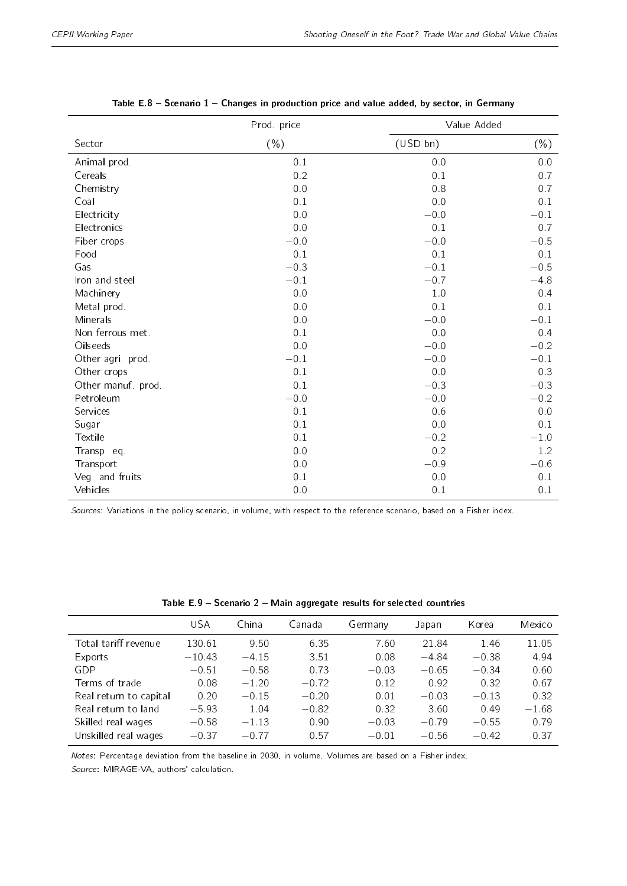**Table E.8 – Scenario 1 – Changes in production price and value added, by sector, in Germany**

| | Prod. price | Value Added | |
|---|---|---|---|
| Sector | (%) | (USD bn) | (%) |
| Animal prod. | 0.1 | 0.0 | 0.0 |
| Cereals | 0.2 | 0.1 | 0.7 |
| Chemistry | 0.0 | 0.8 | 0.7 |
| Coal | 0.1 | 0.0 | 0.1 |
| Electricity | 0.0 | −0.0 | −0.1 |
| Electronics | 0.0 | 0.1 | 0.7 |
| Fiber crops | −0.0 | −0.0 | −0.5 |
| Food | 0.1 | 0.1 | 0.1 |
| Gas | −0.3 | −0.1 | −0.5 |
| Iron and steel | −0.1 | −0.7 | −4.8 |
| Machinery | 0.0 | 1.0 | 0.4 |
| Metal prod. | 0.0 | 0.1 | 0.1 |
| Minerals | 0.0 | −0.0 | −0.1 |
| Non ferrous met. | 0.1 | 0.0 | 0.4 |
| Oilseeds | 0.0 | −0.0 | −0.2 |
| Other agri. prod. | −0.1 | −0.0 | −0.1 |
| Other crops | 0.1 | 0.0 | 0.3 |
| Other manuf. prod. | 0.1 | −0.3 | −0.3 |
| Petroleum | −0.0 | −0.0 | −0.2 |
| Services | 0.1 | 0.6 | 0.0 |
| Sugar | 0.1 | 0.0 | 0.1 |
| Textile | 0.1 | −0.2 | −1.0 |
| Transp. eq. | 0.0 | 0.2 | 1.2 |
| Transport | 0.0 | −0.9 | −0.6 |
| Veg. and fruits | 0.1 | 0.0 | 0.1 |
| Vehicles | 0.0 | 0.1 | 0.1 |

*Sources:* Variations in the policy scenario, in volume, with respect to the reference scenario, based on a Fisher index.

**Table E.9 – Scenario 2 – Main aggregate results for selected countries**

| | USA | China | Canada | Germany | Japan | Korea | Mexico |
|---|---|---|---|---|---|---|---|
| Total tariff revenue | 130.61 | 9.50 | 6.35 | 7.60 | 21.84 | 1.46 | 11.05 |
| Exports | −10.43 | −4.15 | 3.51 | 0.08 | −4.84 | −0.38 | 4.94 |
| GDP | −0.51 | −0.58 | 0.73 | −0.03 | −0.65 | −0.34 | 0.60 |
| Terms of trade | 0.08 | −1.20 | −0.72 | 0.12 | 0.92 | 0.32 | 0.67 |
| Real return to capital | 0.20 | −0.15 | −0.20 | 0.01 | −0.03 | −0.13 | 0.32 |
| Real return to land | −5.93 | 1.04 | −0.82 | 0.32 | 3.60 | 0.49 | −1.68 |
| Skilled real wages | −0.58 | −1.13 | 0.90 | −0.03 | −0.79 | −0.55 | 0.79 |
| Unskilled real wages | −0.37 | −0.77 | 0.57 | −0.01 | −0.56 | −0.42 | 0.37 |

*Notes*: Percentage deviation from the baseline in 2030, in volume. Volumes are based on a Fisher index.

*Source*: MIRAGE-VA, authors' calculation.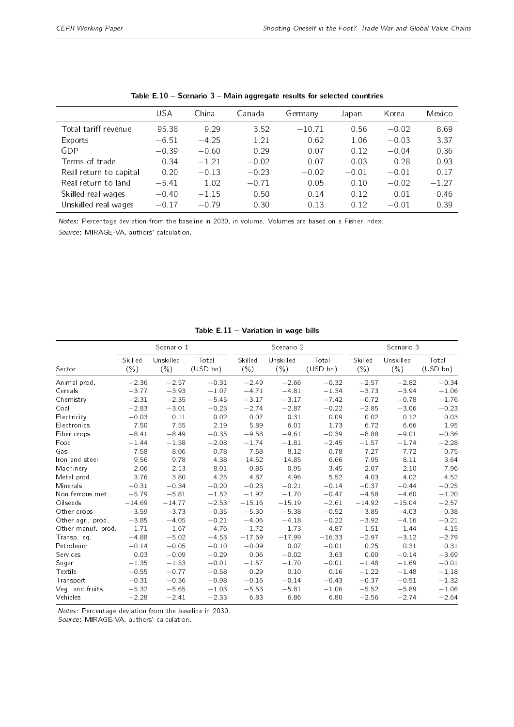**Table E.10 – Scenario 3 – Main aggregate results for selected countries**

| | USA | China | Canada | Germany | Japan | Korea | Mexico |
|---|---|---|---|---|---|---|---|
| Total tariff revenue | 95.38 | 9.29 | 3.52 | −10.71 | 0.56 | −0.02 | 8.69 |
| Exports | −6.51 | −4.25 | 1.21 | 0.62 | 1.06 | −0.03 | 3.37 |
| GDP | −0.39 | −0.60 | 0.29 | 0.07 | 0.12 | −0.04 | 0.36 |
| Terms of trade | 0.34 | −1.21 | −0.02 | 0.07 | 0.03 | 0.28 | 0.93 |
| Real return to capital | 0.20 | −0.13 | −0.23 | −0.02 | −0.01 | −0.01 | 0.17 |
| Real return to land | −5.41 | 1.02 | −0.71 | 0.05 | 0.10 | −0.02 | −1.27 |
| Skilled real wages | −0.40 | −1.15 | 0.50 | 0.14 | 0.12 | 0.01 | 0.46 |
| Unskilled real wages | −0.17 | −0.79 | 0.30 | 0.13 | 0.12 | −0.01 | 0.39 |

*Notes*: Percentage deviation from the baseline in 2030, in volume. Volumes are based on a Fisher index.

*Source*: MIRAGE-VA, authors' calculation.

**Table E.11 – Variation in wage bills**

| | Scenario 1 | | | Scenario 2 | | | Scenario 3 | | |
|---|---|---|---|---|---|---|---|---|---|
| Sector | Skilled (%) | Unskilled (%) | Total (USD bn) | Skilled (%) | Unskilled (%) | Total (USD bn) | Skilled (%) | Unskilled (%) | Total (USD bn) |
| Animal prod. | −2.36 | −2.57 | −0.31 | −2.49 | −2.66 | −0.32 | −2.57 | −2.82 | −0.34 |
| Cereals | −3.77 | −3.93 | −1.07 | −4.71 | −4.81 | −1.34 | −3.73 | −3.94 | −1.06 |
| Chemistry | −2.31 | −2.35 | −5.45 | −3.17 | −3.17 | −7.42 | −0.72 | −0.78 | −1.76 |
| Coal | −2.83 | −3.01 | −0.23 | −2.74 | −2.87 | −0.22 | −2.85 | −3.06 | −0.23 |
| Electricity | −0.03 | 0.11 | 0.02 | 0.07 | 0.31 | 0.09 | 0.02 | 0.12 | 0.03 |
| Electronics | 7.50 | 7.55 | 2.19 | 5.89 | 6.01 | 1.73 | 6.72 | 6.66 | 1.95 |
| Fiber crops | −8.41 | −8.49 | −0.35 | −9.58 | −9.61 | −0.39 | −8.88 | −9.01 | −0.36 |
| Food | −1.44 | −1.58 | −2.08 | −1.74 | −1.81 | −2.45 | −1.57 | −1.74 | −2.28 |
| Gas | 7.58 | 8.06 | 0.78 | 7.58 | 8.12 | 0.78 | 7.27 | 7.72 | 0.75 |
| Iron and steel | 9.56 | 9.78 | 4.38 | 14.52 | 14.85 | 6.66 | 7.95 | 8.11 | 3.64 |
| Machinery | 2.06 | 2.13 | 8.01 | 0.85 | 0.95 | 3.45 | 2.07 | 2.10 | 7.96 |
| Metal prod. | 3.76 | 3.80 | 4.25 | 4.87 | 4.96 | 5.52 | 4.03 | 4.02 | 4.52 |
| Minerals | −0.31 | −0.34 | −0.20 | −0.23 | −0.21 | −0.14 | −0.37 | −0.44 | −0.25 |
| Non ferrous met. | −5.79 | −5.81 | −1.52 | −1.92 | −1.70 | −0.47 | −4.58 | −4.60 | −1.20 |
| Oilseeds | −14.69 | −14.77 | −2.53 | −15.16 | −15.19 | −2.61 | −14.92 | −15.04 | −2.57 |
| Other crops | −3.59 | −3.73 | −0.35 | −5.30 | −5.38 | −0.52 | −3.85 | −4.03 | −0.38 |
| Other agri. prod. | −3.85 | −4.05 | −0.21 | −4.06 | −4.18 | −0.22 | −3.92 | −4.16 | −0.21 |
| Other manuf. prod. | 1.71 | 1.67 | 4.76 | 1.72 | 1.73 | 4.87 | 1.51 | 1.44 | 4.15 |
| Transp. eq. | −4.88 | −5.02 | −4.53 | −17.69 | −17.99 | −16.33 | −2.97 | −3.12 | −2.79 |
| Petroleum | −0.14 | −0.05 | −0.10 | −0.09 | 0.07 | −0.01 | 0.25 | 0.31 | 0.31 |
| Services | 0.03 | −0.09 | −0.29 | 0.06 | −0.02 | 3.63 | 0.00 | −0.14 | −3.69 |
| Sugar | −1.35 | −1.53 | −0.01 | −1.57 | −1.70 | −0.01 | −1.48 | −1.69 | −0.01 |
| Textile | −0.55 | −0.77 | −0.58 | 0.29 | 0.10 | 0.16 | −1.22 | −1.48 | −1.18 |
| Transport | −0.31 | −0.36 | −0.98 | −0.16 | −0.14 | −0.43 | −0.37 | −0.51 | −1.32 |
| Veg. and fruits | −5.32 | −5.65 | −1.03 | −5.53 | −5.81 | −1.06 | −5.52 | −5.89 | −1.06 |
| Vehicles | −2.28 | −2.41 | −2.33 | 6.83 | 6.86 | 6.80 | −2.56 | −2.74 | −2.64 |

*Notes*: Percentage deviation from the baseline in 2030.

*Source*: MIRAGE-VA, authors' calculation.